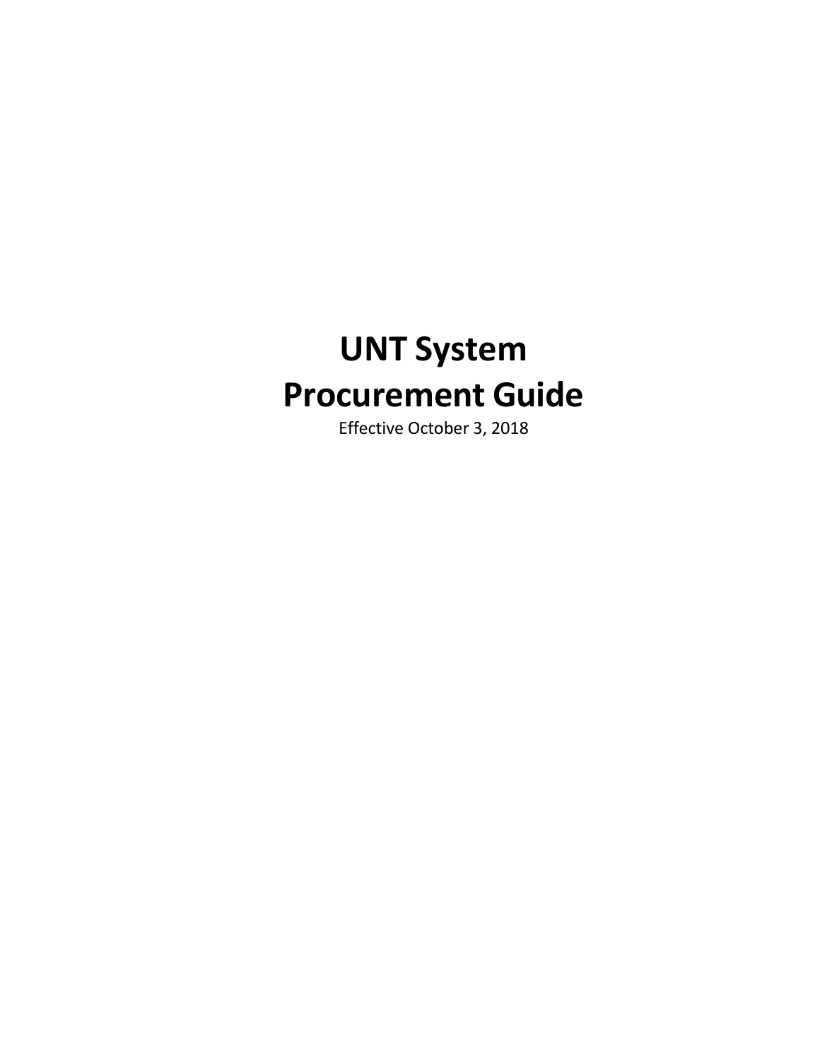# UNT System
# Procurement Guide

Effective October 3, 2018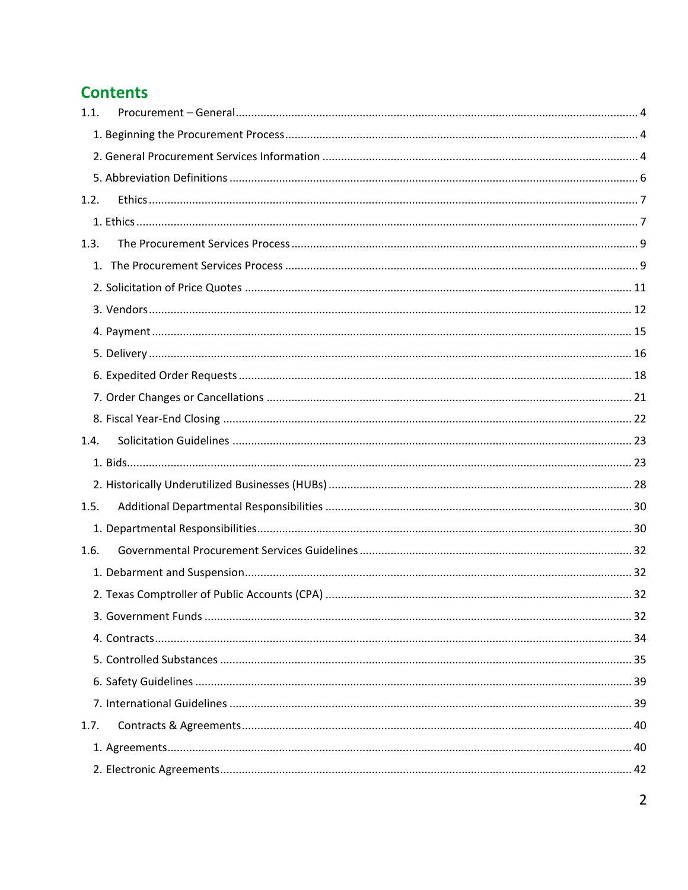# Contents

1.1. Procurement – General ............ 4

1. Beginning the Procurement Process ............ 4
2. General Procurement Services Information ............ 4
5. Abbreviation Definitions ............ 6

1.2. Ethics ............ 7

1. Ethics ............ 7

1.3. The Procurement Services Process ............ 9

1. The Procurement Services Process ............ 9
2. Solicitation of Price Quotes ............ 11
3. Vendors ............ 12
4. Payment ............ 15
5. Delivery ............ 16
6. Expedited Order Requests ............ 18
7. Order Changes or Cancellations ............ 21
8. Fiscal Year-End Closing ............ 22

1.4. Solicitation Guidelines ............ 23

1. Bids ............ 23
2. Historically Underutilized Businesses (HUBs) ............ 28

1.5. Additional Departmental Responsibilities ............ 30

1. Departmental Responsibilities ............ 30

1.6. Governmental Procurement Services Guidelines ............ 32

1. Debarment and Suspension ............ 32
2. Texas Comptroller of Public Accounts (CPA) ............ 32
3. Government Funds ............ 32
4. Contracts ............ 34
5. Controlled Substances ............ 35
6. Safety Guidelines ............ 39
7. International Guidelines ............ 39

1.7. Contracts & Agreements ............ 40

1. Agreements ............ 40
2. Electronic Agreements ............ 42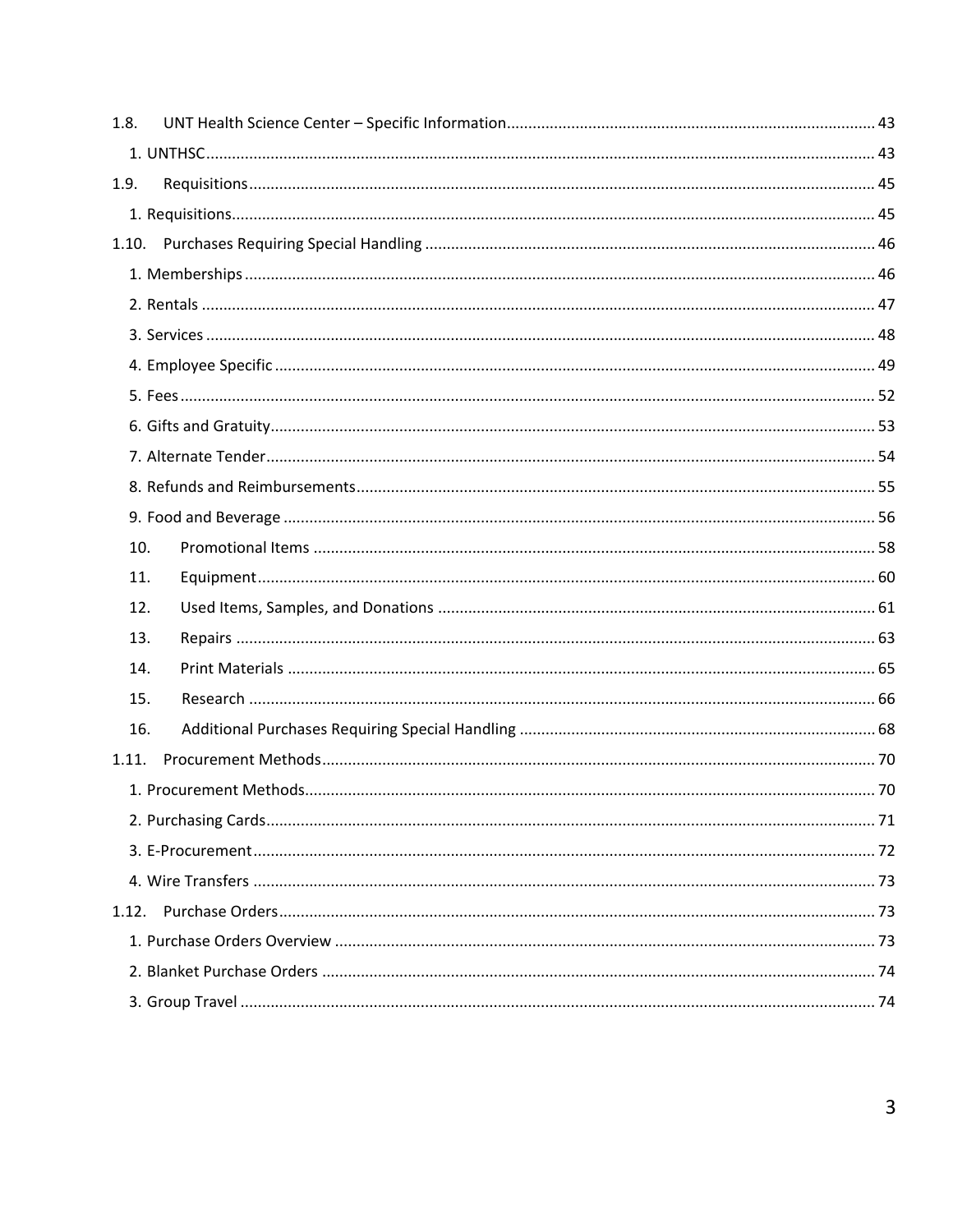1.8. UNT Health Science Center – Specific Information ..... 43

1. UNTHSC ..... 43

1.9. Requisitions ..... 45

1. Requisitions ..... 45

1.10. Purchases Requiring Special Handling ..... 46

1. Memberships ..... 46
2. Rentals ..... 47
3. Services ..... 48
4. Employee Specific ..... 49
5. Fees ..... 52
6. Gifts and Gratuity ..... 53
7. Alternate Tender ..... 54
8. Refunds and Reimbursements ..... 55
9. Food and Beverage ..... 56
10. Promotional Items ..... 58
11. Equipment ..... 60
12. Used Items, Samples, and Donations ..... 61
13. Repairs ..... 63
14. Print Materials ..... 65
15. Research ..... 66
16. Additional Purchases Requiring Special Handling ..... 68

1.11. Procurement Methods ..... 70

1. Procurement Methods ..... 70
2. Purchasing Cards ..... 71
3. E-Procurement ..... 72
4. Wire Transfers ..... 73

1.12. Purchase Orders ..... 73

1. Purchase Orders Overview ..... 73
2. Blanket Purchase Orders ..... 74
3. Group Travel ..... 74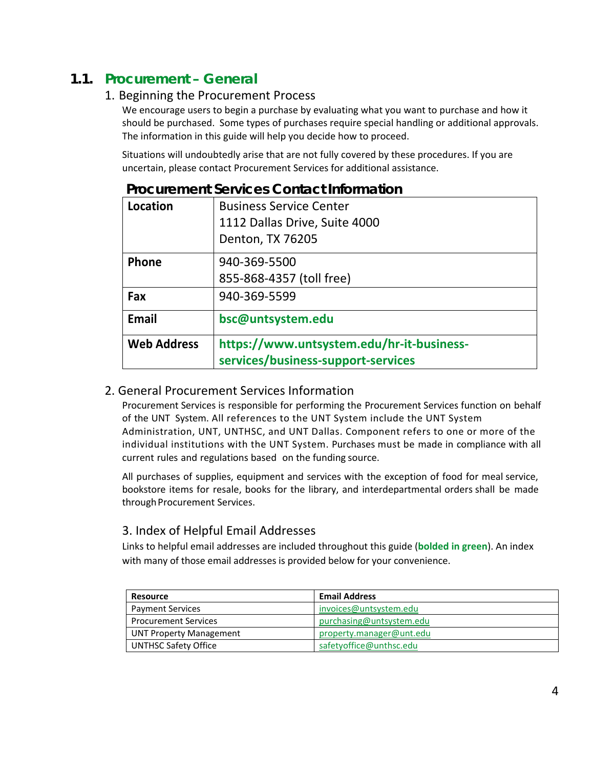## 1.1. Procurement – General

### 1. Beginning the Procurement Process

We encourage users to begin a purchase by evaluating what you want to purchase and how it should be purchased. Some types of purchases require special handling or additional approvals. The information in this guide will help you decide how to proceed.

Situations will undoubtedly arise that are not fully covered by these procedures. If you are uncertain, please contact Procurement Services for additional assistance.

**Procurement Services Contact Information**

| | |
|---|---|
| **Location** | Business Service Center<br>1112 Dallas Drive, Suite 4000<br>Denton, TX 76205 |
| **Phone** | 940-369-5500<br>855-868-4357 (toll free) |
| **Fax** | 940-369-5599 |
| **Email** | **bsc@untsystem.edu** |
| **Web Address** | **https://www.untsystem.edu/hr-it-business-services/business-support-services** |

### 2. General Procurement Services Information

Procurement Services is responsible for performing the Procurement Services function on behalf of the UNT System. All references to the UNT System include the UNT System Administration, UNT, UNTHSC, and UNT Dallas. Component refers to one or more of the individual institutions with the UNT System. Purchases must be made in compliance with all current rules and regulations based on the funding source.

All purchases of supplies, equipment and services with the exception of food for meal service, bookstore items for resale, books for the library, and interdepartmental orders shall be made through Procurement Services.

### 3. Index of Helpful Email Addresses

Links to helpful email addresses are included throughout this guide (**bolded in green**). An index with many of those email addresses is provided below for your convenience.

| Resource | Email Address |
|---|---|
| Payment Services | invoices@untsystem.edu |
| Procurement Services | purchasing@untsystem.edu |
| UNT Property Management | property.manager@unt.edu |
| UNTHSC Safety Office | safetyoffice@unthsc.edu |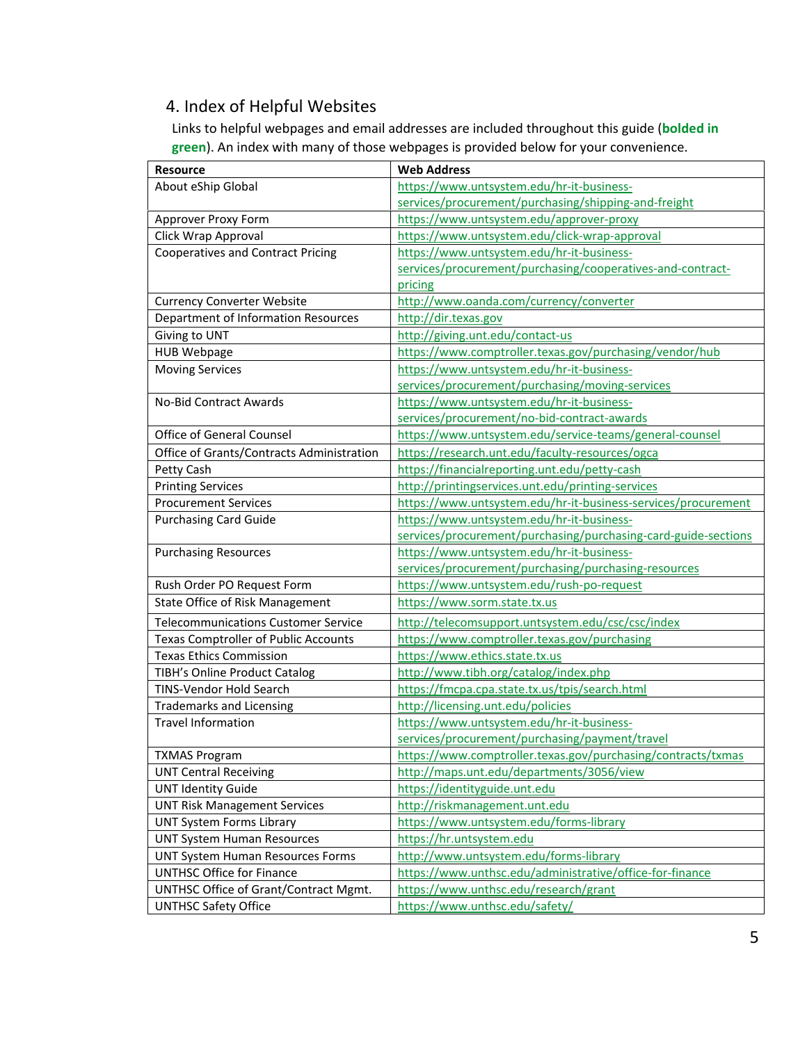## 4. Index of Helpful Websites

Links to helpful webpages and email addresses are included throughout this guide (**bolded in green**). An index with many of those webpages is provided below for your convenience.

| Resource | Web Address |
|---|---|
| About eShip Global | https://www.untsystem.edu/hr-it-business-services/procurement/purchasing/shipping-and-freight |
| Approver Proxy Form | https://www.untsystem.edu/approver-proxy |
| Click Wrap Approval | https://www.untsystem.edu/click-wrap-approval |
| Cooperatives and Contract Pricing | https://www.untsystem.edu/hr-it-business-services/procurement/purchasing/cooperatives-and-contract-pricing |
| Currency Converter Website | http://www.oanda.com/currency/converter |
| Department of Information Resources | http://dir.texas.gov |
| Giving to UNT | http://giving.unt.edu/contact-us |
| HUB Webpage | https://www.comptroller.texas.gov/purchasing/vendor/hub |
| Moving Services | https://www.untsystem.edu/hr-it-business-services/procurement/purchasing/moving-services |
| No-Bid Contract Awards | https://www.untsystem.edu/hr-it-business-services/procurement/no-bid-contract-awards |
| Office of General Counsel | https://www.untsystem.edu/service-teams/general-counsel |
| Office of Grants/Contracts Administration | https://research.unt.edu/faculty-resources/ogca |
| Petty Cash | https://financialreporting.unt.edu/petty-cash |
| Printing Services | http://printingservices.unt.edu/printing-services |
| Procurement Services | https://www.untsystem.edu/hr-it-business-services/procurement |
| Purchasing Card Guide | https://www.untsystem.edu/hr-it-business-services/procurement/purchasing/purchasing-card-guide-sections |
| Purchasing Resources | https://www.untsystem.edu/hr-it-business-services/procurement/purchasing/purchasing-resources |
| Rush Order PO Request Form | https://www.untsystem.edu/rush-po-request |
| State Office of Risk Management | https://www.sorm.state.tx.us |
| Telecommunications Customer Service | http://telecomsupport.untsystem.edu/csc/csc/index |
| Texas Comptroller of Public Accounts | https://www.comptroller.texas.gov/purchasing |
| Texas Ethics Commission | https://www.ethics.state.tx.us |
| TIBH's Online Product Catalog | http://www.tibh.org/catalog/index.php |
| TINS-Vendor Hold Search | https://fmcpa.cpa.state.tx.us/tpis/search.html |
| Trademarks and Licensing | http://licensing.unt.edu/policies |
| Travel Information | https://www.untsystem.edu/hr-it-business-services/procurement/purchasing/payment/travel |
| TXMAS Program | https://www.comptroller.texas.gov/purchasing/contracts/txmas |
| UNT Central Receiving | http://maps.unt.edu/departments/3056/view |
| UNT Identity Guide | https://identityguide.unt.edu |
| UNT Risk Management Services | http://riskmanagement.unt.edu |
| UNT System Forms Library | https://www.untsystem.edu/forms-library |
| UNT System Human Resources | https://hr.untsystem.edu |
| UNT System Human Resources Forms | http://www.untsystem.edu/forms-library |
| UNTHSC Office for Finance | https://www.unthsc.edu/administrative/office-for-finance |
| UNTHSC Office of Grant/Contract Mgmt. | https://www.unthsc.edu/research/grant |
| UNTHSC Safety Office | https://www.unthsc.edu/safety/ |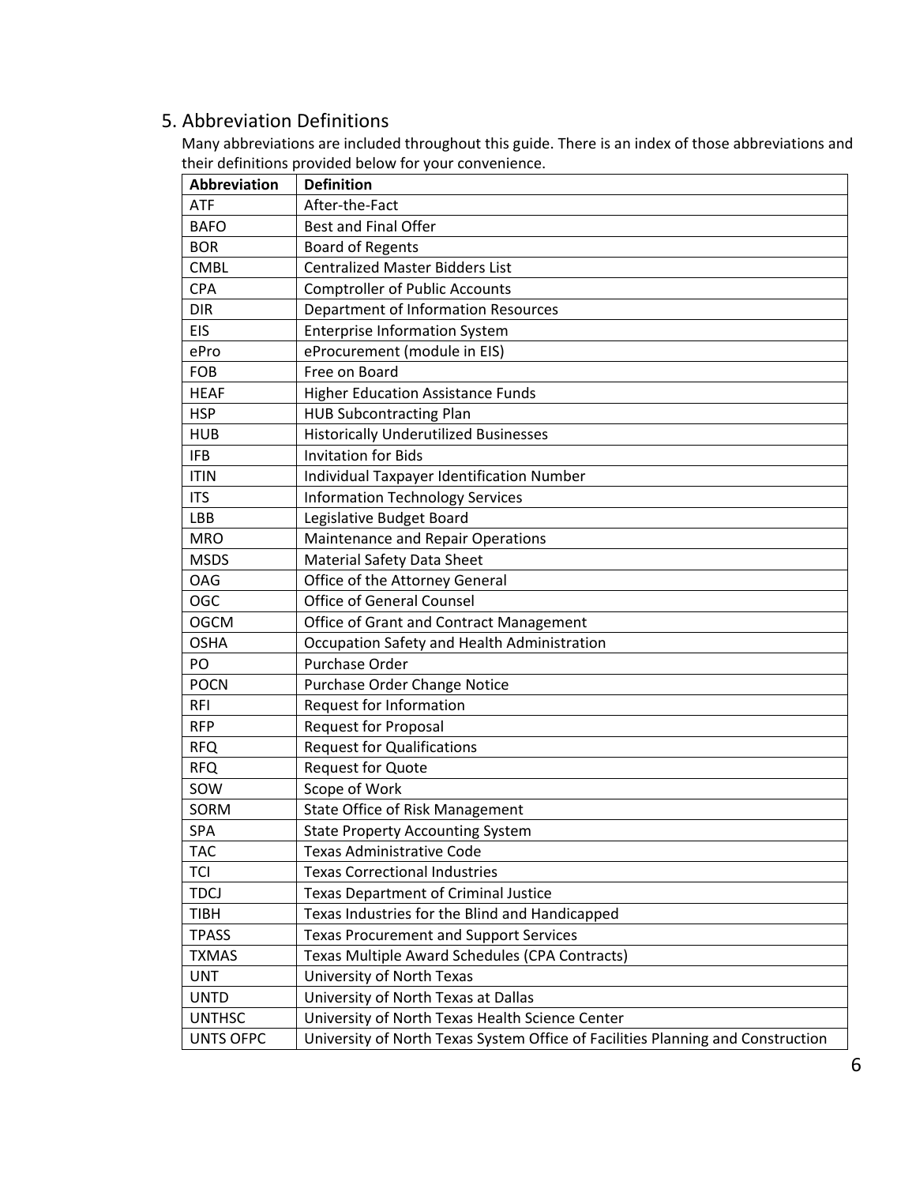## 5. Abbreviation Definitions

Many abbreviations are included throughout this guide. There is an index of those abbreviations and their definitions provided below for your convenience.

| Abbreviation | Definition |
|---|---|
| ATF | After-the-Fact |
| BAFO | Best and Final Offer |
| BOR | Board of Regents |
| CMBL | Centralized Master Bidders List |
| CPA | Comptroller of Public Accounts |
| DIR | Department of Information Resources |
| EIS | Enterprise Information System |
| ePro | eProcurement (module in EIS) |
| FOB | Free on Board |
| HEAF | Higher Education Assistance Funds |
| HSP | HUB Subcontracting Plan |
| HUB | Historically Underutilized Businesses |
| IFB | Invitation for Bids |
| ITIN | Individual Taxpayer Identification Number |
| ITS | Information Technology Services |
| LBB | Legislative Budget Board |
| MRO | Maintenance and Repair Operations |
| MSDS | Material Safety Data Sheet |
| OAG | Office of the Attorney General |
| OGC | Office of General Counsel |
| OGCM | Office of Grant and Contract Management |
| OSHA | Occupation Safety and Health Administration |
| PO | Purchase Order |
| POCN | Purchase Order Change Notice |
| RFI | Request for Information |
| RFP | Request for Proposal |
| RFQ | Request for Qualifications |
| RFQ | Request for Quote |
| SOW | Scope of Work |
| SORM | State Office of Risk Management |
| SPA | State Property Accounting System |
| TAC | Texas Administrative Code |
| TCI | Texas Correctional Industries |
| TDCJ | Texas Department of Criminal Justice |
| TIBH | Texas Industries for the Blind and Handicapped |
| TPASS | Texas Procurement and Support Services |
| TXMAS | Texas Multiple Award Schedules (CPA Contracts) |
| UNT | University of North Texas |
| UNTD | University of North Texas at Dallas |
| UNTHSC | University of North Texas Health Science Center |
| UNTS OFPC | University of North Texas System Office of Facilities Planning and Construction |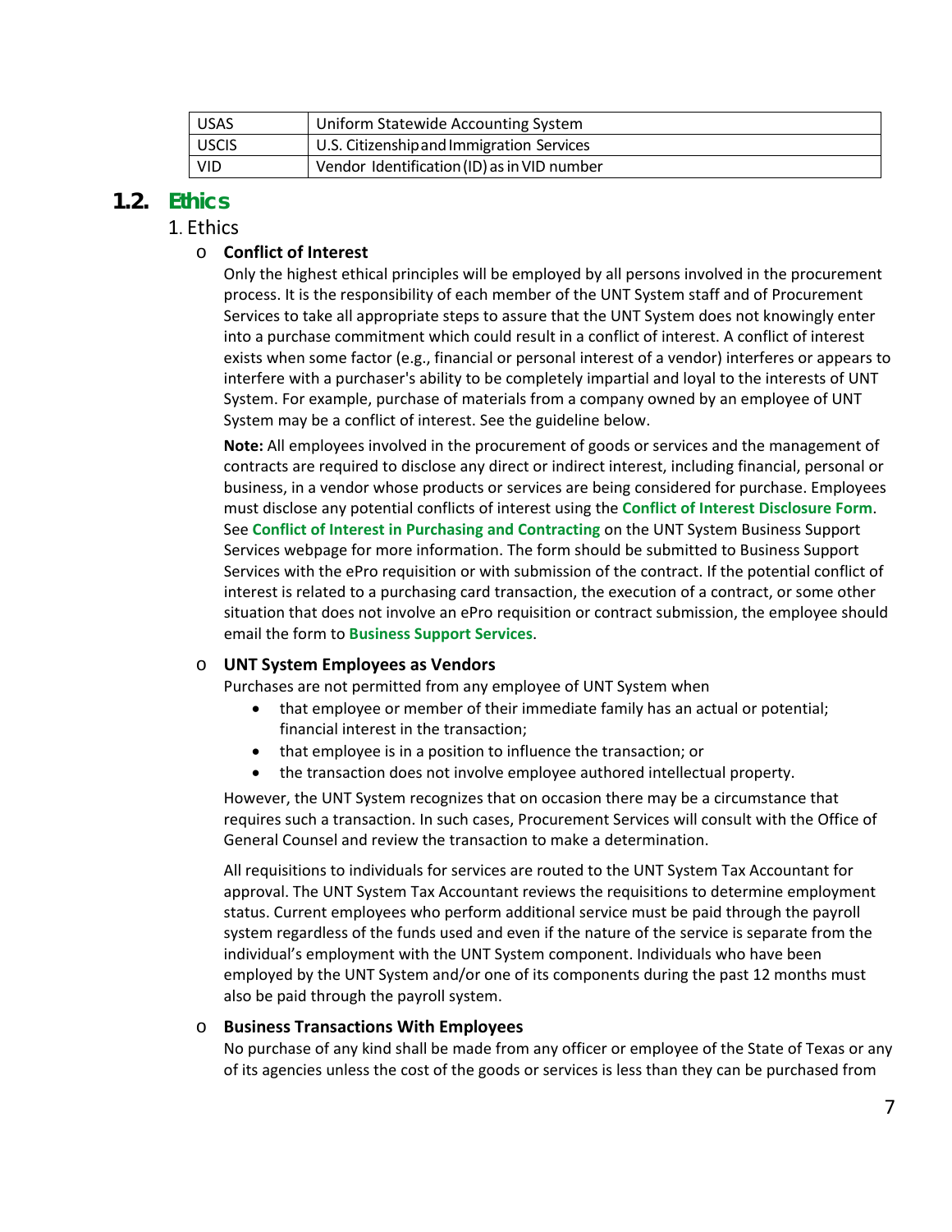| USAS | Uniform Statewide Accounting System |
|---|---|
| USCIS | U.S. Citizenship and Immigration Services |
| VID | Vendor Identification (ID) as in VID number |

## 1.2. Ethics

1. Ethics

- **Conflict of Interest**

  Only the highest ethical principles will be employed by all persons involved in the procurement process. It is the responsibility of each member of the UNT System staff and of Procurement Services to take all appropriate steps to assure that the UNT System does not knowingly enter into a purchase commitment which could result in a conflict of interest. A conflict of interest exists when some factor (e.g., financial or personal interest of a vendor) interferes or appears to interfere with a purchaser's ability to be completely impartial and loyal to the interests of UNT System. For example, purchase of materials from a company owned by an employee of UNT System may be a conflict of interest. See the guideline below.

  **Note:** All employees involved in the procurement of goods or services and the management of contracts are required to disclose any direct or indirect interest, including financial, personal or business, in a vendor whose products or services are being considered for purchase. Employees must disclose any potential conflicts of interest using the **Conflict of Interest Disclosure Form**. See **Conflict of Interest in Purchasing and Contracting** on the UNT System Business Support Services webpage for more information. The form should be submitted to Business Support Services with the ePro requisition or with submission of the contract. If the potential conflict of interest is related to a purchasing card transaction, the execution of a contract, or some other situation that does not involve an ePro requisition or contract submission, the employee should email the form to **Business Support Services**.

- **UNT System Employees as Vendors**

  Purchases are not permitted from any employee of UNT System when

  - that employee or member of their immediate family has an actual or potential; financial interest in the transaction;
  - that employee is in a position to influence the transaction; or
  - the transaction does not involve employee authored intellectual property.

  However, the UNT System recognizes that on occasion there may be a circumstance that requires such a transaction. In such cases, Procurement Services will consult with the Office of General Counsel and review the transaction to make a determination.

  All requisitions to individuals for services are routed to the UNT System Tax Accountant for approval. The UNT System Tax Accountant reviews the requisitions to determine employment status. Current employees who perform additional service must be paid through the payroll system regardless of the funds used and even if the nature of the service is separate from the individual's employment with the UNT System component. Individuals who have been employed by the UNT System and/or one of its components during the past 12 months must also be paid through the payroll system.

- **Business Transactions With Employees**

  No purchase of any kind shall be made from any officer or employee of the State of Texas or any of its agencies unless the cost of the goods or services is less than they can be purchased from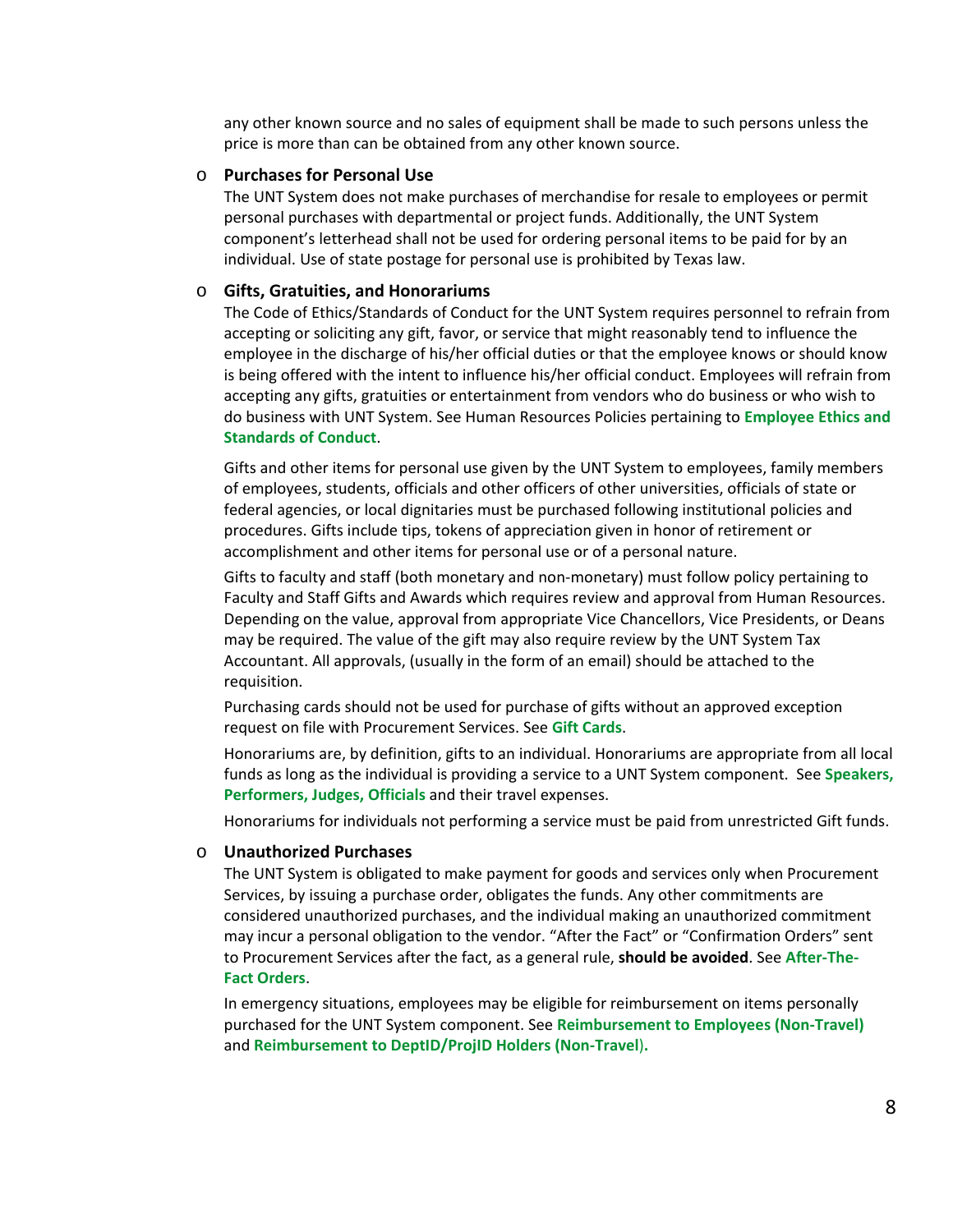any other known source and no sales of equipment shall be made to such persons unless the price is more than can be obtained from any other known source.

- **Purchases for Personal Use**

  The UNT System does not make purchases of merchandise for resale to employees or permit personal purchases with departmental or project funds. Additionally, the UNT System component's letterhead shall not be used for ordering personal items to be paid for by an individual. Use of state postage for personal use is prohibited by Texas law.

- **Gifts, Gratuities, and Honorariums**

  The Code of Ethics/Standards of Conduct for the UNT System requires personnel to refrain from accepting or soliciting any gift, favor, or service that might reasonably tend to influence the employee in the discharge of his/her official duties or that the employee knows or should know is being offered with the intent to influence his/her official conduct. Employees will refrain from accepting any gifts, gratuities or entertainment from vendors who do business or who wish to do business with UNT System. See Human Resources Policies pertaining to **Employee Ethics and Standards of Conduct**.

  Gifts and other items for personal use given by the UNT System to employees, family members of employees, students, officials and other officers of other universities, officials of state or federal agencies, or local dignitaries must be purchased following institutional policies and procedures. Gifts include tips, tokens of appreciation given in honor of retirement or accomplishment and other items for personal use or of a personal nature.

  Gifts to faculty and staff (both monetary and non-monetary) must follow policy pertaining to Faculty and Staff Gifts and Awards which requires review and approval from Human Resources. Depending on the value, approval from appropriate Vice Chancellors, Vice Presidents, or Deans may be required. The value of the gift may also require review by the UNT System Tax Accountant. All approvals, (usually in the form of an email) should be attached to the requisition.

  Purchasing cards should not be used for purchase of gifts without an approved exception request on file with Procurement Services. See **Gift Cards**.

  Honorariums are, by definition, gifts to an individual. Honorariums are appropriate from all local funds as long as the individual is providing a service to a UNT System component. See **Speakers, Performers, Judges, Officials** and their travel expenses.

  Honorariums for individuals not performing a service must be paid from unrestricted Gift funds.

- **Unauthorized Purchases**

  The UNT System is obligated to make payment for goods and services only when Procurement Services, by issuing a purchase order, obligates the funds. Any other commitments are considered unauthorized purchases, and the individual making an unauthorized commitment may incur a personal obligation to the vendor. "After the Fact" or "Confirmation Orders" sent to Procurement Services after the fact, as a general rule, **should be avoided**. See **After-The-Fact Orders**.

  In emergency situations, employees may be eligible for reimbursement on items personally purchased for the UNT System component. See **Reimbursement to Employees (Non-Travel)** and **Reimbursement to DeptID/ProjID Holders (Non-Travel)**.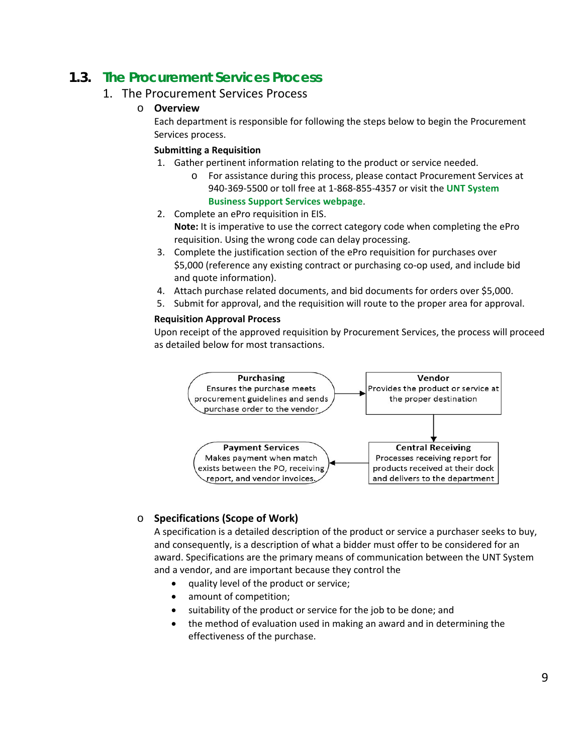## 1.3. The Procurement Services Process

1. The Procurement Services Process

- **Overview**

  Each department is responsible for following the steps below to begin the Procurement Services process.

  **Submitting a Requisition**

  1. Gather pertinent information relating to the product or service needed.
     - For assistance during this process, please contact Procurement Services at 940-369-5500 or toll free at 1-868-855-4357 or visit the **UNT System Business Support Services webpage**.
  2. Complete an ePro requisition in EIS.
     **Note:** It is imperative to use the correct category code when completing the ePro requisition. Using the wrong code can delay processing.
  3. Complete the justification section of the ePro requisition for purchases over $5,000 (reference any existing contract or purchasing co-op used, and include bid and quote information).
  4. Attach purchase related documents, and bid documents for orders over $5,000.
  5. Submit for approval, and the requisition will route to the proper area for approval.

  **Requisition Approval Process**

  Upon receipt of the approved requisition by Procurement Services, the process will proceed as detailed below for most transactions.

  **Purchasing**
  Ensures the purchase meets procurement guidelines and sends purchase order to the vendor

  → **Vendor**
  Provides the product or service at the proper destination

  → **Central Receiving**
  Processes receiving report for products received at their dock and delivers to the department

  → **Payment Services**
  Makes payment when match exists between the PO, receiving report, and vendor invoices.

- **Specifications (Scope of Work)**

  A specification is a detailed description of the product or service a purchaser seeks to buy, and consequently, is a description of what a bidder must offer to be considered for an award. Specifications are the primary means of communication between the UNT System and a vendor, and are important because they control the

  - quality level of the product or service;
  - amount of competition;
  - suitability of the product or service for the job to be done; and
  - the method of evaluation used in making an award and in determining the effectiveness of the purchase.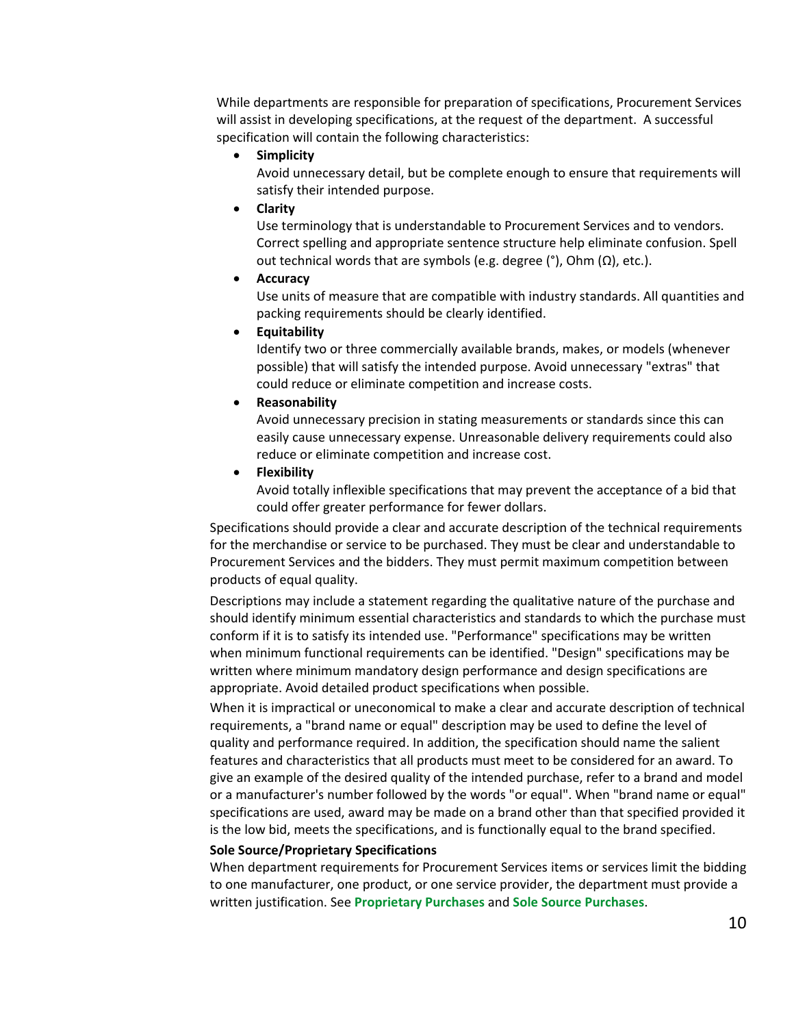While departments are responsible for preparation of specifications, Procurement Services will assist in developing specifications, at the request of the department. A successful specification will contain the following characteristics:

- **Simplicity**
  Avoid unnecessary detail, but be complete enough to ensure that requirements will satisfy their intended purpose.
- **Clarity**
  Use terminology that is understandable to Procurement Services and to vendors. Correct spelling and appropriate sentence structure help eliminate confusion. Spell out technical words that are symbols (e.g. degree (°), Ohm (Ω), etc.).
- **Accuracy**
  Use units of measure that are compatible with industry standards. All quantities and packing requirements should be clearly identified.
- **Equitability**
  Identify two or three commercially available brands, makes, or models (whenever possible) that will satisfy the intended purpose. Avoid unnecessary "extras" that could reduce or eliminate competition and increase costs.
- **Reasonability**
  Avoid unnecessary precision in stating measurements or standards since this can easily cause unnecessary expense. Unreasonable delivery requirements could also reduce or eliminate competition and increase cost.
- **Flexibility**
  Avoid totally inflexible specifications that may prevent the acceptance of a bid that could offer greater performance for fewer dollars.

Specifications should provide a clear and accurate description of the technical requirements for the merchandise or service to be purchased. They must be clear and understandable to Procurement Services and the bidders. They must permit maximum competition between products of equal quality.

Descriptions may include a statement regarding the qualitative nature of the purchase and should identify minimum essential characteristics and standards to which the purchase must conform if it is to satisfy its intended use. "Performance" specifications may be written when minimum functional requirements can be identified. "Design" specifications may be written where minimum mandatory design performance and design specifications are appropriate. Avoid detailed product specifications when possible.

When it is impractical or uneconomical to make a clear and accurate description of technical requirements, a "brand name or equal" description may be used to define the level of quality and performance required. In addition, the specification should name the salient features and characteristics that all products must meet to be considered for an award. To give an example of the desired quality of the intended purchase, refer to a brand and model or a manufacturer's number followed by the words "or equal". When "brand name or equal" specifications are used, award may be made on a brand other than that specified provided it is the low bid, meets the specifications, and is functionally equal to the brand specified.

**Sole Source/Proprietary Specifications**

When department requirements for Procurement Services items or services limit the bidding to one manufacturer, one product, or one service provider, the department must provide a written justification. See **Proprietary Purchases** and **Sole Source Purchases**.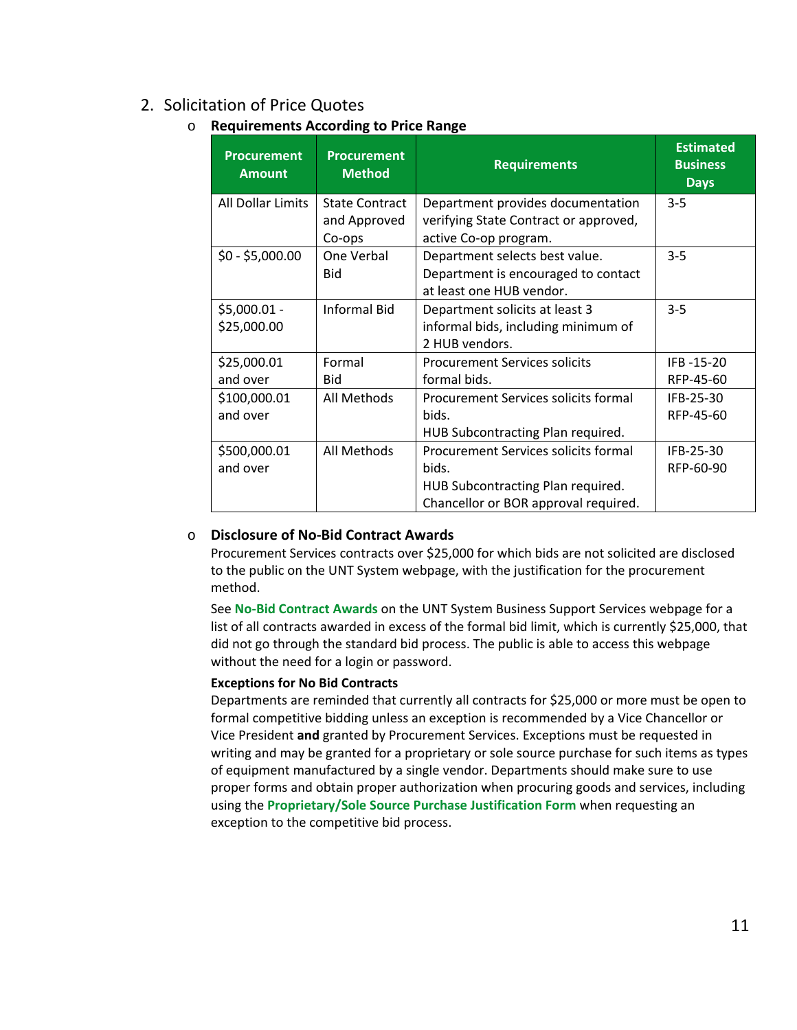2. Solicitation of Price Quotes

- **Requirements According to Price Range**

| Procurement Amount | Procurement Method | Requirements | Estimated Business Days |
|---|---|---|---|
| All Dollar Limits | State Contract and Approved Co-ops | Department provides documentation verifying State Contract or approved, active Co-op program. | 3-5 |
| $0 - $5,000.00 | One Verbal Bid | Department selects best value. Department is encouraged to contact at least one HUB vendor. | 3-5 |
| $5,000.01 - $25,000.00 | Informal Bid | Department solicits at least 3 informal bids, including minimum of 2 HUB vendors. | 3-5 |
| $25,000.01 and over | Formal Bid | Procurement Services solicits formal bids. | IFB -15-20 RFP-45-60 |
| $100,000.01 and over | All Methods | Procurement Services solicits formal bids. HUB Subcontracting Plan required. | IFB-25-30 RFP-45-60 |
| $500,000.01 and over | All Methods | Procurement Services solicits formal bids. HUB Subcontracting Plan required. Chancellor or BOR approval required. | IFB-25-30 RFP-60-90 |

- **Disclosure of No-Bid Contract Awards**

  Procurement Services contracts over $25,000 for which bids are not solicited are disclosed to the public on the UNT System webpage, with the justification for the procurement method.

  See **No-Bid Contract Awards** on the UNT System Business Support Services webpage for a list of all contracts awarded in excess of the formal bid limit, which is currently $25,000, that did not go through the standard bid process. The public is able to access this webpage without the need for a login or password.

  **Exceptions for No Bid Contracts**

  Departments are reminded that currently all contracts for $25,000 or more must be open to formal competitive bidding unless an exception is recommended by a Vice Chancellor or Vice President **and** granted by Procurement Services. Exceptions must be requested in writing and may be granted for a proprietary or sole source purchase for such items as types of equipment manufactured by a single vendor. Departments should make sure to use proper forms and obtain proper authorization when procuring goods and services, including using the **Proprietary/Sole Source Purchase Justification Form** when requesting an exception to the competitive bid process.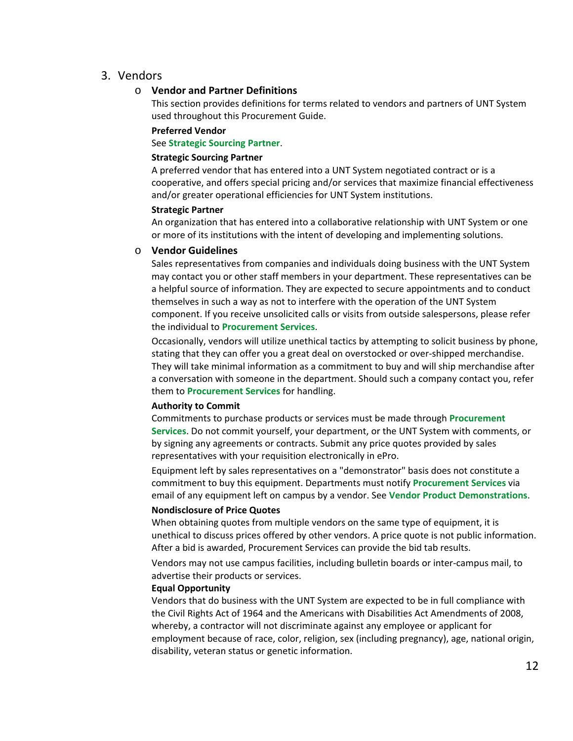## 3. Vendors

### Vendor and Partner Definitions

This section provides definitions for terms related to vendors and partners of UNT System used throughout this Procurement Guide.

**Preferred Vendor**

See **Strategic Sourcing Partner**.

**Strategic Sourcing Partner**

A preferred vendor that has entered into a UNT System negotiated contract or is a cooperative, and offers special pricing and/or services that maximize financial effectiveness and/or greater operational efficiencies for UNT System institutions.

**Strategic Partner**

An organization that has entered into a collaborative relationship with UNT System or one or more of its institutions with the intent of developing and implementing solutions.

### Vendor Guidelines

Sales representatives from companies and individuals doing business with the UNT System may contact you or other staff members in your department. These representatives can be a helpful source of information. They are expected to secure appointments and to conduct themselves in such a way as not to interfere with the operation of the UNT System component. If you receive unsolicited calls or visits from outside salespersons, please refer the individual to **Procurement Services**.

Occasionally, vendors will utilize unethical tactics by attempting to solicit business by phone, stating that they can offer you a great deal on overstocked or over-shipped merchandise. They will take minimal information as a commitment to buy and will ship merchandise after a conversation with someone in the department. Should such a company contact you, refer them to **Procurement Services** for handling.

**Authority to Commit**

Commitments to purchase products or services must be made through **Procurement Services**. Do not commit yourself, your department, or the UNT System with comments, or by signing any agreements or contracts. Submit any price quotes provided by sales representatives with your requisition electronically in ePro.

Equipment left by sales representatives on a "demonstrator" basis does not constitute a commitment to buy this equipment. Departments must notify **Procurement Services** via email of any equipment left on campus by a vendor. See **Vendor Product Demonstrations**.

**Nondisclosure of Price Quotes**

When obtaining quotes from multiple vendors on the same type of equipment, it is unethical to discuss prices offered by other vendors. A price quote is not public information. After a bid is awarded, Procurement Services can provide the bid tab results.

Vendors may not use campus facilities, including bulletin boards or inter-campus mail, to advertise their products or services.

**Equal Opportunity**

Vendors that do business with the UNT System are expected to be in full compliance with the Civil Rights Act of 1964 and the Americans with Disabilities Act Amendments of 2008, whereby, a contractor will not discriminate against any employee or applicant for employment because of race, color, religion, sex (including pregnancy), age, national origin, disability, veteran status or genetic information.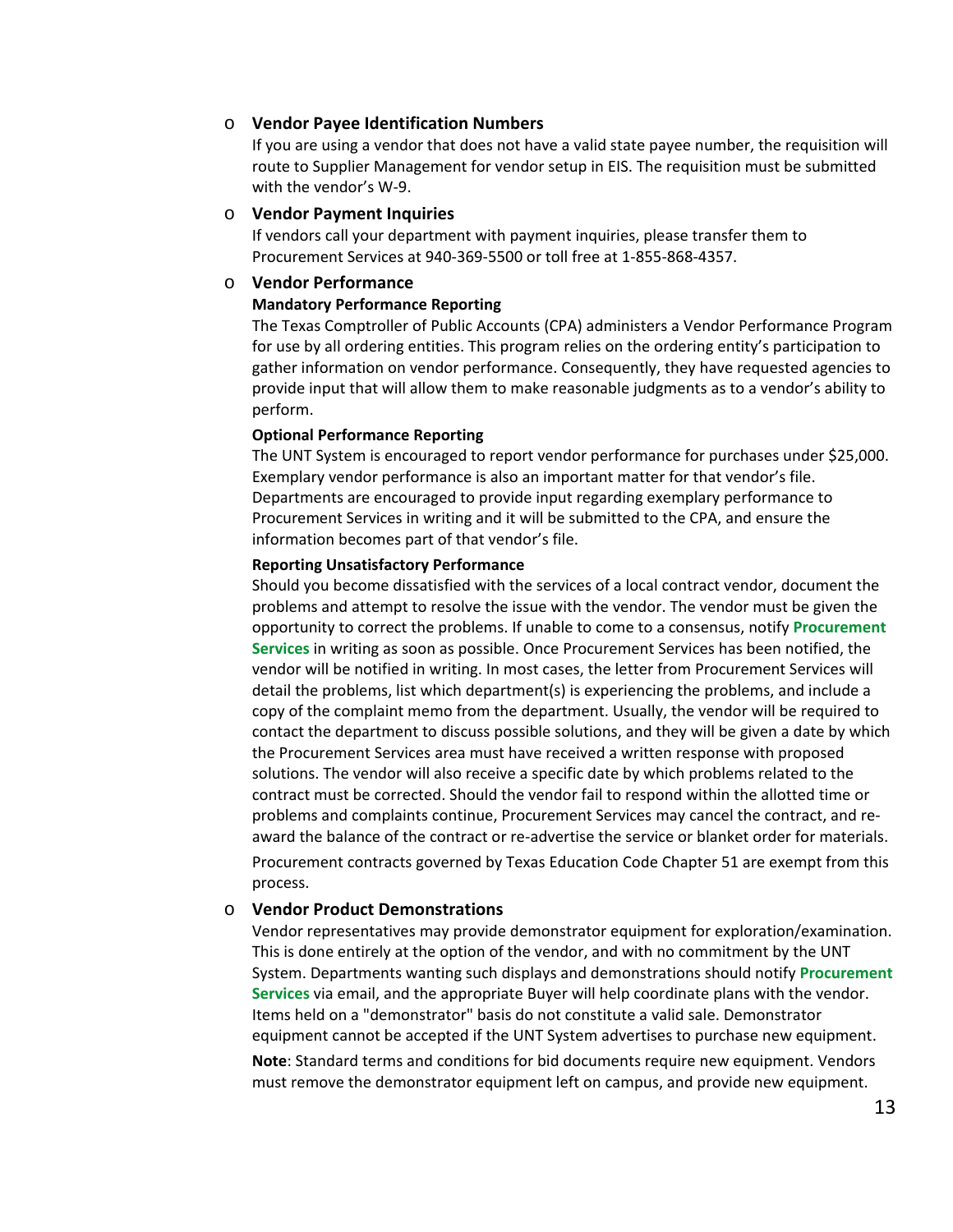- **Vendor Payee Identification Numbers**

  If you are using a vendor that does not have a valid state payee number, the requisition will route to Supplier Management for vendor setup in EIS. The requisition must be submitted with the vendor's W-9.

- **Vendor Payment Inquiries**

  If vendors call your department with payment inquiries, please transfer them to Procurement Services at 940-369-5500 or toll free at 1-855-868-4357.

- **Vendor Performance**

  **Mandatory Performance Reporting**

  The Texas Comptroller of Public Accounts (CPA) administers a Vendor Performance Program for use by all ordering entities. This program relies on the ordering entity's participation to gather information on vendor performance. Consequently, they have requested agencies to provide input that will allow them to make reasonable judgments as to a vendor's ability to perform.

  **Optional Performance Reporting**

  The UNT System is encouraged to report vendor performance for purchases under $25,000. Exemplary vendor performance is also an important matter for that vendor's file. Departments are encouraged to provide input regarding exemplary performance to Procurement Services in writing and it will be submitted to the CPA, and ensure the information becomes part of that vendor's file.

  **Reporting Unsatisfactory Performance**

  Should you become dissatisfied with the services of a local contract vendor, document the problems and attempt to resolve the issue with the vendor. The vendor must be given the opportunity to correct the problems. If unable to come to a consensus, notify **Procurement Services** in writing as soon as possible. Once Procurement Services has been notified, the vendor will be notified in writing. In most cases, the letter from Procurement Services will detail the problems, list which department(s) is experiencing the problems, and include a copy of the complaint memo from the department. Usually, the vendor will be required to contact the department to discuss possible solutions, and they will be given a date by which the Procurement Services area must have received a written response with proposed solutions. The vendor will also receive a specific date by which problems related to the contract must be corrected. Should the vendor fail to respond within the allotted time or problems and complaints continue, Procurement Services may cancel the contract, and re-award the balance of the contract or re-advertise the service or blanket order for materials.

  Procurement contracts governed by Texas Education Code Chapter 51 are exempt from this process.

- **Vendor Product Demonstrations**

  Vendor representatives may provide demonstrator equipment for exploration/examination. This is done entirely at the option of the vendor, and with no commitment by the UNT System. Departments wanting such displays and demonstrations should notify **Procurement Services** via email, and the appropriate Buyer will help coordinate plans with the vendor. Items held on a "demonstrator" basis do not constitute a valid sale. Demonstrator equipment cannot be accepted if the UNT System advertises to purchase new equipment.

  **Note**: Standard terms and conditions for bid documents require new equipment. Vendors must remove the demonstrator equipment left on campus, and provide new equipment.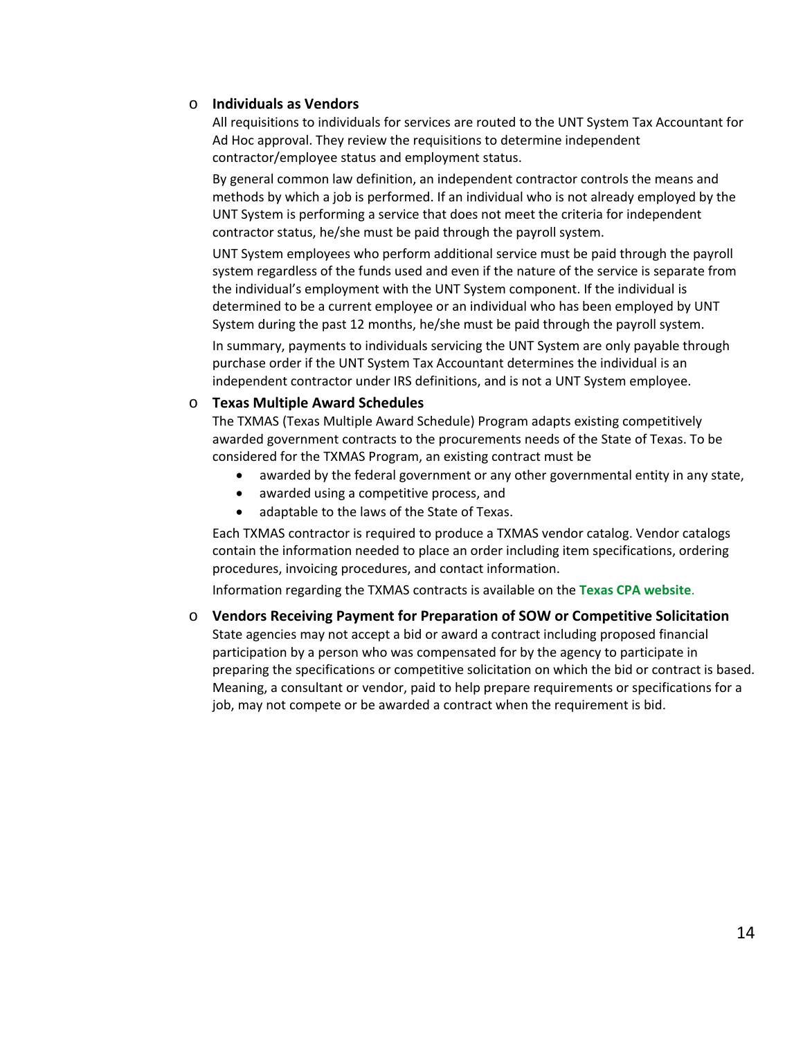- **Individuals as Vendors**

  All requisitions to individuals for services are routed to the UNT System Tax Accountant for Ad Hoc approval. They review the requisitions to determine independent contractor/employee status and employment status.

  By general common law definition, an independent contractor controls the means and methods by which a job is performed. If an individual who is not already employed by the UNT System is performing a service that does not meet the criteria for independent contractor status, he/she must be paid through the payroll system.

  UNT System employees who perform additional service must be paid through the payroll system regardless of the funds used and even if the nature of the service is separate from the individual's employment with the UNT System component. If the individual is determined to be a current employee or an individual who has been employed by UNT System during the past 12 months, he/she must be paid through the payroll system.

  In summary, payments to individuals servicing the UNT System are only payable through purchase order if the UNT System Tax Accountant determines the individual is an independent contractor under IRS definitions, and is not a UNT System employee.

- **Texas Multiple Award Schedules**

  The TXMAS (Texas Multiple Award Schedule) Program adapts existing competitively awarded government contracts to the procurements needs of the State of Texas. To be considered for the TXMAS Program, an existing contract must be

  - awarded by the federal government or any other governmental entity in any state,
  - awarded using a competitive process, and
  - adaptable to the laws of the State of Texas.

  Each TXMAS contractor is required to produce a TXMAS vendor catalog. Vendor catalogs contain the information needed to place an order including item specifications, ordering procedures, invoicing procedures, and contact information.

  Information regarding the TXMAS contracts is available on the **Texas CPA website**.

- **Vendors Receiving Payment for Preparation of SOW or Competitive Solicitation**

  State agencies may not accept a bid or award a contract including proposed financial participation by a person who was compensated for by the agency to participate in preparing the specifications or competitive solicitation on which the bid or contract is based. Meaning, a consultant or vendor, paid to help prepare requirements or specifications for a job, may not compete or be awarded a contract when the requirement is bid.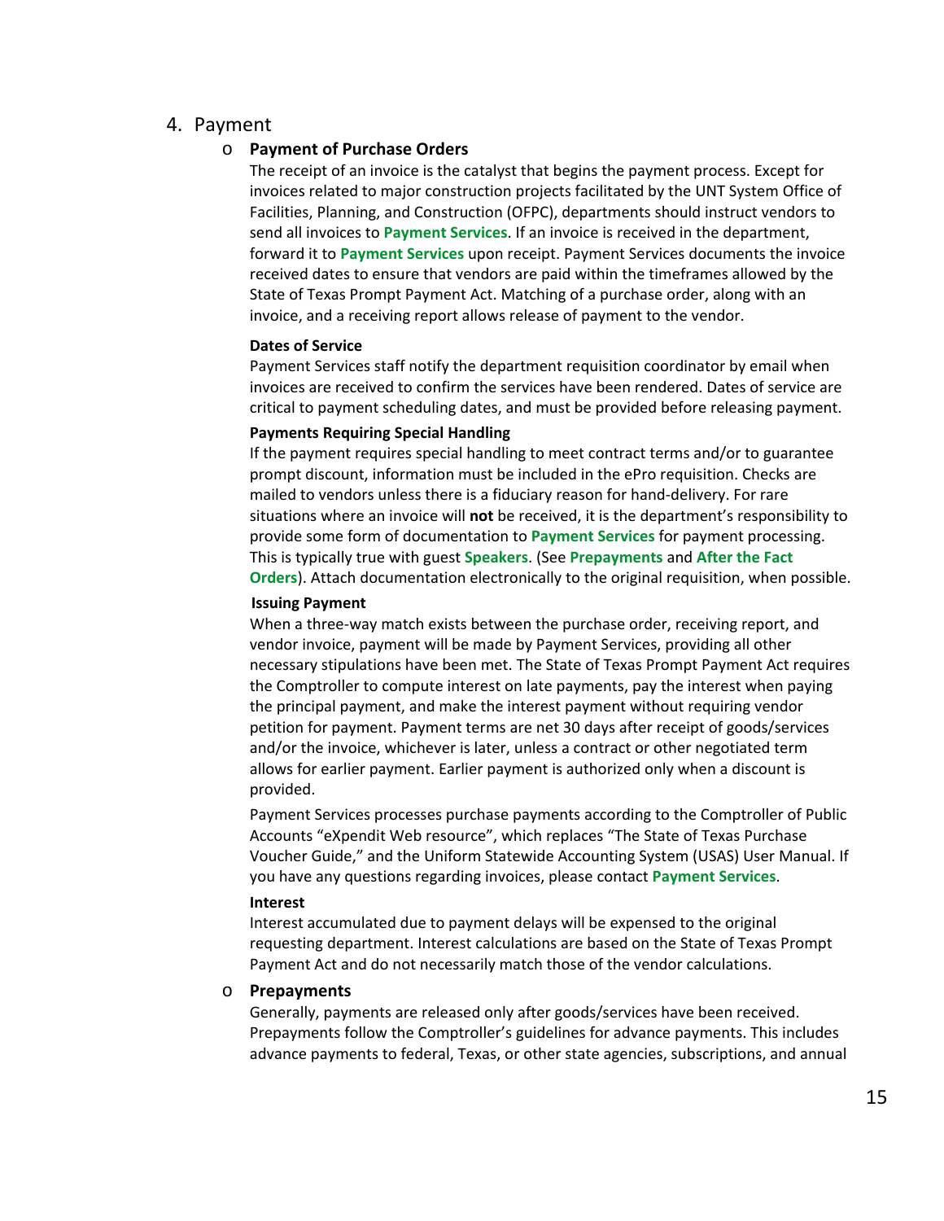## 4. Payment

- **Payment of Purchase Orders**

  The receipt of an invoice is the catalyst that begins the payment process. Except for invoices related to major construction projects facilitated by the UNT System Office of Facilities, Planning, and Construction (OFPC), departments should instruct vendors to send all invoices to **Payment Services**. If an invoice is received in the department, forward it to **Payment Services** upon receipt. Payment Services documents the invoice received dates to ensure that vendors are paid within the timeframes allowed by the State of Texas Prompt Payment Act. Matching of a purchase order, along with an invoice, and a receiving report allows release of payment to the vendor.

  **Dates of Service**

  Payment Services staff notify the department requisition coordinator by email when invoices are received to confirm the services have been rendered. Dates of service are critical to payment scheduling dates, and must be provided before releasing payment.

  **Payments Requiring Special Handling**

  If the payment requires special handling to meet contract terms and/or to guarantee prompt discount, information must be included in the ePro requisition. Checks are mailed to vendors unless there is a fiduciary reason for hand-delivery. For rare situations where an invoice will **not** be received, it is the department's responsibility to provide some form of documentation to **Payment Services** for payment processing. This is typically true with guest **Speakers**. (See **Prepayments** and **After the Fact Orders**). Attach documentation electronically to the original requisition, when possible.

  **Issuing Payment**

  When a three-way match exists between the purchase order, receiving report, and vendor invoice, payment will be made by Payment Services, providing all other necessary stipulations have been met. The State of Texas Prompt Payment Act requires the Comptroller to compute interest on late payments, pay the interest when paying the principal payment, and make the interest payment without requiring vendor petition for payment. Payment terms are net 30 days after receipt of goods/services and/or the invoice, whichever is later, unless a contract or other negotiated term allows for earlier payment. Earlier payment is authorized only when a discount is provided.

  Payment Services processes purchase payments according to the Comptroller of Public Accounts "eXpendit Web resource", which replaces "The State of Texas Purchase Voucher Guide," and the Uniform Statewide Accounting System (USAS) User Manual. If you have any questions regarding invoices, please contact **Payment Services**.

  **Interest**

  Interest accumulated due to payment delays will be expensed to the original requesting department. Interest calculations are based on the State of Texas Prompt Payment Act and do not necessarily match those of the vendor calculations.

- **Prepayments**

  Generally, payments are released only after goods/services have been received. Prepayments follow the Comptroller's guidelines for advance payments. This includes advance payments to federal, Texas, or other state agencies, subscriptions, and annual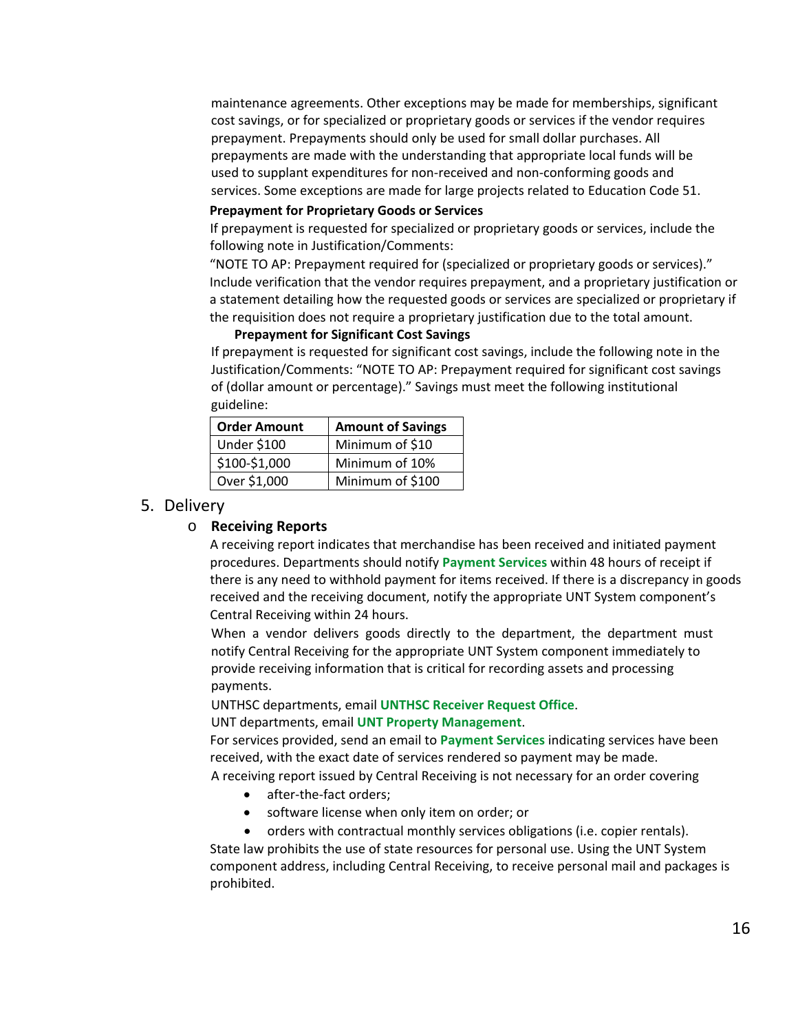maintenance agreements. Other exceptions may be made for memberships, significant cost savings, or for specialized or proprietary goods or services if the vendor requires prepayment. Prepayments should only be used for small dollar purchases. All prepayments are made with the understanding that appropriate local funds will be used to supplant expenditures for non-received and non-conforming goods and services. Some exceptions are made for large projects related to Education Code 51.

**Prepayment for Proprietary Goods or Services**

If prepayment is requested for specialized or proprietary goods or services, include the following note in Justification/Comments:

"NOTE TO AP: Prepayment required for (specialized or proprietary goods or services)." Include verification that the vendor requires prepayment, and a proprietary justification or a statement detailing how the requested goods or services are specialized or proprietary if the requisition does not require a proprietary justification due to the total amount.

**Prepayment for Significant Cost Savings**

If prepayment is requested for significant cost savings, include the following note in the Justification/Comments: "NOTE TO AP: Prepayment required for significant cost savings of (dollar amount or percentage)." Savings must meet the following institutional guideline:

| Order Amount | Amount of Savings |
|---|---|
| Under $100 | Minimum of $10 |
| $100-$1,000 | Minimum of 10% |
| Over $1,000 | Minimum of $100 |

5. Delivery

   - **Receiving Reports**

     A receiving report indicates that merchandise has been received and initiated payment procedures. Departments should notify **Payment Services** within 48 hours of receipt if there is any need to withhold payment for items received. If there is a discrepancy in goods received and the receiving document, notify the appropriate UNT System component's Central Receiving within 24 hours.

     When a vendor delivers goods directly to the department, the department must notify Central Receiving for the appropriate UNT System component immediately to provide receiving information that is critical for recording assets and processing payments.

     UNTHSC departments, email **UNTHSC Receiver Request Office**.

     UNT departments, email **UNT Property Management**.

     For services provided, send an email to **Payment Services** indicating services have been received, with the exact date of services rendered so payment may be made.

     A receiving report issued by Central Receiving is not necessary for an order covering

     - after-the-fact orders;
     - software license when only item on order; or
     - orders with contractual monthly services obligations (i.e. copier rentals).

     State law prohibits the use of state resources for personal use. Using the UNT System component address, including Central Receiving, to receive personal mail and packages is prohibited.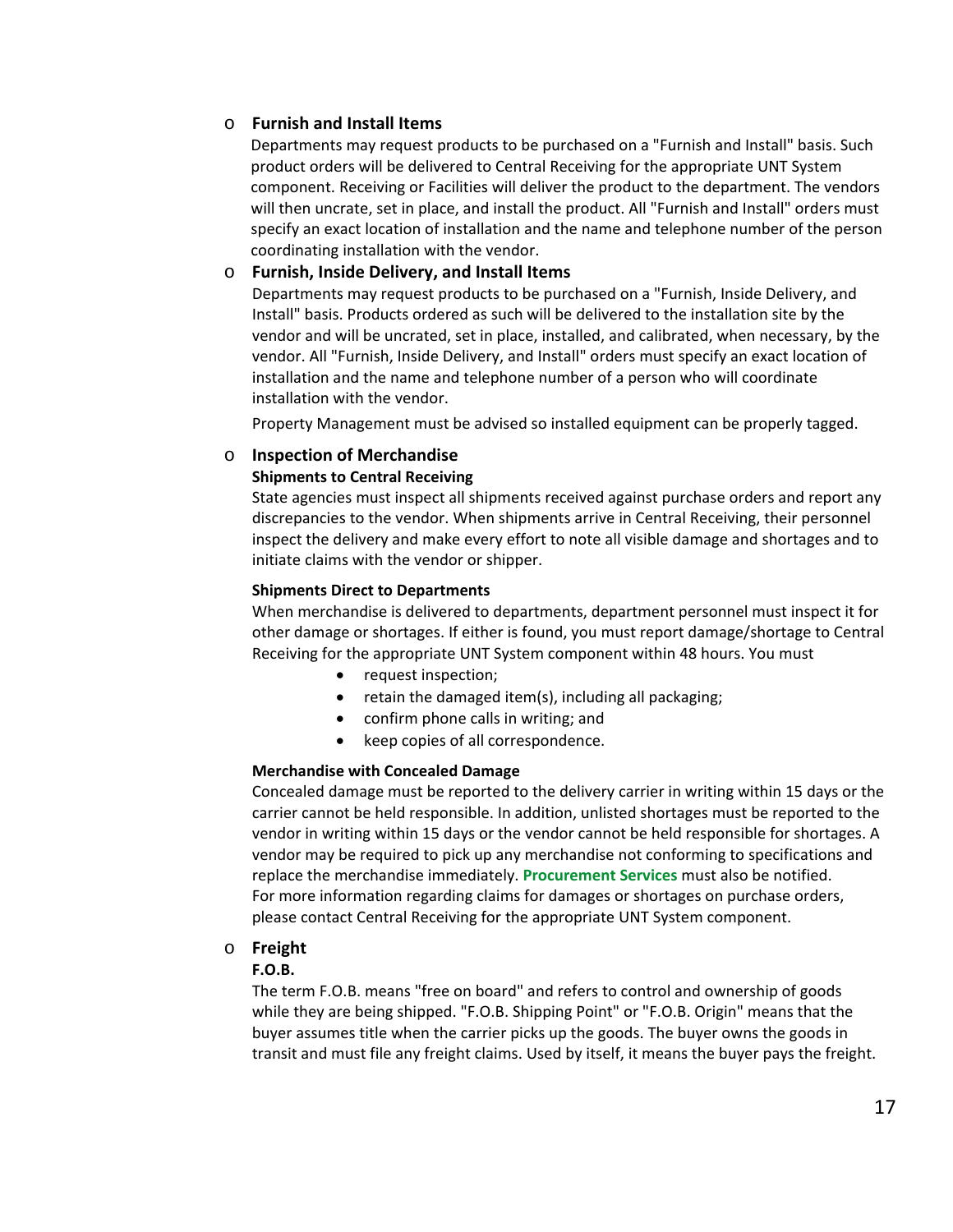- **Furnish and Install Items**

  Departments may request products to be purchased on a "Furnish and Install" basis. Such product orders will be delivered to Central Receiving for the appropriate UNT System component. Receiving or Facilities will deliver the product to the department. The vendors will then uncrate, set in place, and install the product. All "Furnish and Install" orders must specify an exact location of installation and the name and telephone number of the person coordinating installation with the vendor.

- **Furnish, Inside Delivery, and Install Items**

  Departments may request products to be purchased on a "Furnish, Inside Delivery, and Install" basis. Products ordered as such will be delivered to the installation site by the vendor and will be uncrated, set in place, installed, and calibrated, when necessary, by the vendor. All "Furnish, Inside Delivery, and Install" orders must specify an exact location of installation and the name and telephone number of a person who will coordinate installation with the vendor.

  Property Management must be advised so installed equipment can be properly tagged.

- **Inspection of Merchandise**

  **Shipments to Central Receiving**

  State agencies must inspect all shipments received against purchase orders and report any discrepancies to the vendor. When shipments arrive in Central Receiving, their personnel inspect the delivery and make every effort to note all visible damage and shortages and to initiate claims with the vendor or shipper.

  **Shipments Direct to Departments**

  When merchandise is delivered to departments, department personnel must inspect it for other damage or shortages. If either is found, you must report damage/shortage to Central Receiving for the appropriate UNT System component within 48 hours. You must

  - request inspection;
  - retain the damaged item(s), including all packaging;
  - confirm phone calls in writing; and
  - keep copies of all correspondence.

  **Merchandise with Concealed Damage**

  Concealed damage must be reported to the delivery carrier in writing within 15 days or the carrier cannot be held responsible. In addition, unlisted shortages must be reported to the vendor in writing within 15 days or the vendor cannot be held responsible for shortages. A vendor may be required to pick up any merchandise not conforming to specifications and replace the merchandise immediately. **Procurement Services** must also be notified. For more information regarding claims for damages or shortages on purchase orders, please contact Central Receiving for the appropriate UNT System component.

- **Freight**

  **F.O.B.**

  The term F.O.B. means "free on board" and refers to control and ownership of goods while they are being shipped. "F.O.B. Shipping Point" or "F.O.B. Origin" means that the buyer assumes title when the carrier picks up the goods. The buyer owns the goods in transit and must file any freight claims. Used by itself, it means the buyer pays the freight.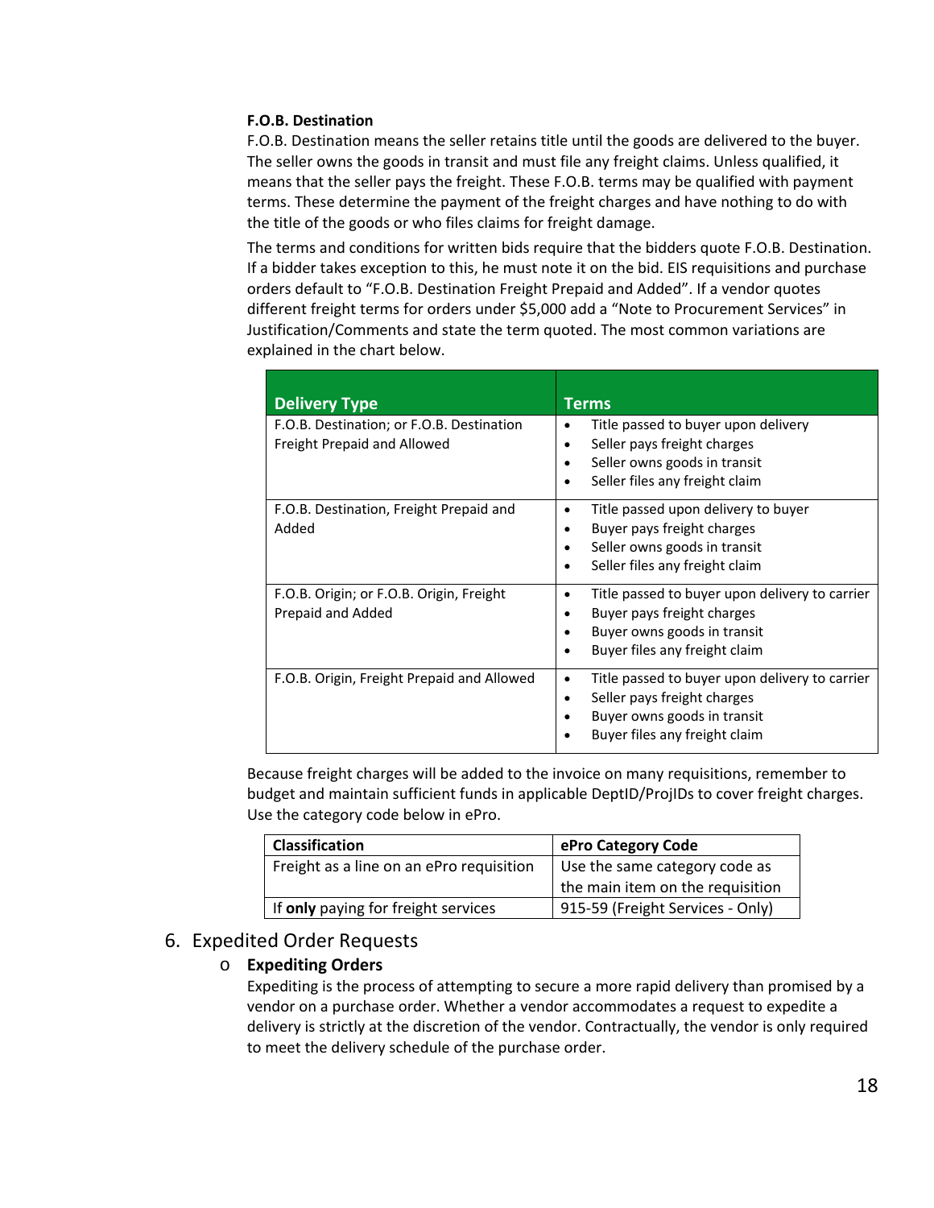**F.O.B. Destination**

F.O.B. Destination means the seller retains title until the goods are delivered to the buyer. The seller owns the goods in transit and must file any freight claims. Unless qualified, it means that the seller pays the freight. These F.O.B. terms may be qualified with payment terms. These determine the payment of the freight charges and have nothing to do with the title of the goods or who files claims for freight damage.

The terms and conditions for written bids require that the bidders quote F.O.B. Destination. If a bidder takes exception to this, he must note it on the bid. EIS requisitions and purchase orders default to "F.O.B. Destination Freight Prepaid and Added". If a vendor quotes different freight terms for orders under $5,000 add a "Note to Procurement Services" in Justification/Comments and state the term quoted. The most common variations are explained in the chart below.

| Delivery Type | Terms |
|---|---|
| F.O.B. Destination; or F.O.B. Destination Freight Prepaid and Allowed | • Title passed to buyer upon delivery<br>• Seller pays freight charges<br>• Seller owns goods in transit<br>• Seller files any freight claim |
| F.O.B. Destination, Freight Prepaid and Added | • Title passed upon delivery to buyer<br>• Buyer pays freight charges<br>• Seller owns goods in transit<br>• Seller files any freight claim |
| F.O.B. Origin; or F.O.B. Origin, Freight Prepaid and Added | • Title passed to buyer upon delivery to carrier<br>• Buyer pays freight charges<br>• Buyer owns goods in transit<br>• Buyer files any freight claim |
| F.O.B. Origin, Freight Prepaid and Allowed | • Title passed to buyer upon delivery to carrier<br>• Seller pays freight charges<br>• Buyer owns goods in transit<br>• Buyer files any freight claim |

Because freight charges will be added to the invoice on many requisitions, remember to budget and maintain sufficient funds in applicable DeptID/ProjIDs to cover freight charges. Use the category code below in ePro.

| Classification | ePro Category Code |
|---|---|
| Freight as a line on an ePro requisition | Use the same category code as the main item on the requisition |
| If **only** paying for freight services | 915-59 (Freight Services - Only) |

## 6. Expedited Order Requests

- **Expediting Orders**

  Expediting is the process of attempting to secure a more rapid delivery than promised by a vendor on a purchase order. Whether a vendor accommodates a request to expedite a delivery is strictly at the discretion of the vendor. Contractually, the vendor is only required to meet the delivery schedule of the purchase order.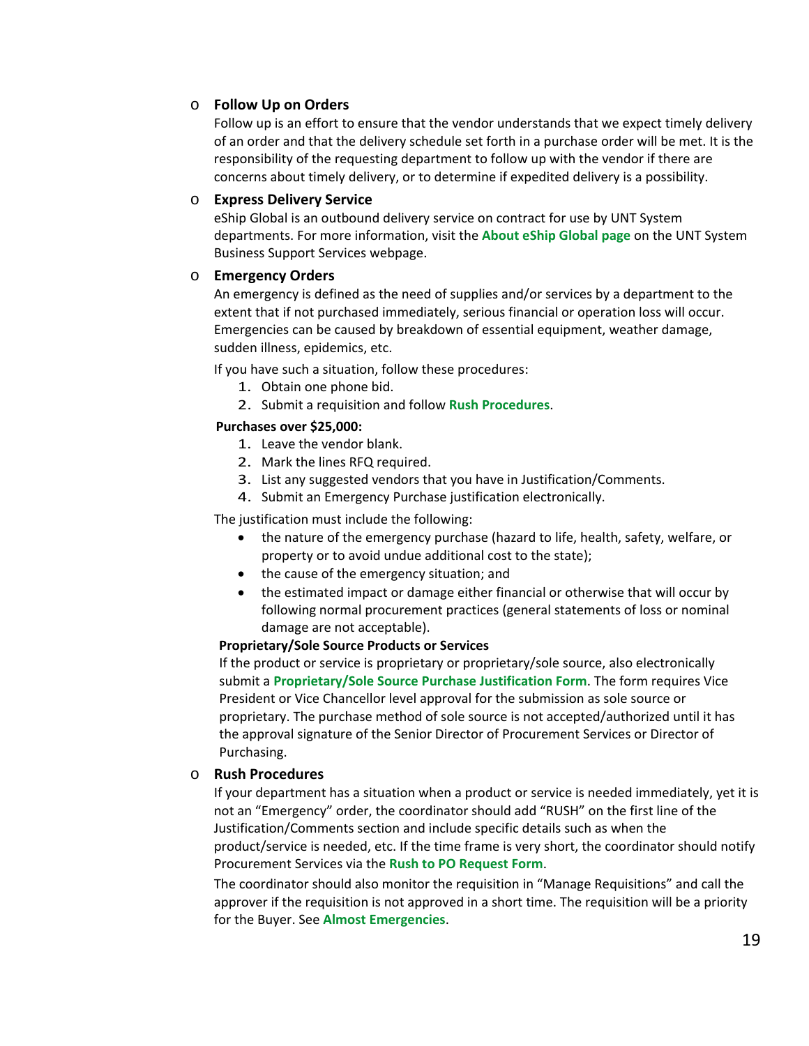- **Follow Up on Orders**

  Follow up is an effort to ensure that the vendor understands that we expect timely delivery of an order and that the delivery schedule set forth in a purchase order will be met. It is the responsibility of the requesting department to follow up with the vendor if there are concerns about timely delivery, or to determine if expedited delivery is a possibility.

- **Express Delivery Service**

  eShip Global is an outbound delivery service on contract for use by UNT System departments. For more information, visit the **About eShip Global page** on the UNT System Business Support Services webpage.

- **Emergency Orders**

  An emergency is defined as the need of supplies and/or services by a department to the extent that if not purchased immediately, serious financial or operation loss will occur. Emergencies can be caused by breakdown of essential equipment, weather damage, sudden illness, epidemics, etc.

  If you have such a situation, follow these procedures:

  1. Obtain one phone bid.
  2. Submit a requisition and follow **Rush Procedures**.

  **Purchases over $25,000:**

  1. Leave the vendor blank.
  2. Mark the lines RFQ required.
  3. List any suggested vendors that you have in Justification/Comments.
  4. Submit an Emergency Purchase justification electronically.

  The justification must include the following:

  - the nature of the emergency purchase (hazard to life, health, safety, welfare, or property or to avoid undue additional cost to the state);
  - the cause of the emergency situation; and
  - the estimated impact or damage either financial or otherwise that will occur by following normal procurement practices (general statements of loss or nominal damage are not acceptable).

  **Proprietary/Sole Source Products or Services**

  If the product or service is proprietary or proprietary/sole source, also electronically submit a **Proprietary/Sole Source Purchase Justification Form**. The form requires Vice President or Vice Chancellor level approval for the submission as sole source or proprietary. The purchase method of sole source is not accepted/authorized until it has the approval signature of the Senior Director of Procurement Services or Director of Purchasing.

- **Rush Procedures**

  If your department has a situation when a product or service is needed immediately, yet it is not an "Emergency" order, the coordinator should add "RUSH" on the first line of the Justification/Comments section and include specific details such as when the product/service is needed, etc. If the time frame is very short, the coordinator should notify Procurement Services via the **Rush to PO Request Form**.

  The coordinator should also monitor the requisition in "Manage Requisitions" and call the approver if the requisition is not approved in a short time. The requisition will be a priority for the Buyer. See **Almost Emergencies**.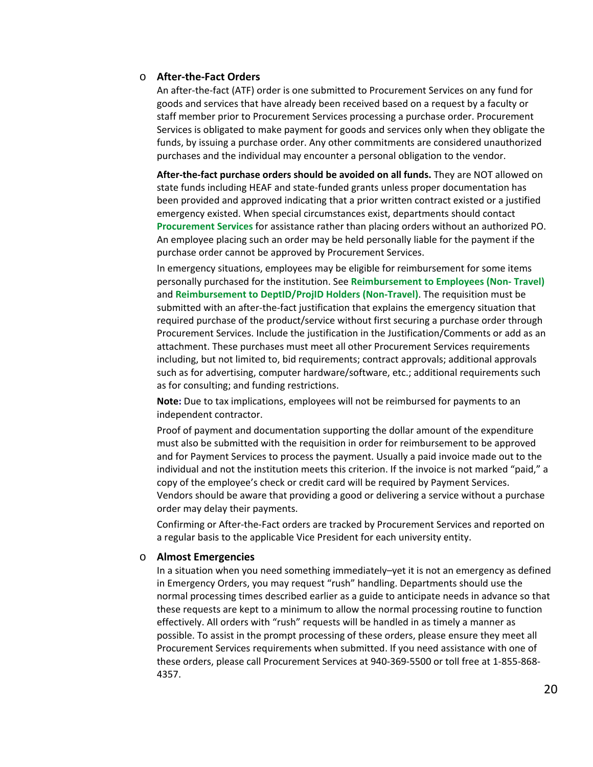- **After-the-Fact Orders**

  An after-the-fact (ATF) order is one submitted to Procurement Services on any fund for goods and services that have already been received based on a request by a faculty or staff member prior to Procurement Services processing a purchase order. Procurement Services is obligated to make payment for goods and services only when they obligate the funds, by issuing a purchase order. Any other commitments are considered unauthorized purchases and the individual may encounter a personal obligation to the vendor.

  **After-the-fact purchase orders should be avoided on all funds.** They are NOT allowed on state funds including HEAF and state-funded grants unless proper documentation has been provided and approved indicating that a prior written contract existed or a justified emergency existed. When special circumstances exist, departments should contact **Procurement Services** for assistance rather than placing orders without an authorized PO. An employee placing such an order may be held personally liable for the payment if the purchase order cannot be approved by Procurement Services.

  In emergency situations, employees may be eligible for reimbursement for some items personally purchased for the institution. See **Reimbursement to Employees (Non- Travel)** and **Reimbursement to DeptID/ProjID Holders (Non-Travel)**. The requisition must be submitted with an after-the-fact justification that explains the emergency situation that required purchase of the product/service without first securing a purchase order through Procurement Services. Include the justification in the Justification/Comments or add as an attachment. These purchases must meet all other Procurement Services requirements including, but not limited to, bid requirements; contract approvals; additional approvals such as for advertising, computer hardware/software, etc.; additional requirements such as for consulting; and funding restrictions.

  **Note:** Due to tax implications, employees will not be reimbursed for payments to an independent contractor.

  Proof of payment and documentation supporting the dollar amount of the expenditure must also be submitted with the requisition in order for reimbursement to be approved and for Payment Services to process the payment. Usually a paid invoice made out to the individual and not the institution meets this criterion. If the invoice is not marked "paid," a copy of the employee's check or credit card will be required by Payment Services. Vendors should be aware that providing a good or delivering a service without a purchase order may delay their payments.

  Confirming or After-the-Fact orders are tracked by Procurement Services and reported on a regular basis to the applicable Vice President for each university entity.

- **Almost Emergencies**

  In a situation when you need something immediately–yet it is not an emergency as defined in Emergency Orders, you may request "rush" handling. Departments should use the normal processing times described earlier as a guide to anticipate needs in advance so that these requests are kept to a minimum to allow the normal processing routine to function effectively. All orders with "rush" requests will be handled in as timely a manner as possible. To assist in the prompt processing of these orders, please ensure they meet all Procurement Services requirements when submitted. If you need assistance with one of these orders, please call Procurement Services at 940-369-5500 or toll free at 1-855-868-4357.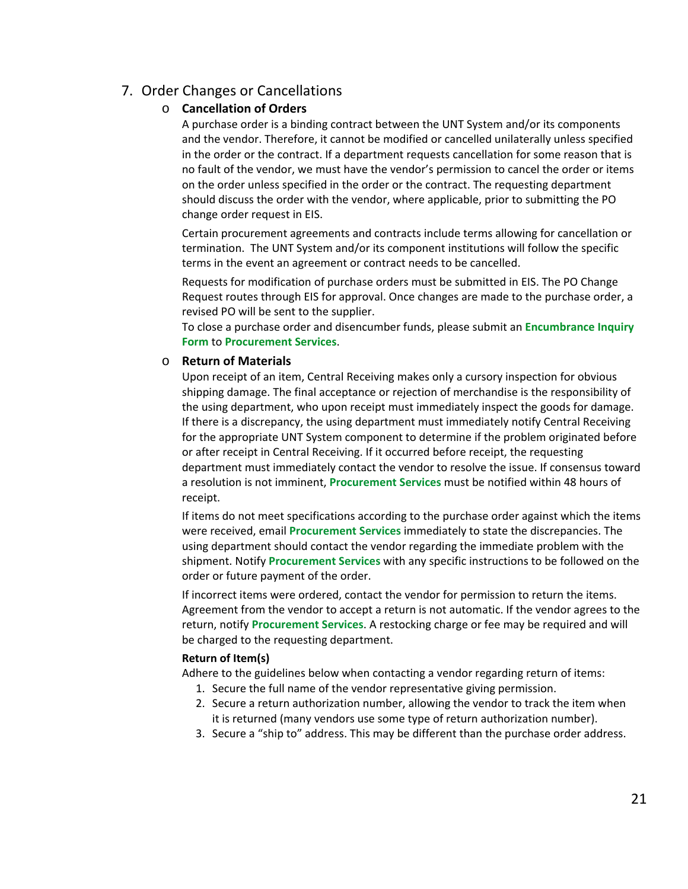## 7. Order Changes or Cancellations

- **Cancellation of Orders**

  A purchase order is a binding contract between the UNT System and/or its components and the vendor. Therefore, it cannot be modified or cancelled unilaterally unless specified in the order or the contract. If a department requests cancellation for some reason that is no fault of the vendor, we must have the vendor's permission to cancel the order or items on the order unless specified in the order or the contract. The requesting department should discuss the order with the vendor, where applicable, prior to submitting the PO change order request in EIS.

  Certain procurement agreements and contracts include terms allowing for cancellation or termination. The UNT System and/or its component institutions will follow the specific terms in the event an agreement or contract needs to be cancelled.

  Requests for modification of purchase orders must be submitted in EIS. The PO Change Request routes through EIS for approval. Once changes are made to the purchase order, a revised PO will be sent to the supplier.

  To close a purchase order and disencumber funds, please submit an **Encumbrance Inquiry Form** to **Procurement Services**.

- **Return of Materials**

  Upon receipt of an item, Central Receiving makes only a cursory inspection for obvious shipping damage. The final acceptance or rejection of merchandise is the responsibility of the using department, who upon receipt must immediately inspect the goods for damage. If there is a discrepancy, the using department must immediately notify Central Receiving for the appropriate UNT System component to determine if the problem originated before or after receipt in Central Receiving. If it occurred before receipt, the requesting department must immediately contact the vendor to resolve the issue. If consensus toward a resolution is not imminent, **Procurement Services** must be notified within 48 hours of receipt.

  If items do not meet specifications according to the purchase order against which the items were received, email **Procurement Services** immediately to state the discrepancies. The using department should contact the vendor regarding the immediate problem with the shipment. Notify **Procurement Services** with any specific instructions to be followed on the order or future payment of the order.

  If incorrect items were ordered, contact the vendor for permission to return the items. Agreement from the vendor to accept a return is not automatic. If the vendor agrees to the return, notify **Procurement Services**. A restocking charge or fee may be required and will be charged to the requesting department.

  **Return of Item(s)**

  Adhere to the guidelines below when contacting a vendor regarding return of items:

  1. Secure the full name of the vendor representative giving permission.
  2. Secure a return authorization number, allowing the vendor to track the item when it is returned (many vendors use some type of return authorization number).
  3. Secure a "ship to" address. This may be different than the purchase order address.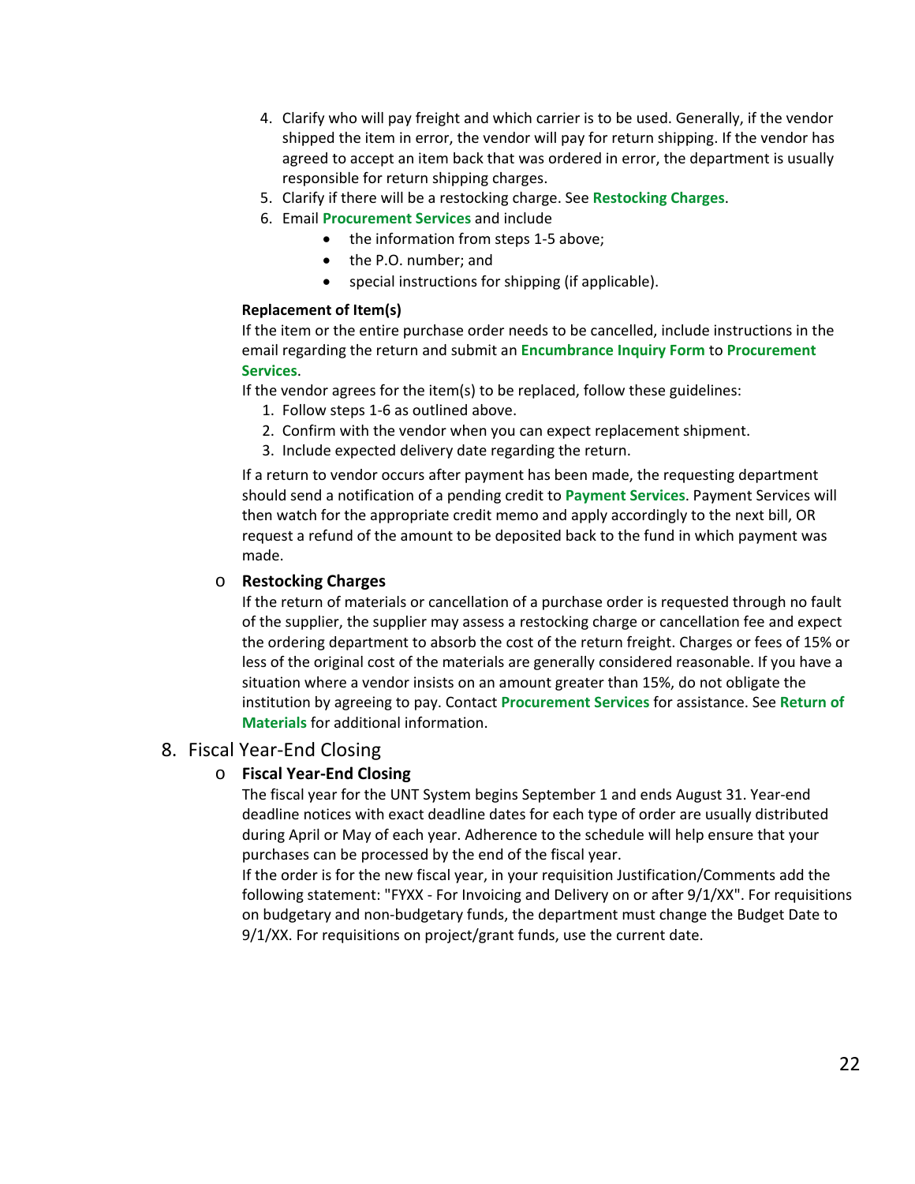4. Clarify who will pay freight and which carrier is to be used. Generally, if the vendor shipped the item in error, the vendor will pay for return shipping. If the vendor has agreed to accept an item back that was ordered in error, the department is usually responsible for return shipping charges.
5. Clarify if there will be a restocking charge. See **Restocking Charges**.
6. Email **Procurement Services** and include
   - the information from steps 1-5 above;
   - the P.O. number; and
   - special instructions for shipping (if applicable).

**Replacement of Item(s)**

If the item or the entire purchase order needs to be cancelled, include instructions in the email regarding the return and submit an **Encumbrance Inquiry Form** to **Procurement Services**.

If the vendor agrees for the item(s) to be replaced, follow these guidelines:

1. Follow steps 1-6 as outlined above.
2. Confirm with the vendor when you can expect replacement shipment.
3. Include expected delivery date regarding the return.

If a return to vendor occurs after payment has been made, the requesting department should send a notification of a pending credit to **Payment Services**. Payment Services will then watch for the appropriate credit memo and apply accordingly to the next bill, OR request a refund of the amount to be deposited back to the fund in which payment was made.

- **Restocking Charges**

  If the return of materials or cancellation of a purchase order is requested through no fault of the supplier, the supplier may assess a restocking charge or cancellation fee and expect the ordering department to absorb the cost of the return freight. Charges or fees of 15% or less of the original cost of the materials are generally considered reasonable. If you have a situation where a vendor insists on an amount greater than 15%, do not obligate the institution by agreeing to pay. Contact **Procurement Services** for assistance. See **Return of Materials** for additional information.

## 8. Fiscal Year-End Closing

- **Fiscal Year-End Closing**

  The fiscal year for the UNT System begins September 1 and ends August 31. Year-end deadline notices with exact deadline dates for each type of order are usually distributed during April or May of each year. Adherence to the schedule will help ensure that your purchases can be processed by the end of the fiscal year.

  If the order is for the new fiscal year, in your requisition Justification/Comments add the following statement: "FYXX - For Invoicing and Delivery on or after 9/1/XX". For requisitions on budgetary and non-budgetary funds, the department must change the Budget Date to 9/1/XX. For requisitions on project/grant funds, use the current date.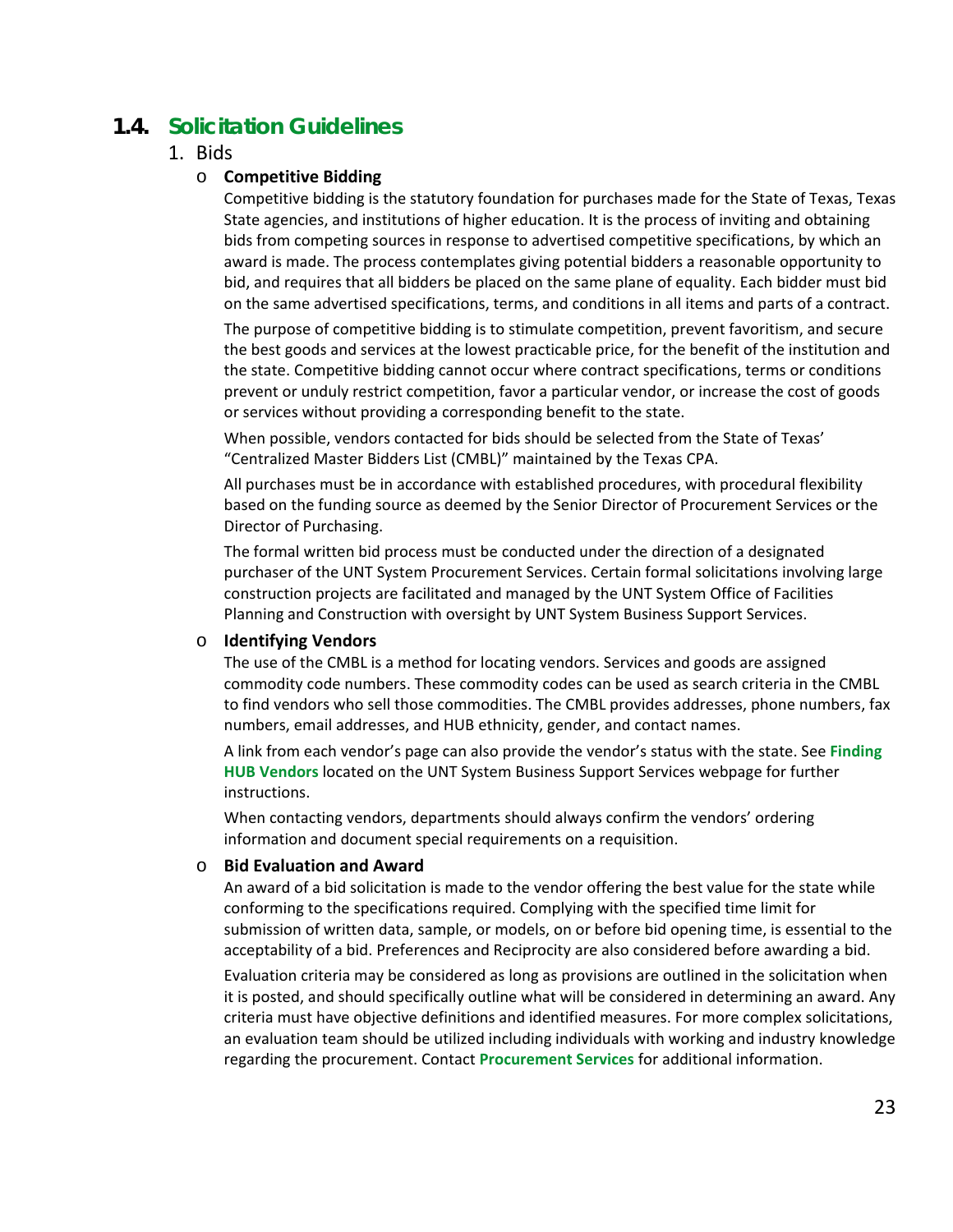## 1.4. Solicitation Guidelines

1. Bids

   - **Competitive Bidding**

     Competitive bidding is the statutory foundation for purchases made for the State of Texas, Texas State agencies, and institutions of higher education. It is the process of inviting and obtaining bids from competing sources in response to advertised competitive specifications, by which an award is made. The process contemplates giving potential bidders a reasonable opportunity to bid, and requires that all bidders be placed on the same plane of equality. Each bidder must bid on the same advertised specifications, terms, and conditions in all items and parts of a contract.

     The purpose of competitive bidding is to stimulate competition, prevent favoritism, and secure the best goods and services at the lowest practicable price, for the benefit of the institution and the state. Competitive bidding cannot occur where contract specifications, terms or conditions prevent or unduly restrict competition, favor a particular vendor, or increase the cost of goods or services without providing a corresponding benefit to the state.

     When possible, vendors contacted for bids should be selected from the State of Texas' "Centralized Master Bidders List (CMBL)" maintained by the Texas CPA.

     All purchases must be in accordance with established procedures, with procedural flexibility based on the funding source as deemed by the Senior Director of Procurement Services or the Director of Purchasing.

     The formal written bid process must be conducted under the direction of a designated purchaser of the UNT System Procurement Services. Certain formal solicitations involving large construction projects are facilitated and managed by the UNT System Office of Facilities Planning and Construction with oversight by UNT System Business Support Services.

   - **Identifying Vendors**

     The use of the CMBL is a method for locating vendors. Services and goods are assigned commodity code numbers. These commodity codes can be used as search criteria in the CMBL to find vendors who sell those commodities. The CMBL provides addresses, phone numbers, fax numbers, email addresses, and HUB ethnicity, gender, and contact names.

     A link from each vendor's page can also provide the vendor's status with the state. See **Finding HUB Vendors** located on the UNT System Business Support Services webpage for further instructions.

     When contacting vendors, departments should always confirm the vendors' ordering information and document special requirements on a requisition.

   - **Bid Evaluation and Award**

     An award of a bid solicitation is made to the vendor offering the best value for the state while conforming to the specifications required. Complying with the specified time limit for submission of written data, sample, or models, on or before bid opening time, is essential to the acceptability of a bid. Preferences and Reciprocity are also considered before awarding a bid.

     Evaluation criteria may be considered as long as provisions are outlined in the solicitation when it is posted, and should specifically outline what will be considered in determining an award. Any criteria must have objective definitions and identified measures. For more complex solicitations, an evaluation team should be utilized including individuals with working and industry knowledge regarding the procurement. Contact **Procurement Services** for additional information.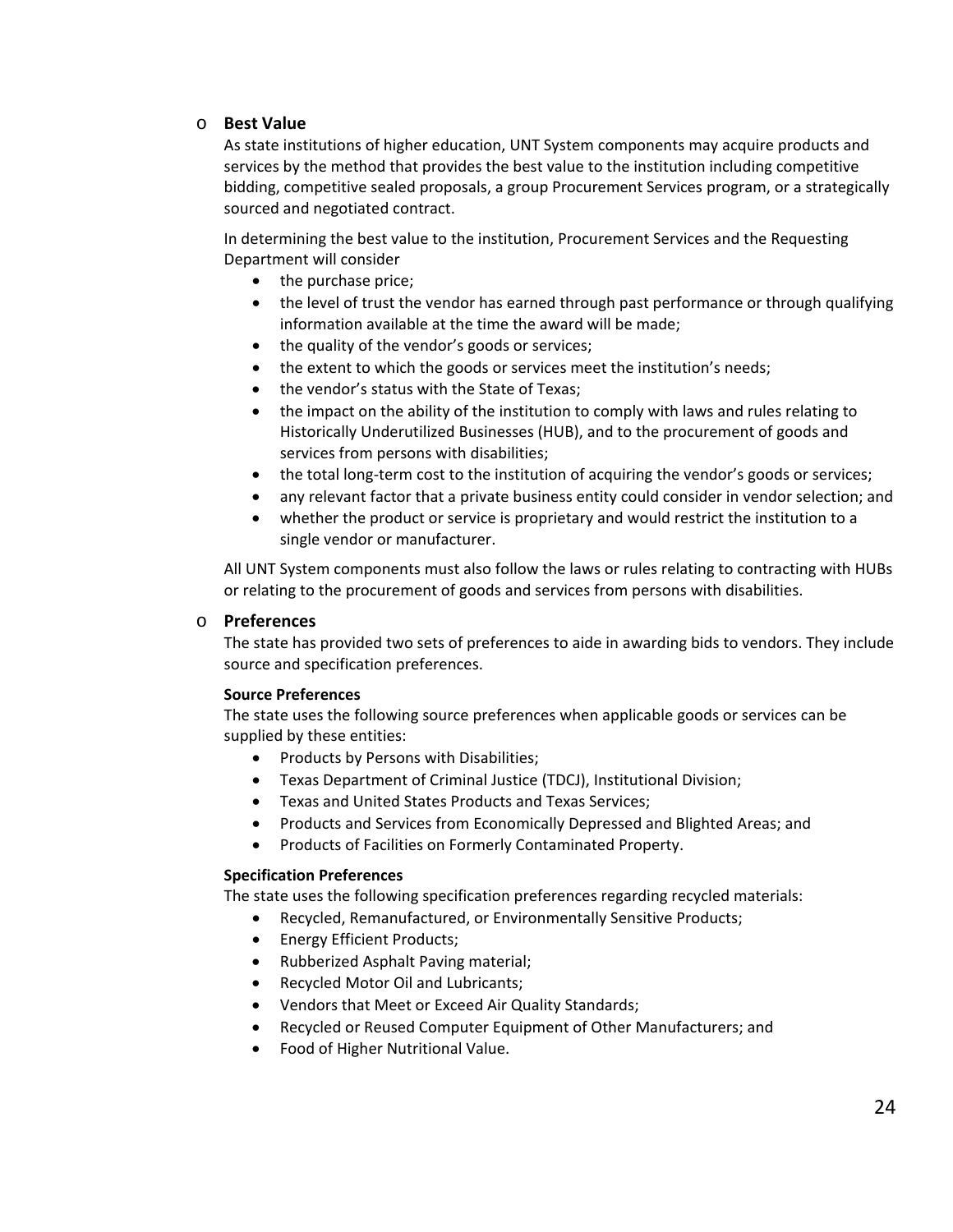- **Best Value**

  As state institutions of higher education, UNT System components may acquire products and services by the method that provides the best value to the institution including competitive bidding, competitive sealed proposals, a group Procurement Services program, or a strategically sourced and negotiated contract.

  In determining the best value to the institution, Procurement Services and the Requesting Department will consider

  - the purchase price;
  - the level of trust the vendor has earned through past performance or through qualifying information available at the time the award will be made;
  - the quality of the vendor's goods or services;
  - the extent to which the goods or services meet the institution's needs;
  - the vendor's status with the State of Texas;
  - the impact on the ability of the institution to comply with laws and rules relating to Historically Underutilized Businesses (HUB), and to the procurement of goods and services from persons with disabilities;
  - the total long-term cost to the institution of acquiring the vendor's goods or services;
  - any relevant factor that a private business entity could consider in vendor selection; and
  - whether the product or service is proprietary and would restrict the institution to a single vendor or manufacturer.

  All UNT System components must also follow the laws or rules relating to contracting with HUBs or relating to the procurement of goods and services from persons with disabilities.

- **Preferences**

  The state has provided two sets of preferences to aide in awarding bids to vendors. They include source and specification preferences.

  **Source Preferences**

  The state uses the following source preferences when applicable goods or services can be supplied by these entities:

  - Products by Persons with Disabilities;
  - Texas Department of Criminal Justice (TDCJ), Institutional Division;
  - Texas and United States Products and Texas Services;
  - Products and Services from Economically Depressed and Blighted Areas; and
  - Products of Facilities on Formerly Contaminated Property.

  **Specification Preferences**

  The state uses the following specification preferences regarding recycled materials:

  - Recycled, Remanufactured, or Environmentally Sensitive Products;
  - Energy Efficient Products;
  - Rubberized Asphalt Paving material;
  - Recycled Motor Oil and Lubricants;
  - Vendors that Meet or Exceed Air Quality Standards;
  - Recycled or Reused Computer Equipment of Other Manufacturers; and
  - Food of Higher Nutritional Value.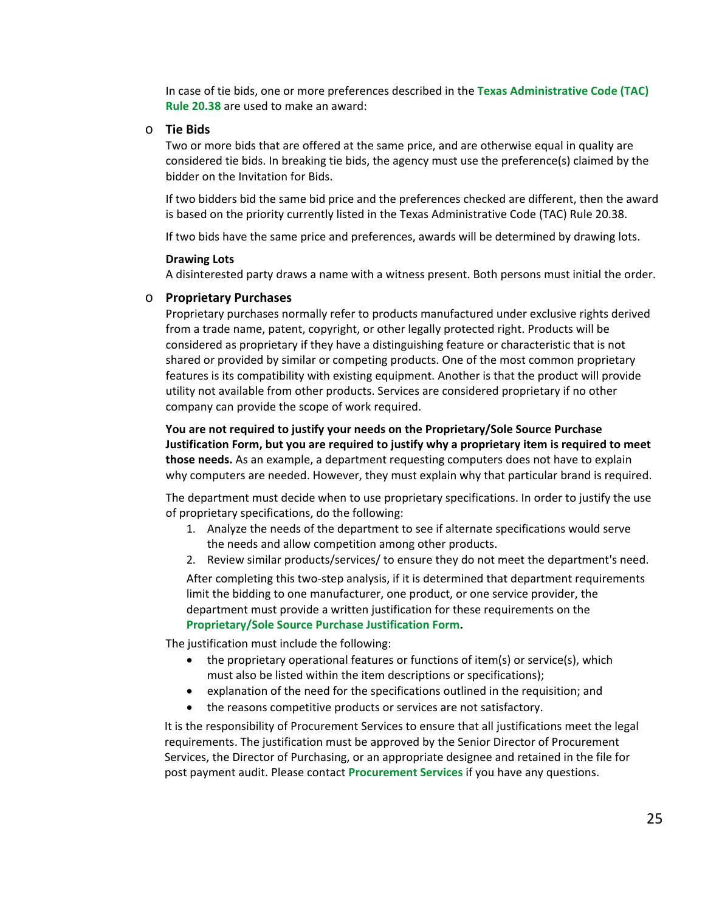In case of tie bids, one or more preferences described in the **Texas Administrative Code (TAC) Rule 20.38** are used to make an award:

- **Tie Bids**

  Two or more bids that are offered at the same price, and are otherwise equal in quality are considered tie bids. In breaking tie bids, the agency must use the preference(s) claimed by the bidder on the Invitation for Bids.

  If two bidders bid the same bid price and the preferences checked are different, then the award is based on the priority currently listed in the Texas Administrative Code (TAC) Rule 20.38.

  If two bids have the same price and preferences, awards will be determined by drawing lots.

  **Drawing Lots**

  A disinterested party draws a name with a witness present. Both persons must initial the order.

- **Proprietary Purchases**

  Proprietary purchases normally refer to products manufactured under exclusive rights derived from a trade name, patent, copyright, or other legally protected right. Products will be considered as proprietary if they have a distinguishing feature or characteristic that is not shared or provided by similar or competing products. One of the most common proprietary features is its compatibility with existing equipment. Another is that the product will provide utility not available from other products. Services are considered proprietary if no other company can provide the scope of work required.

  **You are not required to justify your needs on the Proprietary/Sole Source Purchase Justification Form, but you are required to justify why a proprietary item is required to meet those needs.** As an example, a department requesting computers does not have to explain why computers are needed. However, they must explain why that particular brand is required.

  The department must decide when to use proprietary specifications. In order to justify the use of proprietary specifications, do the following:

  1. Analyze the needs of the department to see if alternate specifications would serve the needs and allow competition among other products.
  2. Review similar products/services/ to ensure they do not meet the department's need.

  After completing this two-step analysis, if it is determined that department requirements limit the bidding to one manufacturer, one product, or one service provider, the department must provide a written justification for these requirements on the **Proprietary/Sole Source Purchase Justification Form.**

  The justification must include the following:

  - the proprietary operational features or functions of item(s) or service(s), which must also be listed within the item descriptions or specifications);
  - explanation of the need for the specifications outlined in the requisition; and
  - the reasons competitive products or services are not satisfactory.

  It is the responsibility of Procurement Services to ensure that all justifications meet the legal requirements. The justification must be approved by the Senior Director of Procurement Services, the Director of Purchasing, or an appropriate designee and retained in the file for post payment audit. Please contact **Procurement Services** if you have any questions.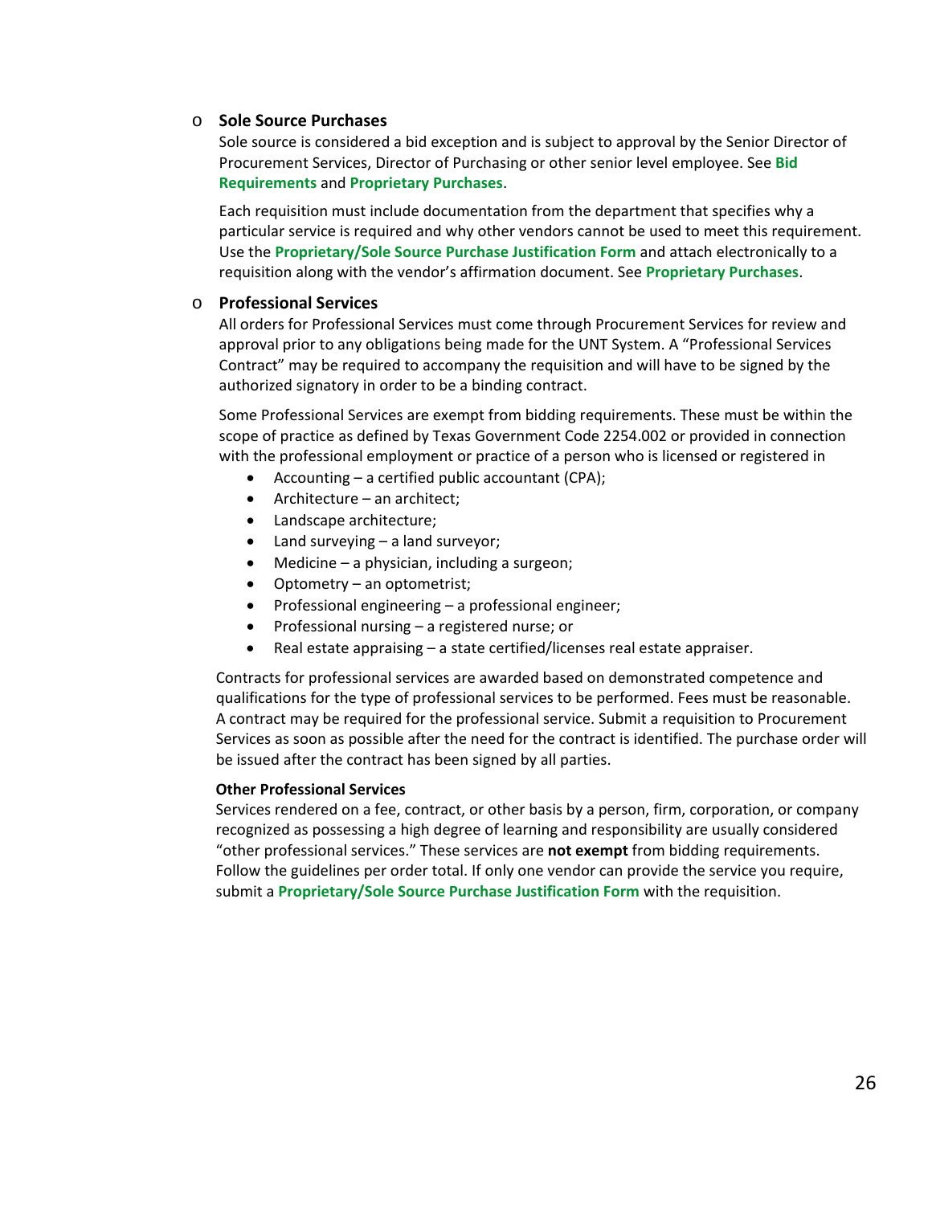- **Sole Source Purchases**

  Sole source is considered a bid exception and is subject to approval by the Senior Director of Procurement Services, Director of Purchasing or other senior level employee. See **Bid Requirements** and **Proprietary Purchases**.

  Each requisition must include documentation from the department that specifies why a particular service is required and why other vendors cannot be used to meet this requirement. Use the **Proprietary/Sole Source Purchase Justification Form** and attach electronically to a requisition along with the vendor's affirmation document. See **Proprietary Purchases**.

- **Professional Services**

  All orders for Professional Services must come through Procurement Services for review and approval prior to any obligations being made for the UNT System. A "Professional Services Contract" may be required to accompany the requisition and will have to be signed by the authorized signatory in order to be a binding contract.

  Some Professional Services are exempt from bidding requirements. These must be within the scope of practice as defined by Texas Government Code 2254.002 or provided in connection with the professional employment or practice of a person who is licensed or registered in

  - Accounting – a certified public accountant (CPA);
  - Architecture – an architect;
  - Landscape architecture;
  - Land surveying – a land surveyor;
  - Medicine – a physician, including a surgeon;
  - Optometry – an optometrist;
  - Professional engineering – a professional engineer;
  - Professional nursing – a registered nurse; or
  - Real estate appraising – a state certified/licenses real estate appraiser.

  Contracts for professional services are awarded based on demonstrated competence and qualifications for the type of professional services to be performed. Fees must be reasonable. A contract may be required for the professional service. Submit a requisition to Procurement Services as soon as possible after the need for the contract is identified. The purchase order will be issued after the contract has been signed by all parties.

  **Other Professional Services**

  Services rendered on a fee, contract, or other basis by a person, firm, corporation, or company recognized as possessing a high degree of learning and responsibility are usually considered "other professional services." These services are **not exempt** from bidding requirements. Follow the guidelines per order total. If only one vendor can provide the service you require, submit a **Proprietary/Sole Source Purchase Justification Form** with the requisition.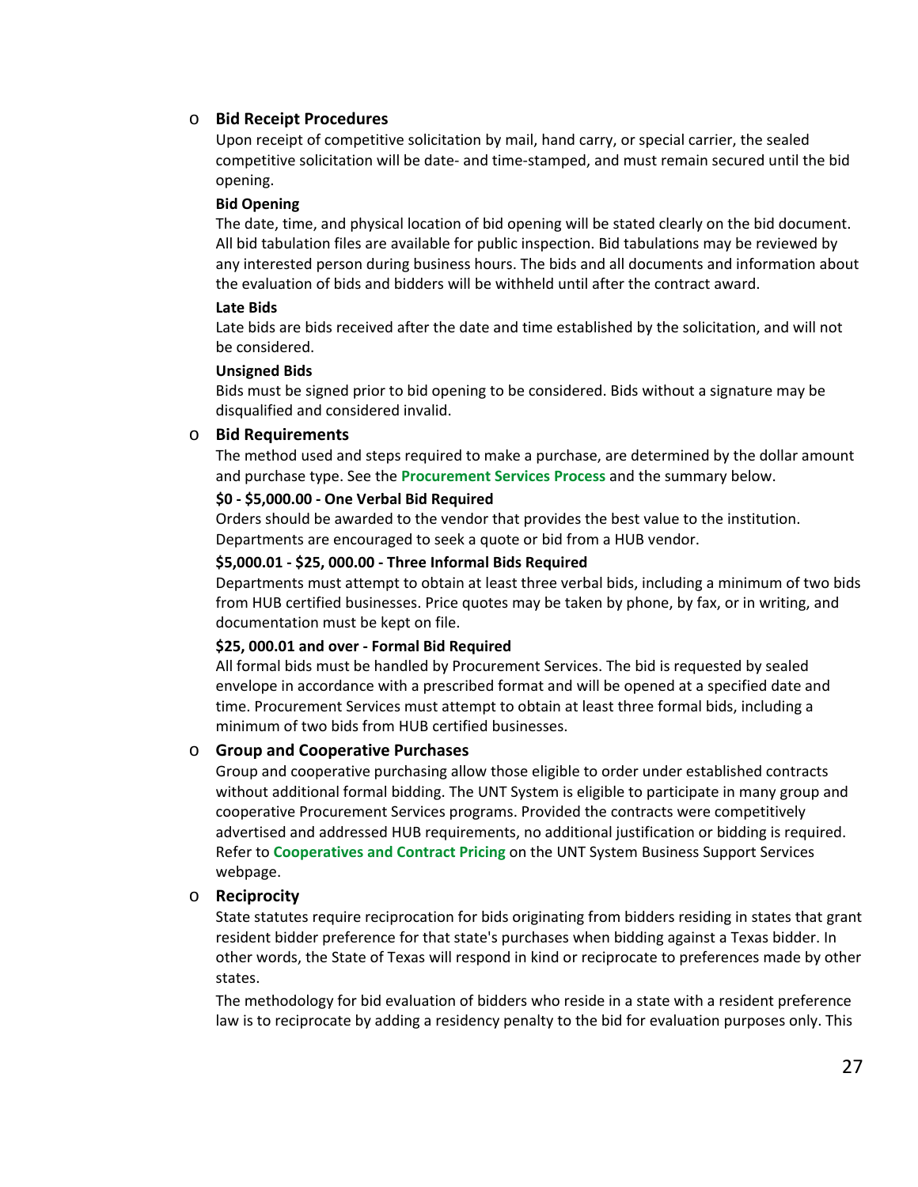- **Bid Receipt Procedures**

  Upon receipt of competitive solicitation by mail, hand carry, or special carrier, the sealed competitive solicitation will be date- and time-stamped, and must remain secured until the bid opening.

  **Bid Opening**

  The date, time, and physical location of bid opening will be stated clearly on the bid document. All bid tabulation files are available for public inspection. Bid tabulations may be reviewed by any interested person during business hours. The bids and all documents and information about the evaluation of bids and bidders will be withheld until after the contract award.

  **Late Bids**

  Late bids are bids received after the date and time established by the solicitation, and will not be considered.

  **Unsigned Bids**

  Bids must be signed prior to bid opening to be considered. Bids without a signature may be disqualified and considered invalid.

- **Bid Requirements**

  The method used and steps required to make a purchase, are determined by the dollar amount and purchase type. See the **Procurement Services Process** and the summary below.

  **$0 - $5,000.00 - One Verbal Bid Required**

  Orders should be awarded to the vendor that provides the best value to the institution. Departments are encouraged to seek a quote or bid from a HUB vendor.

  **$5,000.01 - $25, 000.00 - Three Informal Bids Required**

  Departments must attempt to obtain at least three verbal bids, including a minimum of two bids from HUB certified businesses. Price quotes may be taken by phone, by fax, or in writing, and documentation must be kept on file.

  **$25, 000.01 and over - Formal Bid Required**

  All formal bids must be handled by Procurement Services. The bid is requested by sealed envelope in accordance with a prescribed format and will be opened at a specified date and time. Procurement Services must attempt to obtain at least three formal bids, including a minimum of two bids from HUB certified businesses.

- **Group and Cooperative Purchases**

  Group and cooperative purchasing allow those eligible to order under established contracts without additional formal bidding. The UNT System is eligible to participate in many group and cooperative Procurement Services programs. Provided the contracts were competitively advertised and addressed HUB requirements, no additional justification or bidding is required. Refer to **Cooperatives and Contract Pricing** on the UNT System Business Support Services webpage.

- **Reciprocity**

  State statutes require reciprocation for bids originating from bidders residing in states that grant resident bidder preference for that state's purchases when bidding against a Texas bidder. In other words, the State of Texas will respond in kind or reciprocate to preferences made by other states.

  The methodology for bid evaluation of bidders who reside in a state with a resident preference law is to reciprocate by adding a residency penalty to the bid for evaluation purposes only. This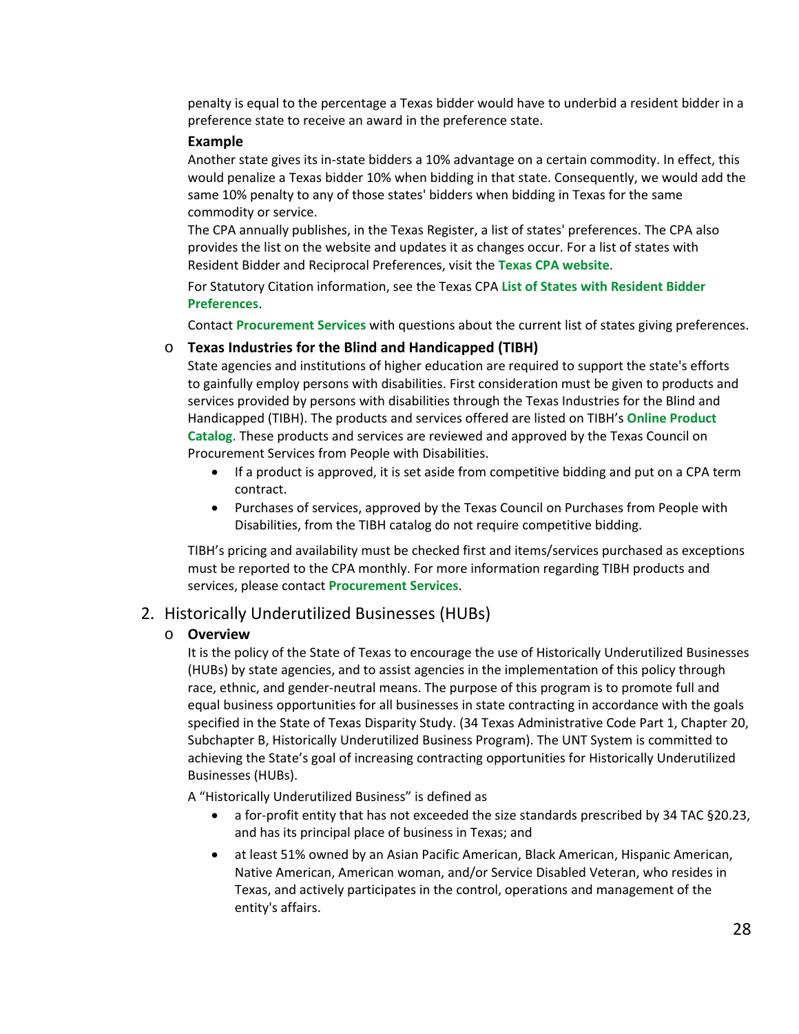penalty is equal to the percentage a Texas bidder would have to underbid a resident bidder in a preference state to receive an award in the preference state.

**Example**

Another state gives its in-state bidders a 10% advantage on a certain commodity. In effect, this would penalize a Texas bidder 10% when bidding in that state. Consequently, we would add the same 10% penalty to any of those states' bidders when bidding in Texas for the same commodity or service.

The CPA annually publishes, in the Texas Register, a list of states' preferences. The CPA also provides the list on the website and updates it as changes occur. For a list of states with Resident Bidder and Reciprocal Preferences, visit the **Texas CPA website**.

For Statutory Citation information, see the Texas CPA **List of States with Resident Bidder Preferences**.

Contact **Procurement Services** with questions about the current list of states giving preferences.

- **Texas Industries for the Blind and Handicapped (TIBH)**

  State agencies and institutions of higher education are required to support the state's efforts to gainfully employ persons with disabilities. First consideration must be given to products and services provided by persons with disabilities through the Texas Industries for the Blind and Handicapped (TIBH). The products and services offered are listed on TIBH's **Online Product Catalog**. These products and services are reviewed and approved by the Texas Council on Procurement Services from People with Disabilities.

  - If a product is approved, it is set aside from competitive bidding and put on a CPA term contract.
  - Purchases of services, approved by the Texas Council on Purchases from People with Disabilities, from the TIBH catalog do not require competitive bidding.

  TIBH's pricing and availability must be checked first and items/services purchased as exceptions must be reported to the CPA monthly. For more information regarding TIBH products and services, please contact **Procurement Services**.

## 2. Historically Underutilized Businesses (HUBs)

- **Overview**

  It is the policy of the State of Texas to encourage the use of Historically Underutilized Businesses (HUBs) by state agencies, and to assist agencies in the implementation of this policy through race, ethnic, and gender-neutral means. The purpose of this program is to promote full and equal business opportunities for all businesses in state contracting in accordance with the goals specified in the State of Texas Disparity Study. (34 Texas Administrative Code Part 1, Chapter 20, Subchapter B, Historically Underutilized Business Program). The UNT System is committed to achieving the State's goal of increasing contracting opportunities for Historically Underutilized Businesses (HUBs).

  A "Historically Underutilized Business" is defined as

  - a for-profit entity that has not exceeded the size standards prescribed by 34 TAC §20.23, and has its principal place of business in Texas; and
  - at least 51% owned by an Asian Pacific American, Black American, Hispanic American, Native American, American woman, and/or Service Disabled Veteran, who resides in Texas, and actively participates in the control, operations and management of the entity's affairs.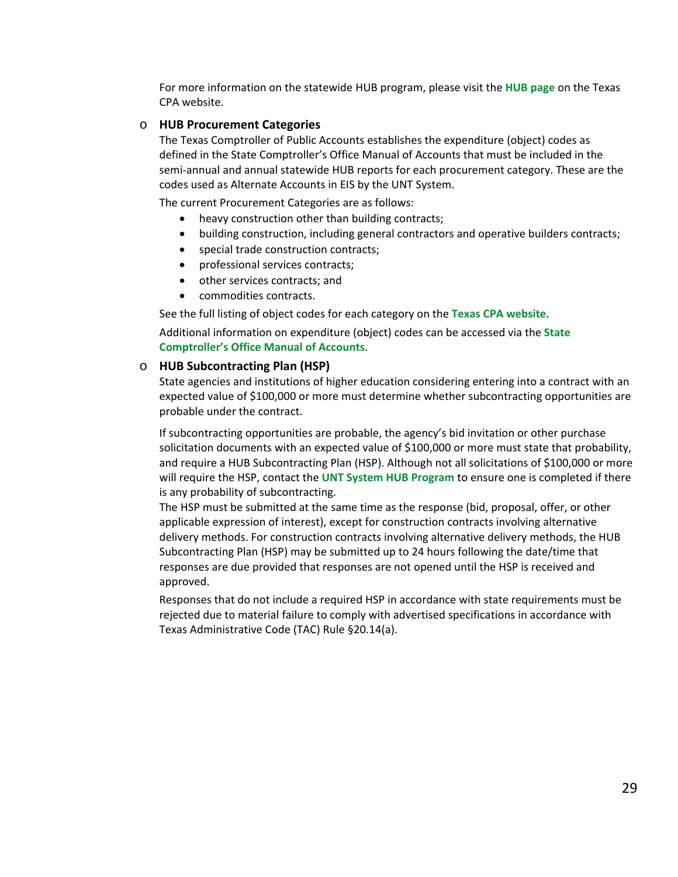For more information on the statewide HUB program, please visit the **HUB page** on the Texas CPA website.

- **HUB Procurement Categories**

  The Texas Comptroller of Public Accounts establishes the expenditure (object) codes as defined in the State Comptroller's Office Manual of Accounts that must be included in the semi-annual and annual statewide HUB reports for each procurement category. These are the codes used as Alternate Accounts in EIS by the UNT System.

  The current Procurement Categories are as follows:

  - heavy construction other than building contracts;
  - building construction, including general contractors and operative builders contracts;
  - special trade construction contracts;
  - professional services contracts;
  - other services contracts; and
  - commodities contracts.

  See the full listing of object codes for each category on the **Texas CPA website**.

  Additional information on expenditure (object) codes can be accessed via the **State Comptroller's Office Manual of Accounts**.

- **HUB Subcontracting Plan (HSP)**

  State agencies and institutions of higher education considering entering into a contract with an expected value of $100,000 or more must determine whether subcontracting opportunities are probable under the contract.

  If subcontracting opportunities are probable, the agency's bid invitation or other purchase solicitation documents with an expected value of $100,000 or more must state that probability, and require a HUB Subcontracting Plan (HSP). Although not all solicitations of $100,000 or more will require the HSP, contact the **UNT System HUB Program** to ensure one is completed if there is any probability of subcontracting.
  The HSP must be submitted at the same time as the response (bid, proposal, offer, or other applicable expression of interest), except for construction contracts involving alternative delivery methods. For construction contracts involving alternative delivery methods, the HUB Subcontracting Plan (HSP) may be submitted up to 24 hours following the date/time that responses are due provided that responses are not opened until the HSP is received and approved.

  Responses that do not include a required HSP in accordance with state requirements must be rejected due to material failure to comply with advertised specifications in accordance with Texas Administrative Code (TAC) Rule §20.14(a).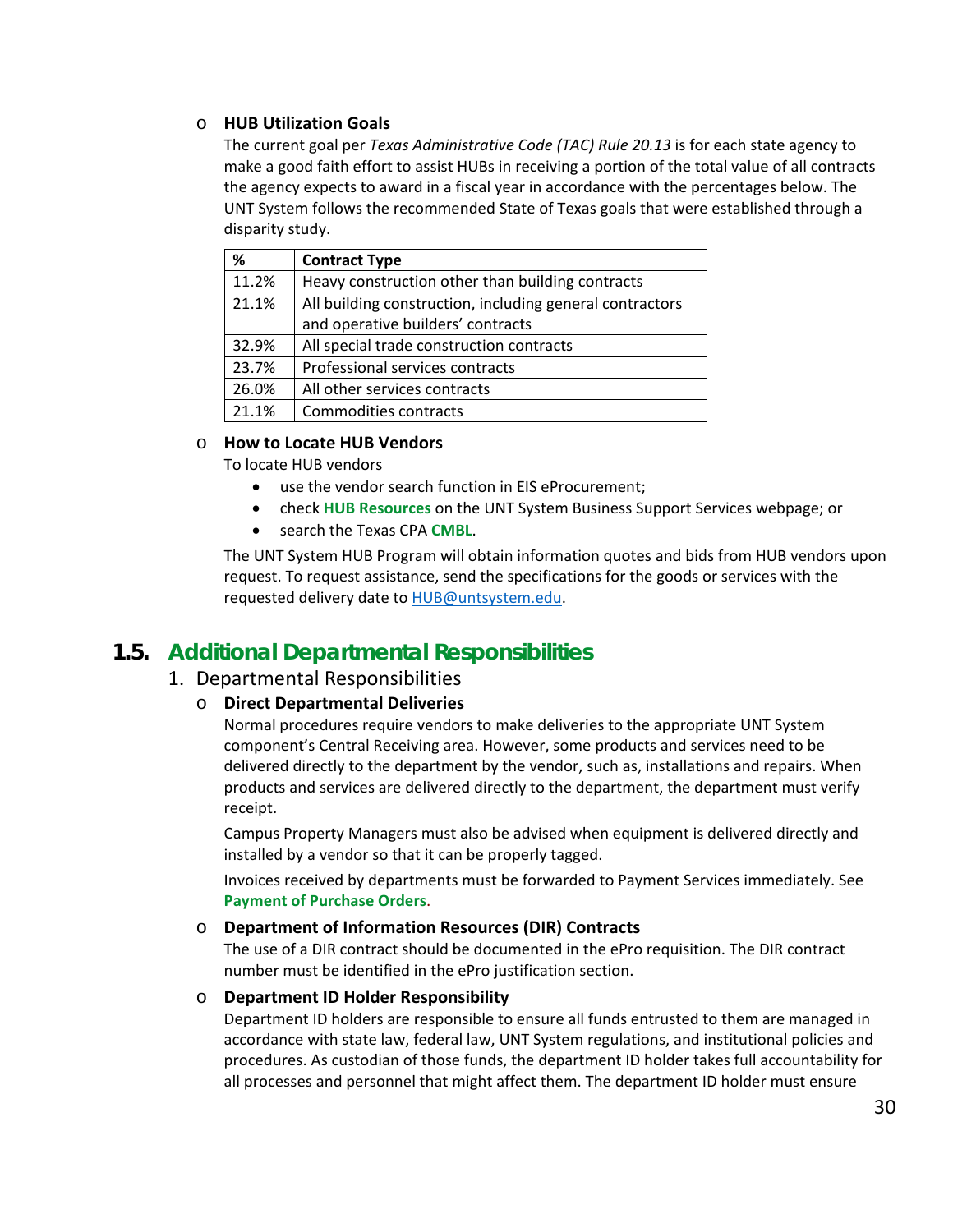- **HUB Utilization Goals**

  The current goal per *Texas Administrative Code (TAC) Rule 20.13* is for each state agency to make a good faith effort to assist HUBs in receiving a portion of the total value of all contracts the agency expects to award in a fiscal year in accordance with the percentages below. The UNT System follows the recommended State of Texas goals that were established through a disparity study.

  | % | Contract Type |
  |---|---|
  | 11.2% | Heavy construction other than building contracts |
  | 21.1% | All building construction, including general contractors and operative builders' contracts |
  | 32.9% | All special trade construction contracts |
  | 23.7% | Professional services contracts |
  | 26.0% | All other services contracts |
  | 21.1% | Commodities contracts |

- **How to Locate HUB Vendors**

  To locate HUB vendors
  - use the vendor search function in EIS eProcurement;
  - check **HUB Resources** on the UNT System Business Support Services webpage; or
  - search the Texas CPA **CMBL**.

  The UNT System HUB Program will obtain information quotes and bids from HUB vendors upon request. To request assistance, send the specifications for the goods or services with the requested delivery date to HUB@untsystem.edu.

## 1.5. Additional Departmental Responsibilities

1. Departmental Responsibilities
   - **Direct Departmental Deliveries**

     Normal procedures require vendors to make deliveries to the appropriate UNT System component's Central Receiving area. However, some products and services need to be delivered directly to the department by the vendor, such as, installations and repairs. When products and services are delivered directly to the department, the department must verify receipt.

     Campus Property Managers must also be advised when equipment is delivered directly and installed by a vendor so that it can be properly tagged.

     Invoices received by departments must be forwarded to Payment Services immediately. See **Payment of Purchase Orders**.

   - **Department of Information Resources (DIR) Contracts**

     The use of a DIR contract should be documented in the ePro requisition. The DIR contract number must be identified in the ePro justification section.

   - **Department ID Holder Responsibility**

     Department ID holders are responsible to ensure all funds entrusted to them are managed in accordance with state law, federal law, UNT System regulations, and institutional policies and procedures. As custodian of those funds, the department ID holder takes full accountability for all processes and personnel that might affect them. The department ID holder must ensure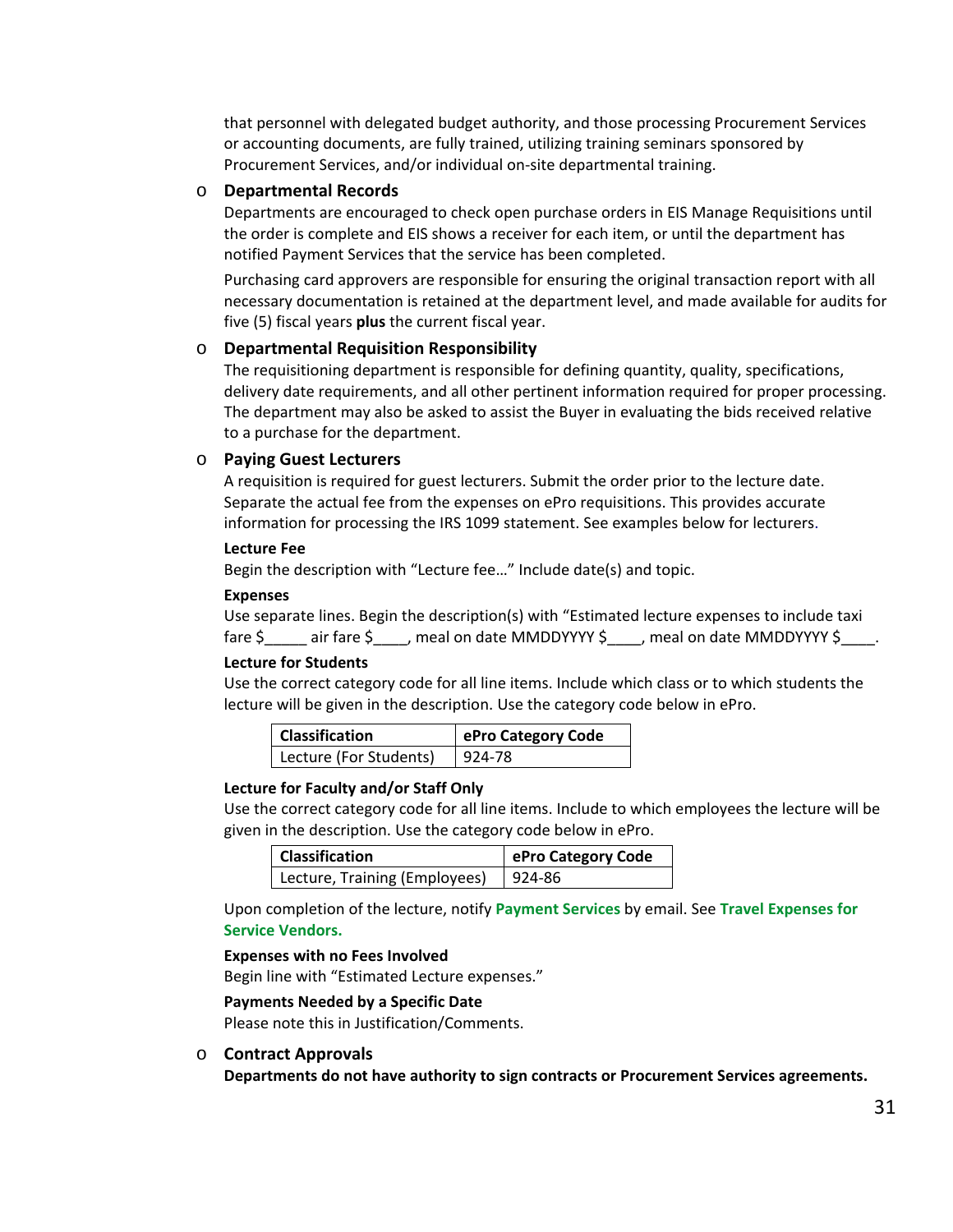that personnel with delegated budget authority, and those processing Procurement Services or accounting documents, are fully trained, utilizing training seminars sponsored by Procurement Services, and/or individual on-site departmental training.

- **Departmental Records**

  Departments are encouraged to check open purchase orders in EIS Manage Requisitions until the order is complete and EIS shows a receiver for each item, or until the department has notified Payment Services that the service has been completed.

  Purchasing card approvers are responsible for ensuring the original transaction report with all necessary documentation is retained at the department level, and made available for audits for five (5) fiscal years **plus** the current fiscal year.

- **Departmental Requisition Responsibility**

  The requisitioning department is responsible for defining quantity, quality, specifications, delivery date requirements, and all other pertinent information required for proper processing. The department may also be asked to assist the Buyer in evaluating the bids received relative to a purchase for the department.

- **Paying Guest Lecturers**

  A requisition is required for guest lecturers. Submit the order prior to the lecture date. Separate the actual fee from the expenses on ePro requisitions. This provides accurate information for processing the IRS 1099 statement. See examples below for lecturers.

  **Lecture Fee**

  Begin the description with "Lecture fee…" Include date(s) and topic.

  **Expenses**

  Use separate lines. Begin the description(s) with "Estimated lecture expenses to include taxi fare $_____ air fare $____, meal on date MMDDYYYY $____, meal on date MMDDYYYY $____.

  **Lecture for Students**

  Use the correct category code for all line items. Include which class or to which students the lecture will be given in the description. Use the category code below in ePro.

  | Classification | ePro Category Code |
  |---|---|
  | Lecture (For Students) | 924-78 |

  **Lecture for Faculty and/or Staff Only**

  Use the correct category code for all line items. Include to which employees the lecture will be given in the description. Use the category code below in ePro.

  | Classification | ePro Category Code |
  |---|---|
  | Lecture, Training (Employees) | 924-86 |

  Upon completion of the lecture, notify **Payment Services** by email. See **Travel Expenses for Service Vendors.**

  **Expenses with no Fees Involved**

  Begin line with "Estimated Lecture expenses."

  **Payments Needed by a Specific Date**

  Please note this in Justification/Comments.

- **Contract Approvals**

  **Departments do not have authority to sign contracts or Procurement Services agreements.**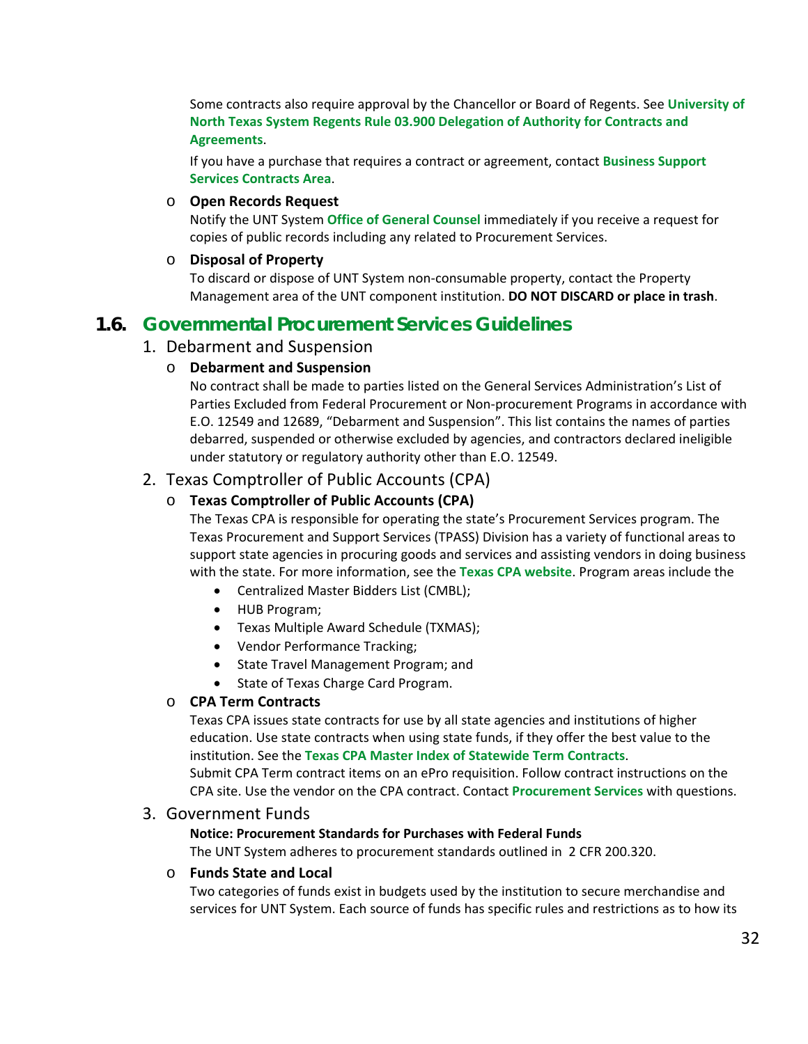Some contracts also require approval by the Chancellor or Board of Regents. See **University of North Texas System Regents Rule 03.900 Delegation of Authority for Contracts and Agreements**.

If you have a purchase that requires a contract or agreement, contact **Business Support Services Contracts Area**.

- **Open Records Request**
  Notify the UNT System **Office of General Counsel** immediately if you receive a request for copies of public records including any related to Procurement Services.

- **Disposal of Property**
  To discard or dispose of UNT System non-consumable property, contact the Property Management area of the UNT component institution. **DO NOT DISCARD or place in trash**.

## 1.6. Governmental Procurement Services Guidelines

1. Debarment and Suspension
   - **Debarment and Suspension**
     No contract shall be made to parties listed on the General Services Administration's List of Parties Excluded from Federal Procurement or Non-procurement Programs in accordance with E.O. 12549 and 12689, "Debarment and Suspension". This list contains the names of parties debarred, suspended or otherwise excluded by agencies, and contractors declared ineligible under statutory or regulatory authority other than E.O. 12549.

2. Texas Comptroller of Public Accounts (CPA)
   - **Texas Comptroller of Public Accounts (CPA)**
     The Texas CPA is responsible for operating the state's Procurement Services program. The Texas Procurement and Support Services (TPASS) Division has a variety of functional areas to support state agencies in procuring goods and services and assisting vendors in doing business with the state. For more information, see the **Texas CPA website**. Program areas include the
     - Centralized Master Bidders List (CMBL);
     - HUB Program;
     - Texas Multiple Award Schedule (TXMAS);
     - Vendor Performance Tracking;
     - State Travel Management Program; and
     - State of Texas Charge Card Program.
   - **CPA Term Contracts**
     Texas CPA issues state contracts for use by all state agencies and institutions of higher education. Use state contracts when using state funds, if they offer the best value to the institution. See the **Texas CPA Master Index of Statewide Term Contracts**.
     Submit CPA Term contract items on an ePro requisition. Follow contract instructions on the CPA site. Use the vendor on the CPA contract. Contact **Procurement Services** with questions.

3. Government Funds

   **Notice: Procurement Standards for Purchases with Federal Funds**
   The UNT System adheres to procurement standards outlined in 2 CFR 200.320.

   - **Funds State and Local**
     Two categories of funds exist in budgets used by the institution to secure merchandise and services for UNT System. Each source of funds has specific rules and restrictions as to how its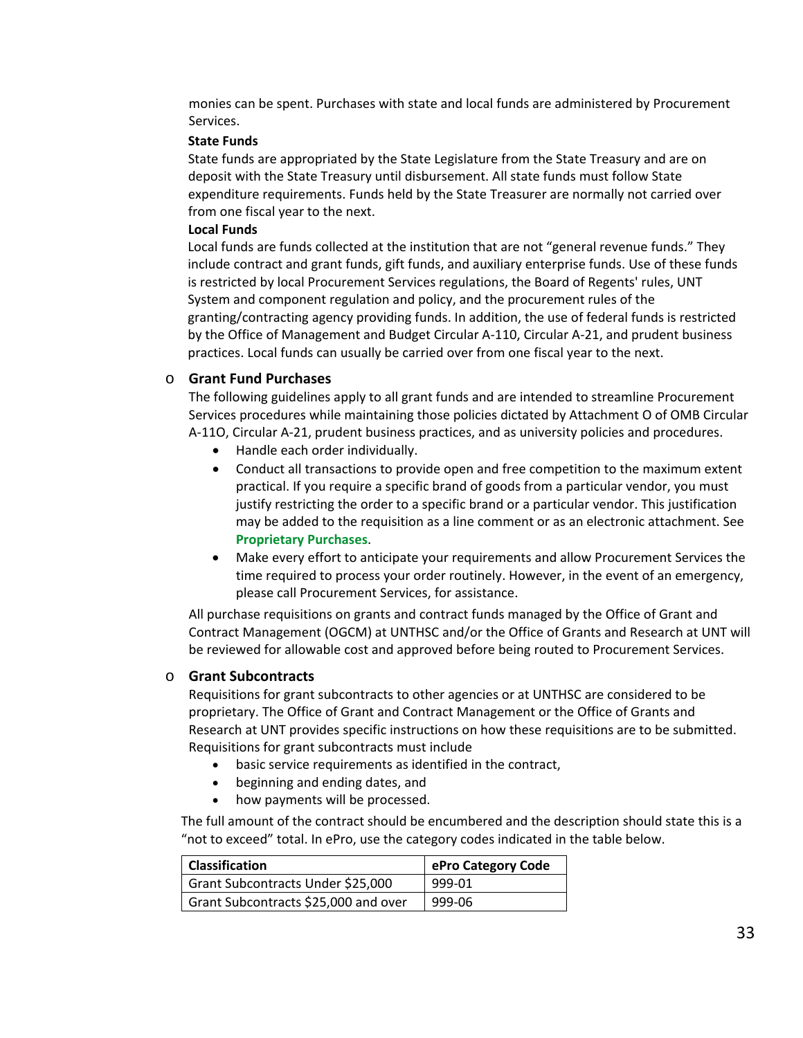monies can be spent. Purchases with state and local funds are administered by Procurement Services.

**State Funds**

State funds are appropriated by the State Legislature from the State Treasury and are on deposit with the State Treasury until disbursement. All state funds must follow State expenditure requirements. Funds held by the State Treasurer are normally not carried over from one fiscal year to the next.

**Local Funds**

Local funds are funds collected at the institution that are not "general revenue funds." They include contract and grant funds, gift funds, and auxiliary enterprise funds. Use of these funds is restricted by local Procurement Services regulations, the Board of Regents' rules, UNT System and component regulation and policy, and the procurement rules of the granting/contracting agency providing funds. In addition, the use of federal funds is restricted by the Office of Management and Budget Circular A-110, Circular A-21, and prudent business practices. Local funds can usually be carried over from one fiscal year to the next.

- **Grant Fund Purchases**

  The following guidelines apply to all grant funds and are intended to streamline Procurement Services procedures while maintaining those policies dictated by Attachment O of OMB Circular A-11O, Circular A-21, prudent business practices, and as university policies and procedures.

  - Handle each order individually.
  - Conduct all transactions to provide open and free competition to the maximum extent practical. If you require a specific brand of goods from a particular vendor, you must justify restricting the order to a specific brand or a particular vendor. This justification may be added to the requisition as a line comment or as an electronic attachment. See **Proprietary Purchases**.
  - Make every effort to anticipate your requirements and allow Procurement Services the time required to process your order routinely. However, in the event of an emergency, please call Procurement Services, for assistance.

  All purchase requisitions on grants and contract funds managed by the Office of Grant and Contract Management (OGCM) at UNTHSC and/or the Office of Grants and Research at UNT will be reviewed for allowable cost and approved before being routed to Procurement Services.

- **Grant Subcontracts**

  Requisitions for grant subcontracts to other agencies or at UNTHSC are considered to be proprietary. The Office of Grant and Contract Management or the Office of Grants and Research at UNT provides specific instructions on how these requisitions are to be submitted. Requisitions for grant subcontracts must include

  - basic service requirements as identified in the contract,
  - beginning and ending dates, and
  - how payments will be processed.

The full amount of the contract should be encumbered and the description should state this is a "not to exceed" total. In ePro, use the category codes indicated in the table below.

| Classification | ePro Category Code |
|---|---|
| Grant Subcontracts Under $25,000 | 999-01 |
| Grant Subcontracts $25,000 and over | 999-06 |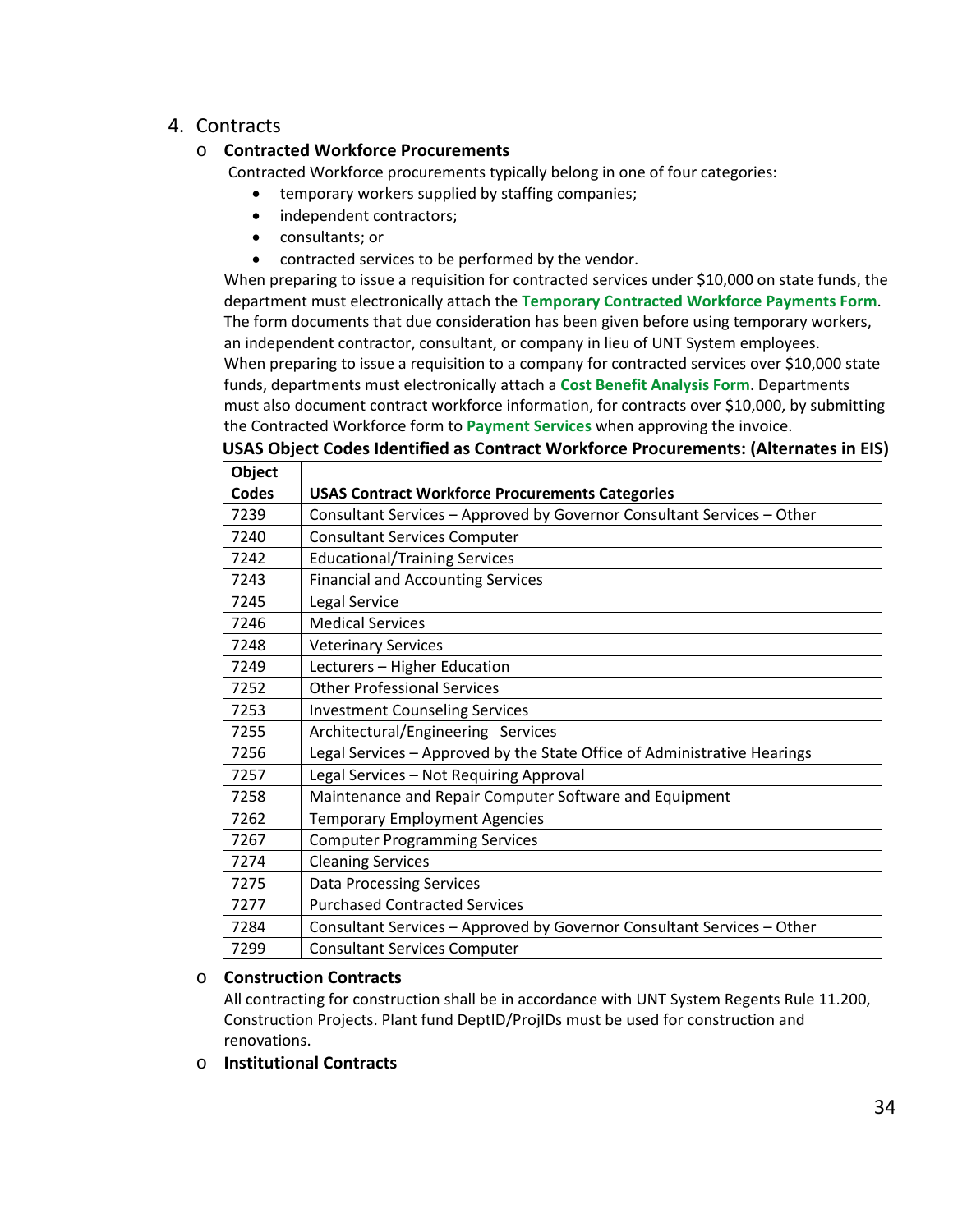## 4. Contracts

- **Contracted Workforce Procurements**

  Contracted Workforce procurements typically belong in one of four categories:

  - temporary workers supplied by staffing companies;
  - independent contractors;
  - consultants; or
  - contracted services to be performed by the vendor.

  When preparing to issue a requisition for contracted services under $10,000 on state funds, the department must electronically attach the **Temporary Contracted Workforce Payments Form**. The form documents that due consideration has been given before using temporary workers, an independent contractor, consultant, or company in lieu of UNT System employees.

  When preparing to issue a requisition to a company for contracted services over $10,000 state funds, departments must electronically attach a **Cost Benefit Analysis Form**. Departments must also document contract workforce information, for contracts over $10,000, by submitting the Contracted Workforce form to **Payment Services** when approving the invoice.

  **USAS Object Codes Identified as Contract Workforce Procurements: (Alternates in EIS)**

| Object Codes | USAS Contract Workforce Procurements Categories |
|---|---|
| 7239 | Consultant Services – Approved by Governor Consultant Services – Other |
| 7240 | Consultant Services Computer |
| 7242 | Educational/Training Services |
| 7243 | Financial and Accounting Services |
| 7245 | Legal Service |
| 7246 | Medical Services |
| 7248 | Veterinary Services |
| 7249 | Lecturers – Higher Education |
| 7252 | Other Professional Services |
| 7253 | Investment Counseling Services |
| 7255 | Architectural/Engineering Services |
| 7256 | Legal Services – Approved by the State Office of Administrative Hearings |
| 7257 | Legal Services – Not Requiring Approval |
| 7258 | Maintenance and Repair Computer Software and Equipment |
| 7262 | Temporary Employment Agencies |
| 7267 | Computer Programming Services |
| 7274 | Cleaning Services |
| 7275 | Data Processing Services |
| 7277 | Purchased Contracted Services |
| 7284 | Consultant Services – Approved by Governor Consultant Services – Other |
| 7299 | Consultant Services Computer |

- **Construction Contracts**

  All contracting for construction shall be in accordance with UNT System Regents Rule 11.200, Construction Projects. Plant fund DeptID/ProjIDs must be used for construction and renovations.

- **Institutional Contracts**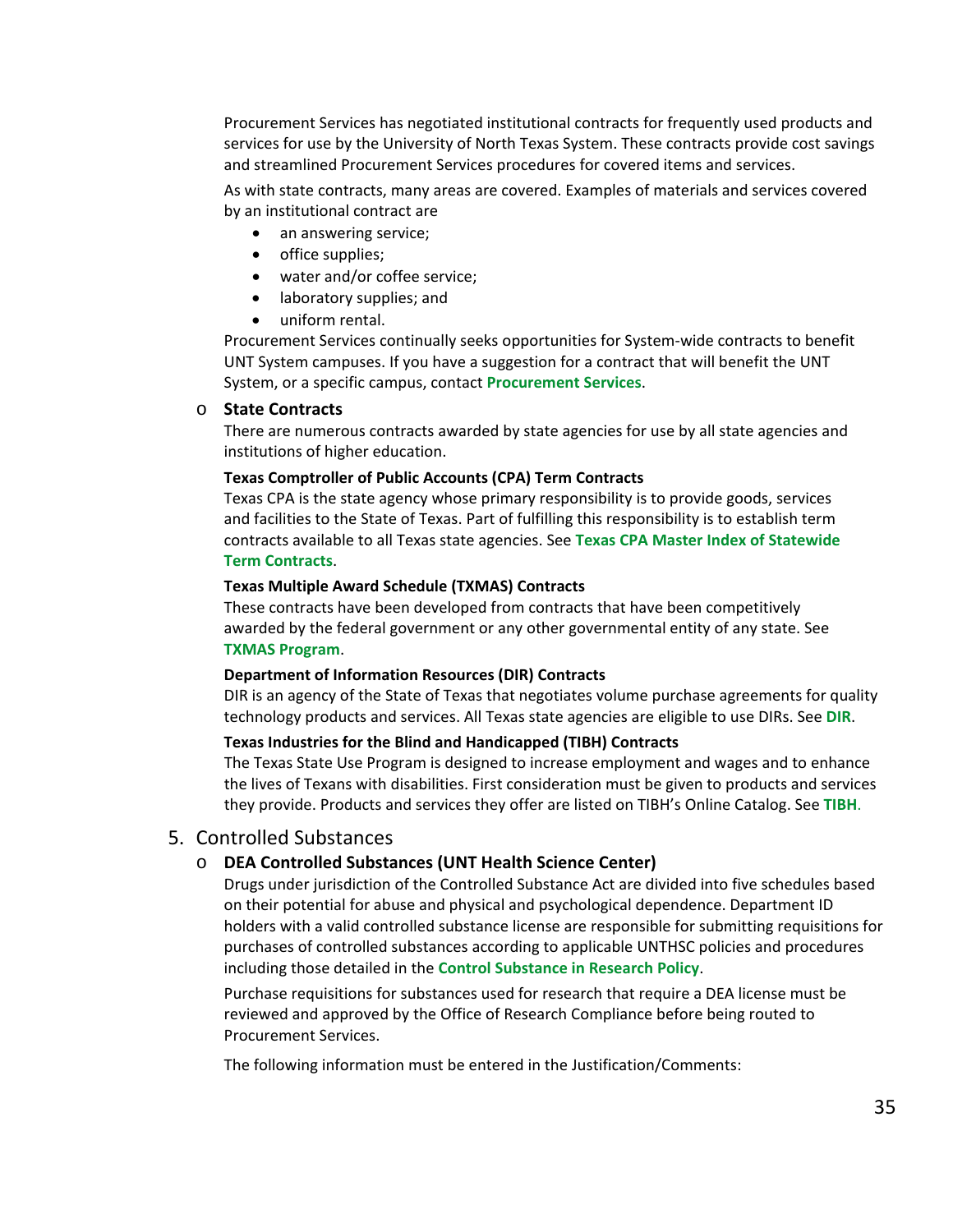Procurement Services has negotiated institutional contracts for frequently used products and services for use by the University of North Texas System. These contracts provide cost savings and streamlined Procurement Services procedures for covered items and services.

As with state contracts, many areas are covered. Examples of materials and services covered by an institutional contract are

- an answering service;
- office supplies;
- water and/or coffee service;
- laboratory supplies; and
- uniform rental.

Procurement Services continually seeks opportunities for System-wide contracts to benefit UNT System campuses. If you have a suggestion for a contract that will benefit the UNT System, or a specific campus, contact **Procurement Services**.

- **State Contracts**

  There are numerous contracts awarded by state agencies for use by all state agencies and institutions of higher education.

  **Texas Comptroller of Public Accounts (CPA) Term Contracts**

  Texas CPA is the state agency whose primary responsibility is to provide goods, services and facilities to the State of Texas. Part of fulfilling this responsibility is to establish term contracts available to all Texas state agencies. See **Texas CPA Master Index of Statewide Term Contracts**.

  **Texas Multiple Award Schedule (TXMAS) Contracts**

  These contracts have been developed from contracts that have been competitively awarded by the federal government or any other governmental entity of any state. See **TXMAS Program**.

  **Department of Information Resources (DIR) Contracts**

  DIR is an agency of the State of Texas that negotiates volume purchase agreements for quality technology products and services. All Texas state agencies are eligible to use DIRs. See **DIR**.

  **Texas Industries for the Blind and Handicapped (TIBH) Contracts**

  The Texas State Use Program is designed to increase employment and wages and to enhance the lives of Texans with disabilities. First consideration must be given to products and services they provide. Products and services they offer are listed on TIBH's Online Catalog. See **TIBH**.

## 5. Controlled Substances

- **DEA Controlled Substances (UNT Health Science Center)**

  Drugs under jurisdiction of the Controlled Substance Act are divided into five schedules based on their potential for abuse and physical and psychological dependence. Department ID holders with a valid controlled substance license are responsible for submitting requisitions for purchases of controlled substances according to applicable UNTHSC policies and procedures including those detailed in the **Control Substance in Research Policy**.

  Purchase requisitions for substances used for research that require a DEA license must be reviewed and approved by the Office of Research Compliance before being routed to Procurement Services.

  The following information must be entered in the Justification/Comments: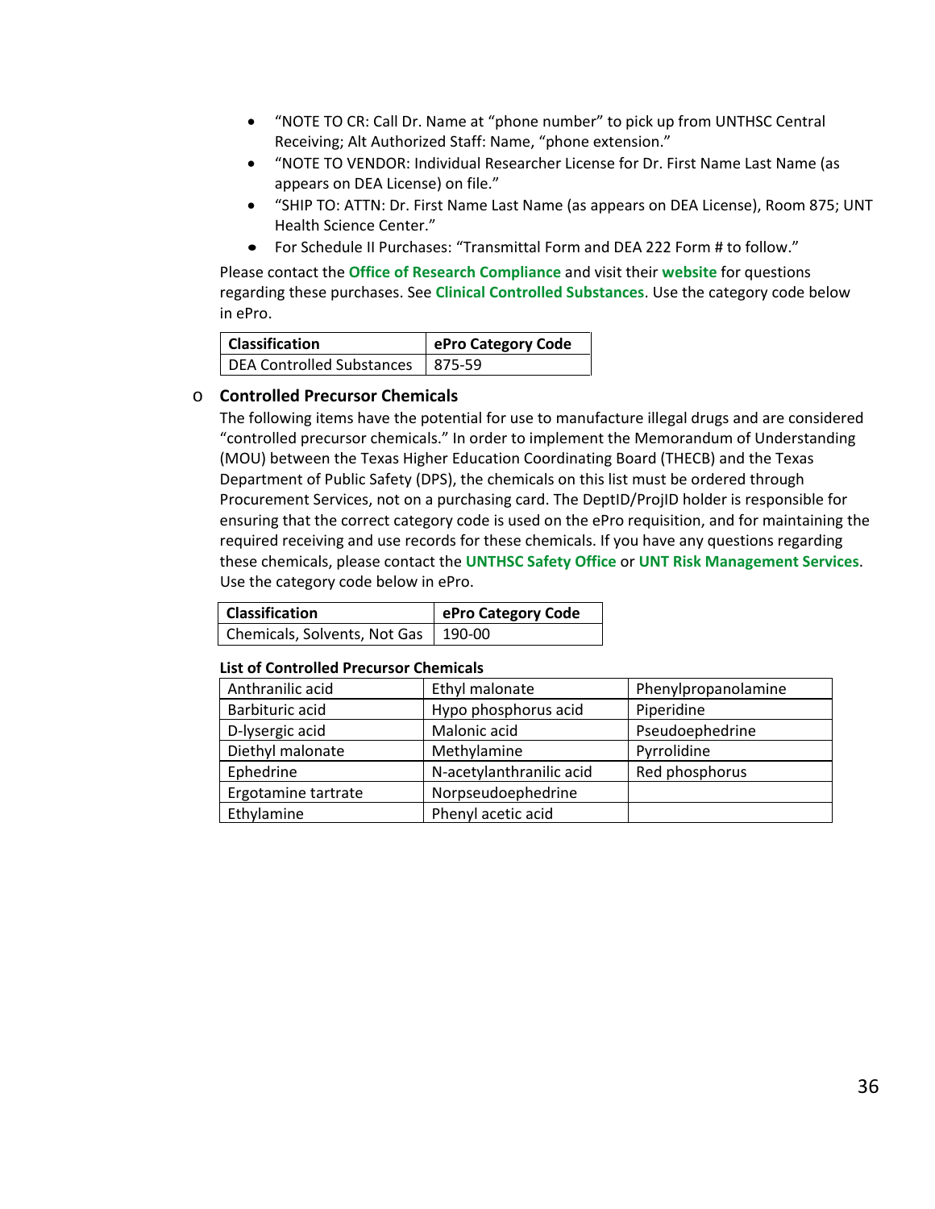- "NOTE TO CR: Call Dr. Name at "phone number" to pick up from UNTHSC Central Receiving; Alt Authorized Staff: Name, "phone extension."
- "NOTE TO VENDOR: Individual Researcher License for Dr. First Name Last Name (as appears on DEA License) on file."
- "SHIP TO: ATTN: Dr. First Name Last Name (as appears on DEA License), Room 875; UNT Health Science Center."
- For Schedule II Purchases: "Transmittal Form and DEA 222 Form # to follow."

Please contact the **Office of Research Compliance** and visit their **website** for questions regarding these purchases. See **Clinical Controlled Substances**. Use the category code below in ePro.

| Classification | ePro Category Code |
|---|---|
| DEA Controlled Substances | 875-59 |

- **Controlled Precursor Chemicals**

  The following items have the potential for use to manufacture illegal drugs and are considered "controlled precursor chemicals." In order to implement the Memorandum of Understanding (MOU) between the Texas Higher Education Coordinating Board (THECB) and the Texas Department of Public Safety (DPS), the chemicals on this list must be ordered through Procurement Services, not on a purchasing card. The DeptID/ProjID holder is responsible for ensuring that the correct category code is used on the ePro requisition, and for maintaining the required receiving and use records for these chemicals. If you have any questions regarding these chemicals, please contact the **UNTHSC Safety Office** or **UNT Risk Management Services**. Use the category code below in ePro.

| Classification | ePro Category Code |
|---|---|
| Chemicals, Solvents, Not Gas | 190-00 |

**List of Controlled Precursor Chemicals**

| | | |
|---|---|---|
| Anthranilic acid | Ethyl malonate | Phenylpropanolamine |
| Barbituric acid | Hypo phosphorus acid | Piperidine |
| D-lysergic acid | Malonic acid | Pseudoephedrine |
| Diethyl malonate | Methylamine | Pyrrolidine |
| Ephedrine | N-acetylanthranilic acid | Red phosphorus |
| Ergotamine tartrate | Norpseudoephedrine | |
| Ethylamine | Phenyl acetic acid | |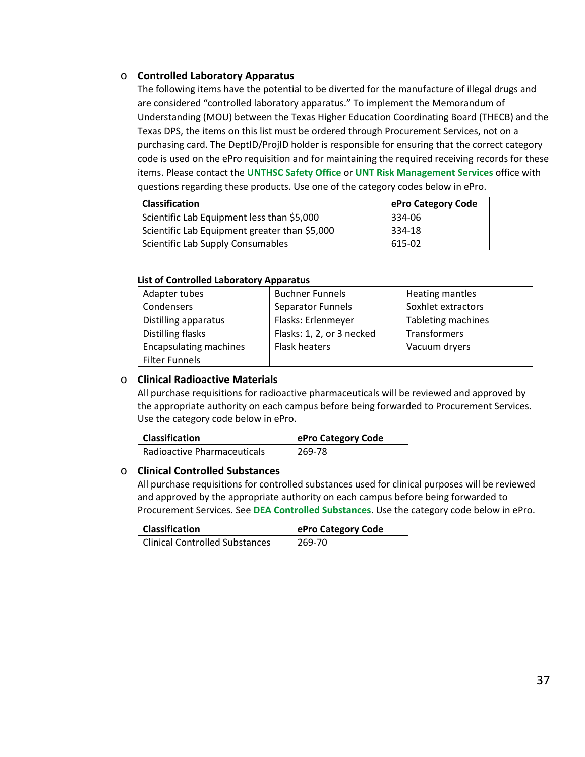- **Controlled Laboratory Apparatus**

  The following items have the potential to be diverted for the manufacture of illegal drugs and are considered "controlled laboratory apparatus." To implement the Memorandum of Understanding (MOU) between the Texas Higher Education Coordinating Board (THECB) and the Texas DPS, the items on this list must be ordered through Procurement Services, not on a purchasing card. The DeptID/ProjID holder is responsible for ensuring that the correct category code is used on the ePro requisition and for maintaining the required receiving records for these items. Please contact the **UNTHSC Safety Office** or **UNT Risk Management Services** office with questions regarding these products. Use one of the category codes below in ePro.

| Classification | ePro Category Code |
|---|---|
| Scientific Lab Equipment less than $5,000 | 334-06 |
| Scientific Lab Equipment greater than $5,000 | 334-18 |
| Scientific Lab Supply Consumables | 615-02 |

**List of Controlled Laboratory Apparatus**

| | | |
|---|---|---|
| Adapter tubes | Buchner Funnels | Heating mantles |
| Condensers | Separator Funnels | Soxhlet extractors |
| Distilling apparatus | Flasks: Erlenmeyer | Tableting machines |
| Distilling flasks | Flasks: 1, 2, or 3 necked | Transformers |
| Encapsulating machines | Flask heaters | Vacuum dryers |
| Filter Funnels | | |

- **Clinical Radioactive Materials**

  All purchase requisitions for radioactive pharmaceuticals will be reviewed and approved by the appropriate authority on each campus before being forwarded to Procurement Services. Use the category code below in ePro.

| Classification | ePro Category Code |
|---|---|
| Radioactive Pharmaceuticals | 269-78 |

- **Clinical Controlled Substances**

  All purchase requisitions for controlled substances used for clinical purposes will be reviewed and approved by the appropriate authority on each campus before being forwarded to Procurement Services. See **DEA Controlled Substances**. Use the category code below in ePro.

| Classification | ePro Category Code |
|---|---|
| Clinical Controlled Substances | 269-70 |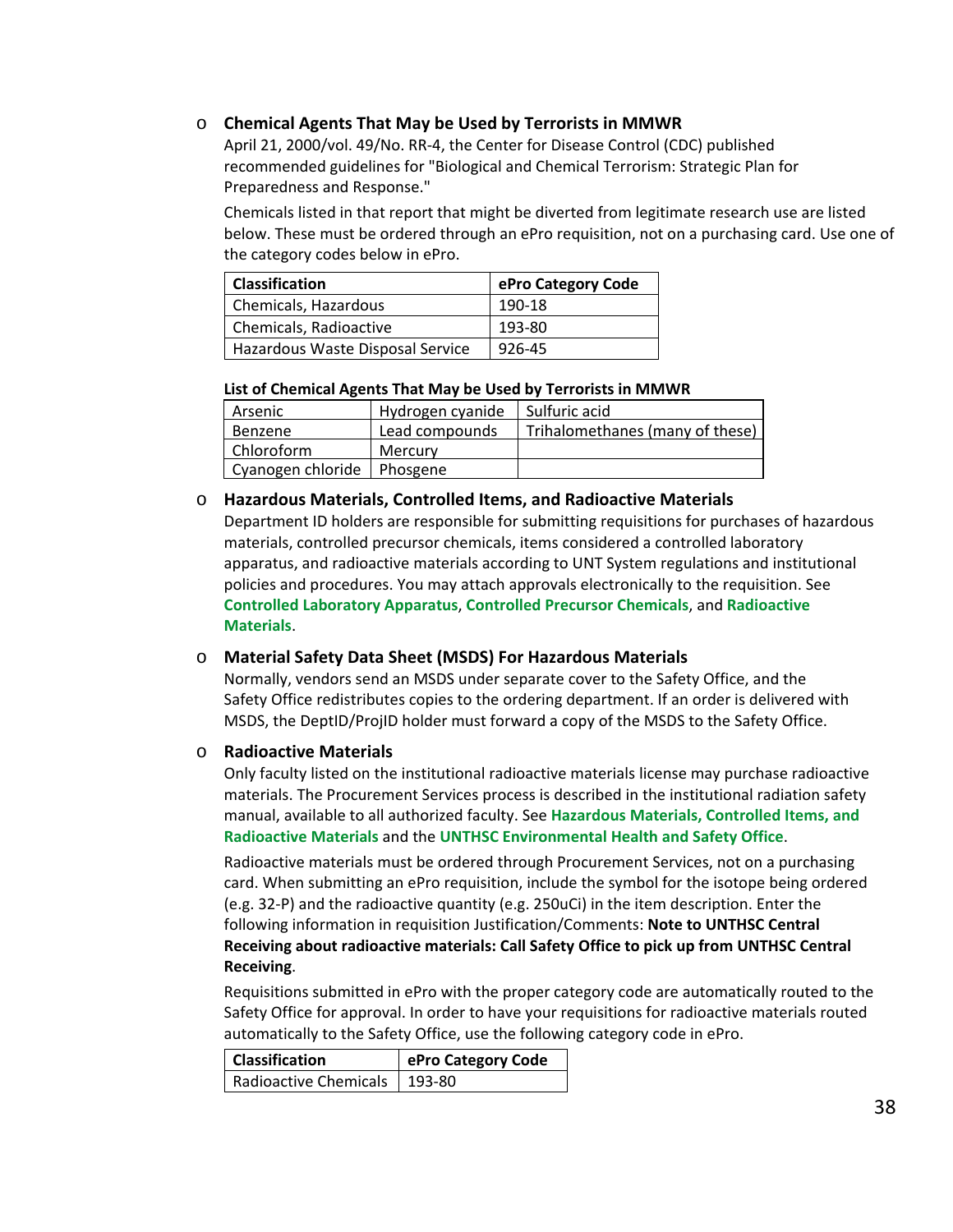- **Chemical Agents That May be Used by Terrorists in MMWR**

  April 21, 2000/vol. 49/No. RR-4, the Center for Disease Control (CDC) published recommended guidelines for "Biological and Chemical Terrorism: Strategic Plan for Preparedness and Response."

  Chemicals listed in that report that might be diverted from legitimate research use are listed below. These must be ordered through an ePro requisition, not on a purchasing card. Use one of the category codes below in ePro.

| Classification | ePro Category Code |
|---|---|
| Chemicals, Hazardous | 190-18 |
| Chemicals, Radioactive | 193-80 |
| Hazardous Waste Disposal Service | 926-45 |

**List of Chemical Agents That May be Used by Terrorists in MMWR**

| | | |
|---|---|---|
| Arsenic | Hydrogen cyanide | Sulfuric acid |
| Benzene | Lead compounds | Trihalomethanes (many of these) |
| Chloroform | Mercury | |
| Cyanogen chloride | Phosgene | |

- **Hazardous Materials, Controlled Items, and Radioactive Materials**

  Department ID holders are responsible for submitting requisitions for purchases of hazardous materials, controlled precursor chemicals, items considered a controlled laboratory apparatus, and radioactive materials according to UNT System regulations and institutional policies and procedures. You may attach approvals electronically to the requisition. See **Controlled Laboratory Apparatus**, **Controlled Precursor Chemicals**, and **Radioactive Materials**.

- **Material Safety Data Sheet (MSDS) For Hazardous Materials**

  Normally, vendors send an MSDS under separate cover to the Safety Office, and the Safety Office redistributes copies to the ordering department. If an order is delivered with MSDS, the DeptID/ProjID holder must forward a copy of the MSDS to the Safety Office.

- **Radioactive Materials**

  Only faculty listed on the institutional radioactive materials license may purchase radioactive materials. The Procurement Services process is described in the institutional radiation safety manual, available to all authorized faculty. See **Hazardous Materials, Controlled Items, and Radioactive Materials** and the **UNTHSC Environmental Health and Safety Office**.

  Radioactive materials must be ordered through Procurement Services, not on a purchasing card. When submitting an ePro requisition, include the symbol for the isotope being ordered (e.g. 32-P) and the radioactive quantity (e.g. 250uCi) in the item description. Enter the following information in requisition Justification/Comments: **Note to UNTHSC Central Receiving about radioactive materials: Call Safety Office to pick up from UNTHSC Central Receiving**.

  Requisitions submitted in ePro with the proper category code are automatically routed to the Safety Office for approval. In order to have your requisitions for radioactive materials routed automatically to the Safety Office, use the following category code in ePro.

| Classification | ePro Category Code |
|---|---|
| Radioactive Chemicals | 193-80 |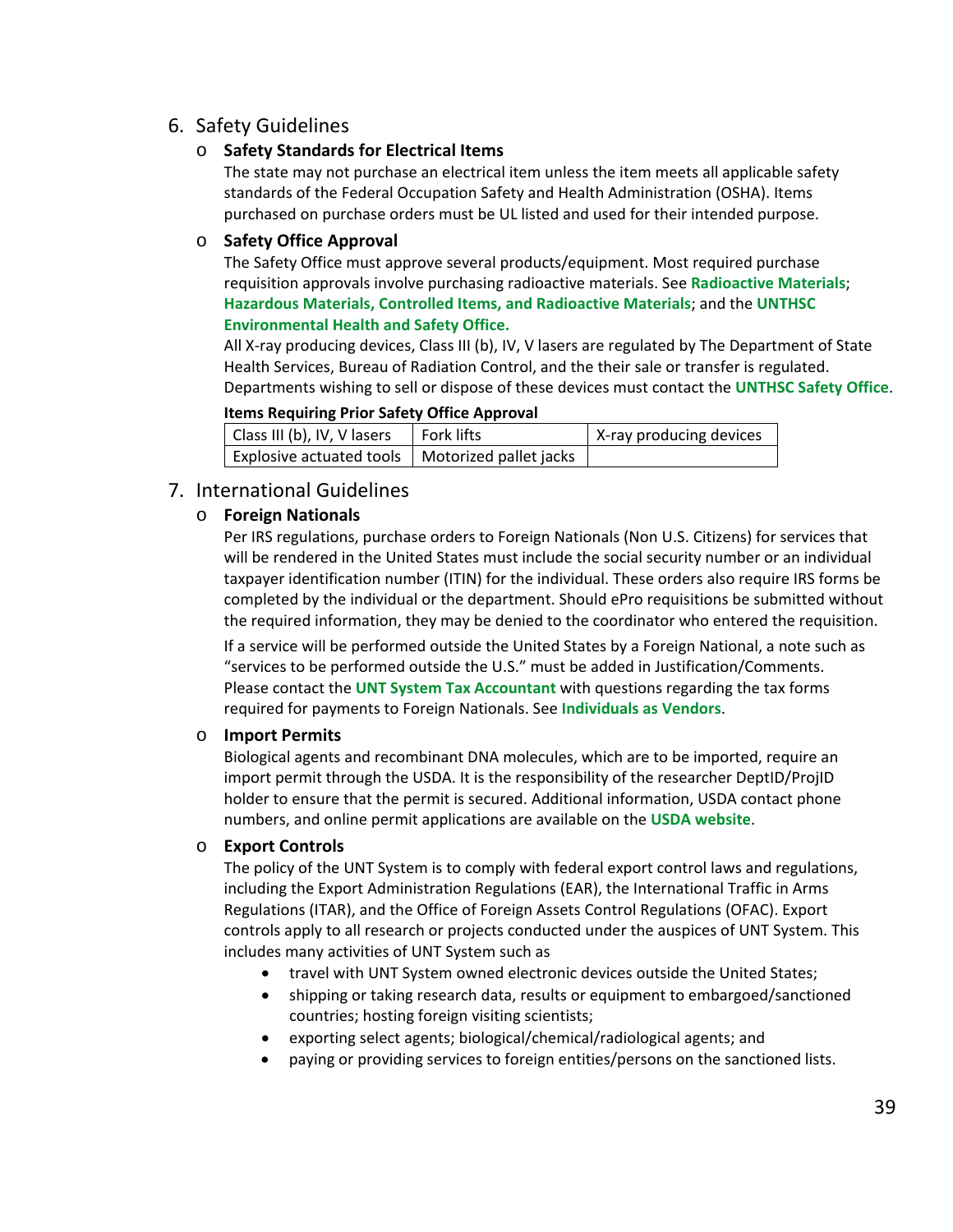## 6. Safety Guidelines

- **Safety Standards for Electrical Items**

  The state may not purchase an electrical item unless the item meets all applicable safety standards of the Federal Occupation Safety and Health Administration (OSHA). Items purchased on purchase orders must be UL listed and used for their intended purpose.

- **Safety Office Approval**

  The Safety Office must approve several products/equipment. Most required purchase requisition approvals involve purchasing radioactive materials. See **Radioactive Materials**; **Hazardous Materials, Controlled Items, and Radioactive Materials**; and the **UNTHSC Environmental Health and Safety Office.**

  All X-ray producing devices, Class III (b), IV, V lasers are regulated by The Department of State Health Services, Bureau of Radiation Control, and the their sale or transfer is regulated. Departments wishing to sell or dispose of these devices must contact the **UNTHSC Safety Office**.

  **Items Requiring Prior Safety Office Approval**

  | | | |
  |---|---|---|
  | Class III (b), IV, V lasers | Fork lifts | X-ray producing devices |
  | Explosive actuated tools | Motorized pallet jacks | |

## 7. International Guidelines

- **Foreign Nationals**

  Per IRS regulations, purchase orders to Foreign Nationals (Non U.S. Citizens) for services that will be rendered in the United States must include the social security number or an individual taxpayer identification number (ITIN) for the individual. These orders also require IRS forms be completed by the individual or the department. Should ePro requisitions be submitted without the required information, they may be denied to the coordinator who entered the requisition.

  If a service will be performed outside the United States by a Foreign National, a note such as "services to be performed outside the U.S." must be added in Justification/Comments. Please contact the **UNT System Tax Accountant** with questions regarding the tax forms required for payments to Foreign Nationals. See **Individuals as Vendors**.

- **Import Permits**

  Biological agents and recombinant DNA molecules, which are to be imported, require an import permit through the USDA. It is the responsibility of the researcher DeptID/ProjID holder to ensure that the permit is secured. Additional information, USDA contact phone numbers, and online permit applications are available on the **USDA website**.

- **Export Controls**

  The policy of the UNT System is to comply with federal export control laws and regulations, including the Export Administration Regulations (EAR), the International Traffic in Arms Regulations (ITAR), and the Office of Foreign Assets Control Regulations (OFAC). Export controls apply to all research or projects conducted under the auspices of UNT System. This includes many activities of UNT System such as

  - travel with UNT System owned electronic devices outside the United States;
  - shipping or taking research data, results or equipment to embargoed/sanctioned countries; hosting foreign visiting scientists;
  - exporting select agents; biological/chemical/radiological agents; and
  - paying or providing services to foreign entities/persons on the sanctioned lists.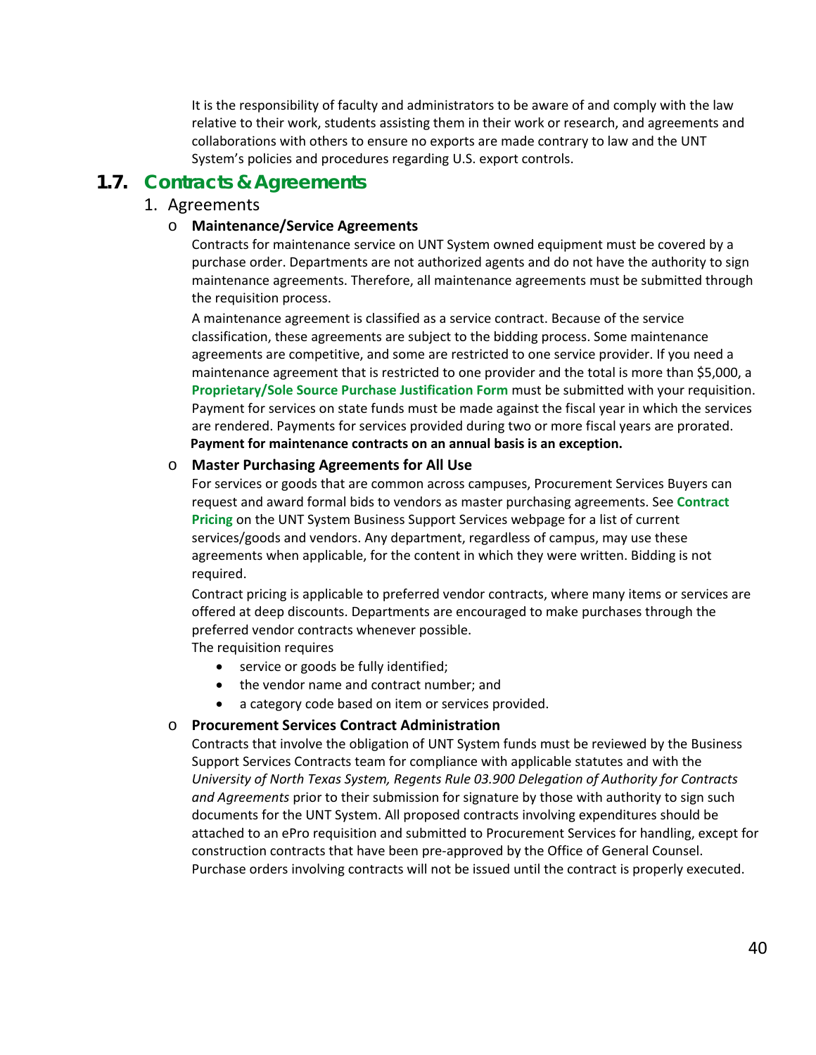It is the responsibility of faculty and administrators to be aware of and comply with the law relative to their work, students assisting them in their work or research, and agreements and collaborations with others to ensure no exports are made contrary to law and the UNT System's policies and procedures regarding U.S. export controls.

## 1.7. Contracts & Agreements

1. Agreements

   - **Maintenance/Service Agreements**

     Contracts for maintenance service on UNT System owned equipment must be covered by a purchase order. Departments are not authorized agents and do not have the authority to sign maintenance agreements. Therefore, all maintenance agreements must be submitted through the requisition process.

     A maintenance agreement is classified as a service contract. Because of the service classification, these agreements are subject to the bidding process. Some maintenance agreements are competitive, and some are restricted to one service provider. If you need a maintenance agreement that is restricted to one provider and the total is more than $5,000, a **Proprietary/Sole Source Purchase Justification Form** must be submitted with your requisition. Payment for services on state funds must be made against the fiscal year in which the services are rendered. Payments for services provided during two or more fiscal years are prorated. **Payment for maintenance contracts on an annual basis is an exception.**

   - **Master Purchasing Agreements for All Use**

     For services or goods that are common across campuses, Procurement Services Buyers can request and award formal bids to vendors as master purchasing agreements. See **Contract Pricing** on the UNT System Business Support Services webpage for a list of current services/goods and vendors. Any department, regardless of campus, may use these agreements when applicable, for the content in which they were written. Bidding is not required.

     Contract pricing is applicable to preferred vendor contracts, where many items or services are offered at deep discounts. Departments are encouraged to make purchases through the preferred vendor contracts whenever possible.

     The requisition requires

     - service or goods be fully identified;
     - the vendor name and contract number; and
     - a category code based on item or services provided.

   - **Procurement Services Contract Administration**

     Contracts that involve the obligation of UNT System funds must be reviewed by the Business Support Services Contracts team for compliance with applicable statutes and with the *University of North Texas System, Regents Rule 03.900 Delegation of Authority for Contracts and Agreements* prior to their submission for signature by those with authority to sign such documents for the UNT System. All proposed contracts involving expenditures should be attached to an ePro requisition and submitted to Procurement Services for handling, except for construction contracts that have been pre-approved by the Office of General Counsel. Purchase orders involving contracts will not be issued until the contract is properly executed.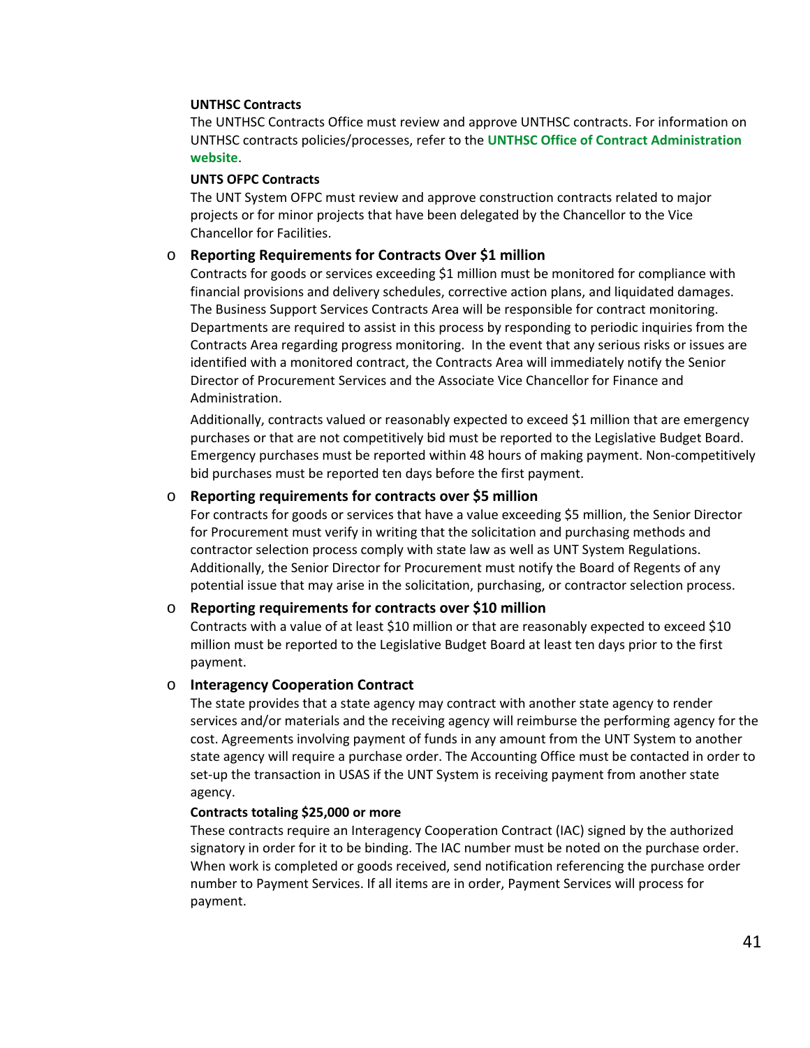**UNTHSC Contracts**

The UNTHSC Contracts Office must review and approve UNTHSC contracts. For information on UNTHSC contracts policies/processes, refer to the **UNTHSC Office of Contract Administration website**.

**UNTS OFPC Contracts**

The UNT System OFPC must review and approve construction contracts related to major projects or for minor projects that have been delegated by the Chancellor to the Vice Chancellor for Facilities.

- **Reporting Requirements for Contracts Over $1 million**

  Contracts for goods or services exceeding $1 million must be monitored for compliance with financial provisions and delivery schedules, corrective action plans, and liquidated damages. The Business Support Services Contracts Area will be responsible for contract monitoring. Departments are required to assist in this process by responding to periodic inquiries from the Contracts Area regarding progress monitoring. In the event that any serious risks or issues are identified with a monitored contract, the Contracts Area will immediately notify the Senior Director of Procurement Services and the Associate Vice Chancellor for Finance and Administration.

  Additionally, contracts valued or reasonably expected to exceed $1 million that are emergency purchases or that are not competitively bid must be reported to the Legislative Budget Board. Emergency purchases must be reported within 48 hours of making payment. Non-competitively bid purchases must be reported ten days before the first payment.

- **Reporting requirements for contracts over $5 million**

  For contracts for goods or services that have a value exceeding $5 million, the Senior Director for Procurement must verify in writing that the solicitation and purchasing methods and contractor selection process comply with state law as well as UNT System Regulations. Additionally, the Senior Director for Procurement must notify the Board of Regents of any potential issue that may arise in the solicitation, purchasing, or contractor selection process.

- **Reporting requirements for contracts over $10 million**

  Contracts with a value of at least $10 million or that are reasonably expected to exceed $10 million must be reported to the Legislative Budget Board at least ten days prior to the first payment.

- **Interagency Cooperation Contract**

  The state provides that a state agency may contract with another state agency to render services and/or materials and the receiving agency will reimburse the performing agency for the cost. Agreements involving payment of funds in any amount from the UNT System to another state agency will require a purchase order. The Accounting Office must be contacted in order to set-up the transaction in USAS if the UNT System is receiving payment from another state agency.

  **Contracts totaling $25,000 or more**

  These contracts require an Interagency Cooperation Contract (IAC) signed by the authorized signatory in order for it to be binding. The IAC number must be noted on the purchase order. When work is completed or goods received, send notification referencing the purchase order number to Payment Services. If all items are in order, Payment Services will process for payment.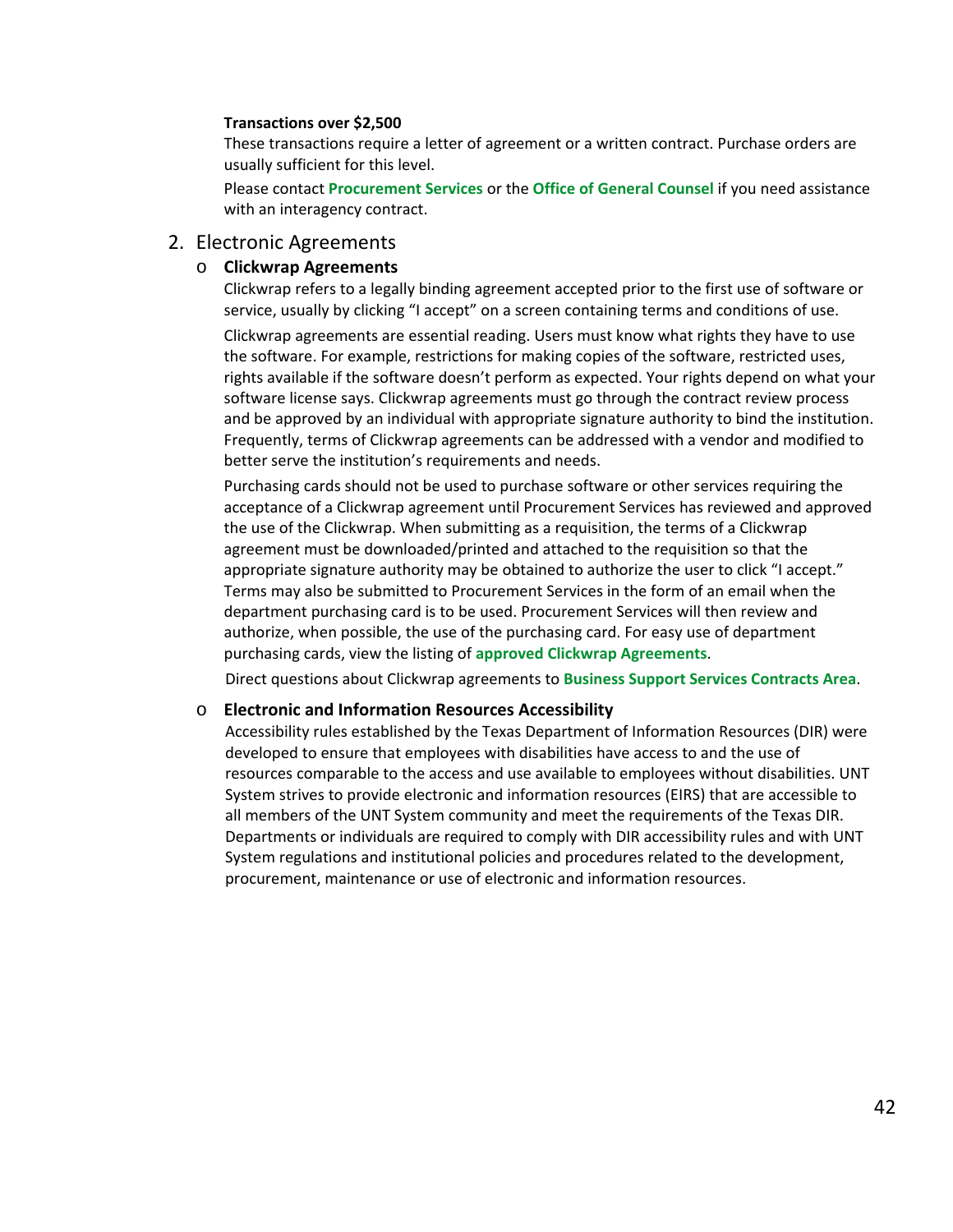**Transactions over $2,500**

These transactions require a letter of agreement or a written contract. Purchase orders are usually sufficient for this level.

Please contact **Procurement Services** or the **Office of General Counsel** if you need assistance with an interagency contract.

## 2. Electronic Agreements

- **Clickwrap Agreements**

  Clickwrap refers to a legally binding agreement accepted prior to the first use of software or service, usually by clicking "I accept" on a screen containing terms and conditions of use.

  Clickwrap agreements are essential reading. Users must know what rights they have to use the software. For example, restrictions for making copies of the software, restricted uses, rights available if the software doesn't perform as expected. Your rights depend on what your software license says. Clickwrap agreements must go through the contract review process and be approved by an individual with appropriate signature authority to bind the institution. Frequently, terms of Clickwrap agreements can be addressed with a vendor and modified to better serve the institution's requirements and needs.

  Purchasing cards should not be used to purchase software or other services requiring the acceptance of a Clickwrap agreement until Procurement Services has reviewed and approved the use of the Clickwrap. When submitting as a requisition, the terms of a Clickwrap agreement must be downloaded/printed and attached to the requisition so that the appropriate signature authority may be obtained to authorize the user to click "I accept." Terms may also be submitted to Procurement Services in the form of an email when the department purchasing card is to be used. Procurement Services will then review and authorize, when possible, the use of the purchasing card. For easy use of department purchasing cards, view the listing of **approved Clickwrap Agreements**.

  Direct questions about Clickwrap agreements to **Business Support Services Contracts Area**.

- **Electronic and Information Resources Accessibility**

  Accessibility rules established by the Texas Department of Information Resources (DIR) were developed to ensure that employees with disabilities have access to and the use of resources comparable to the access and use available to employees without disabilities. UNT System strives to provide electronic and information resources (EIRS) that are accessible to all members of the UNT System community and meet the requirements of the Texas DIR. Departments or individuals are required to comply with DIR accessibility rules and with UNT System regulations and institutional policies and procedures related to the development, procurement, maintenance or use of electronic and information resources.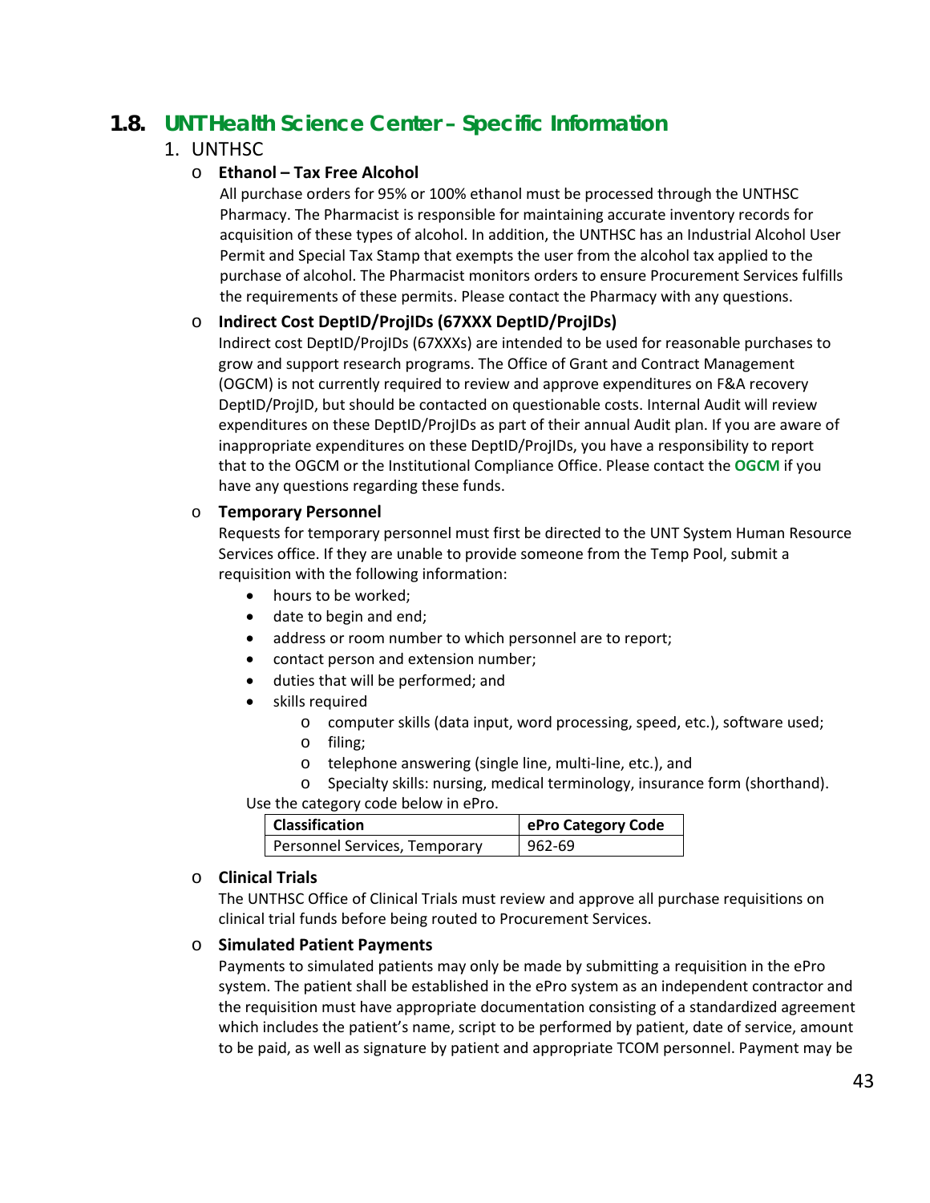## 1.8. UNT Health Science Center – Specific Information

1. UNTHSC

   - **Ethanol – Tax Free Alcohol**

     All purchase orders for 95% or 100% ethanol must be processed through the UNTHSC Pharmacy. The Pharmacist is responsible for maintaining accurate inventory records for acquisition of these types of alcohol. In addition, the UNTHSC has an Industrial Alcohol User Permit and Special Tax Stamp that exempts the user from the alcohol tax applied to the purchase of alcohol. The Pharmacist monitors orders to ensure Procurement Services fulfills the requirements of these permits. Please contact the Pharmacy with any questions.

   - **Indirect Cost DeptID/ProjIDs (67XXX DeptID/ProjIDs)**

     Indirect cost DeptID/ProjIDs (67XXXs) are intended to be used for reasonable purchases to grow and support research programs. The Office of Grant and Contract Management (OGCM) is not currently required to review and approve expenditures on F&A recovery DeptID/ProjID, but should be contacted on questionable costs. Internal Audit will review expenditures on these DeptID/ProjIDs as part of their annual Audit plan. If you are aware of inappropriate expenditures on these DeptID/ProjIDs, you have a responsibility to report that to the OGCM or the Institutional Compliance Office. Please contact the **OGCM** if you have any questions regarding these funds.

   - **Temporary Personnel**

     Requests for temporary personnel must first be directed to the UNT System Human Resource Services office. If they are unable to provide someone from the Temp Pool, submit a requisition with the following information:

     - hours to be worked;
     - date to begin and end;
     - address or room number to which personnel are to report;
     - contact person and extension number;
     - duties that will be performed; and
     - skills required
       - computer skills (data input, word processing, speed, etc.), software used;
       - filing;
       - telephone answering (single line, multi-line, etc.), and
       - Specialty skills: nursing, medical terminology, insurance form (shorthand).

     Use the category code below in ePro.

     | Classification | ePro Category Code |
     |---|---|
     | Personnel Services, Temporary | 962-69 |

   - **Clinical Trials**

     The UNTHSC Office of Clinical Trials must review and approve all purchase requisitions on clinical trial funds before being routed to Procurement Services.

   - **Simulated Patient Payments**

     Payments to simulated patients may only be made by submitting a requisition in the ePro system. The patient shall be established in the ePro system as an independent contractor and the requisition must have appropriate documentation consisting of a standardized agreement which includes the patient's name, script to be performed by patient, date of service, amount to be paid, as well as signature by patient and appropriate TCOM personnel. Payment may be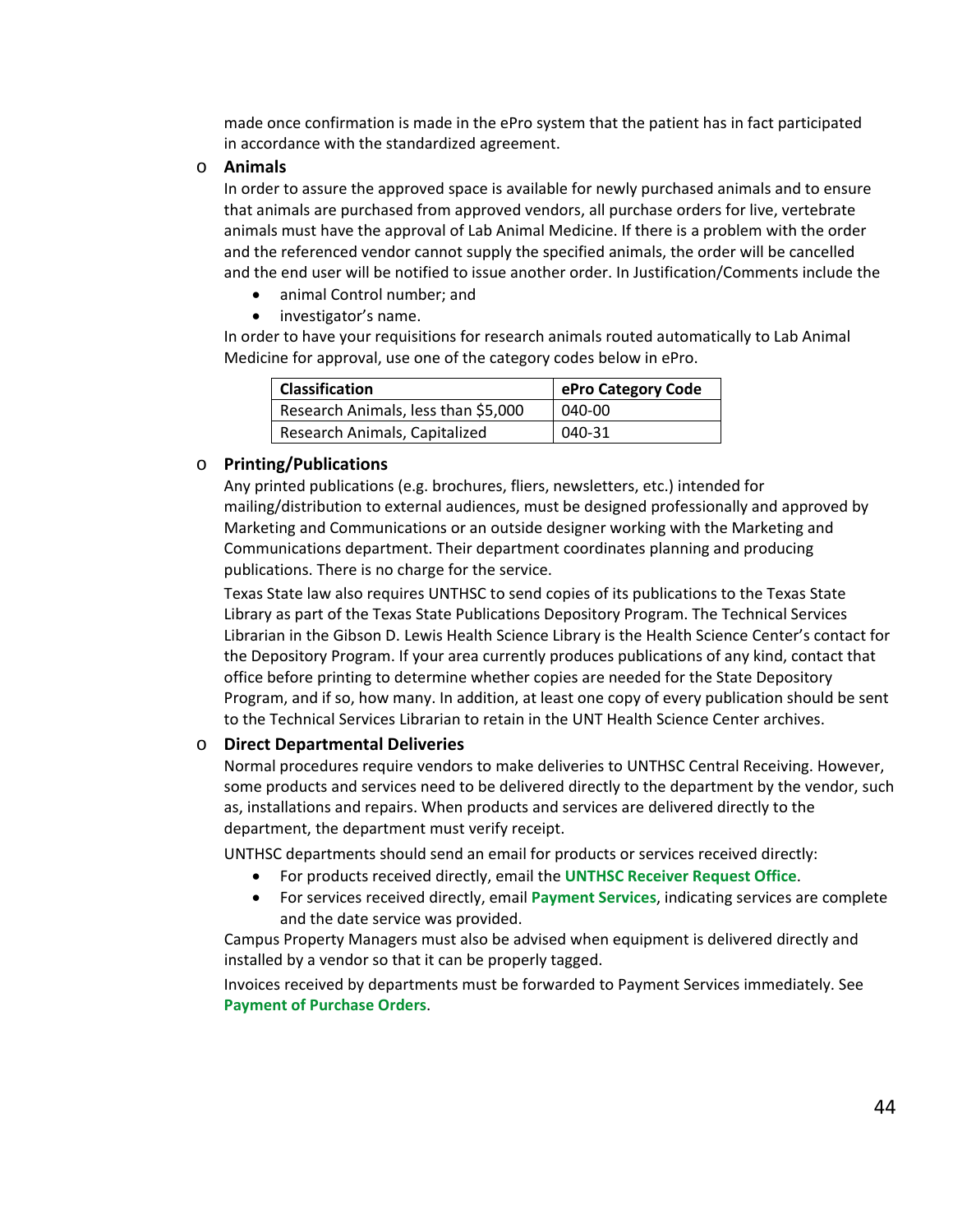made once confirmation is made in the ePro system that the patient has in fact participated in accordance with the standardized agreement.

- **Animals**

  In order to assure the approved space is available for newly purchased animals and to ensure that animals are purchased from approved vendors, all purchase orders for live, vertebrate animals must have the approval of Lab Animal Medicine. If there is a problem with the order and the referenced vendor cannot supply the specified animals, the order will be cancelled and the end user will be notified to issue another order. In Justification/Comments include the

  - animal Control number; and
  - investigator's name.

  In order to have your requisitions for research animals routed automatically to Lab Animal Medicine for approval, use one of the category codes below in ePro.

  | Classification | ePro Category Code |
  | --- | --- |
  | Research Animals, less than $5,000 | 040-00 |
  | Research Animals, Capitalized | 040-31 |

- **Printing/Publications**

  Any printed publications (e.g. brochures, fliers, newsletters, etc.) intended for mailing/distribution to external audiences, must be designed professionally and approved by Marketing and Communications or an outside designer working with the Marketing and Communications department. Their department coordinates planning and producing publications. There is no charge for the service.

  Texas State law also requires UNTHSC to send copies of its publications to the Texas State Library as part of the Texas State Publications Depository Program. The Technical Services Librarian in the Gibson D. Lewis Health Science Library is the Health Science Center's contact for the Depository Program. If your area currently produces publications of any kind, contact that office before printing to determine whether copies are needed for the State Depository Program, and if so, how many. In addition, at least one copy of every publication should be sent to the Technical Services Librarian to retain in the UNT Health Science Center archives.

- **Direct Departmental Deliveries**

  Normal procedures require vendors to make deliveries to UNTHSC Central Receiving. However, some products and services need to be delivered directly to the department by the vendor, such as, installations and repairs. When products and services are delivered directly to the department, the department must verify receipt.

  UNTHSC departments should send an email for products or services received directly:

  - For products received directly, email the **UNTHSC Receiver Request Office**.
  - For services received directly, email **Payment Services**, indicating services are complete and the date service was provided.

  Campus Property Managers must also be advised when equipment is delivered directly and installed by a vendor so that it can be properly tagged.

  Invoices received by departments must be forwarded to Payment Services immediately. See **Payment of Purchase Orders**.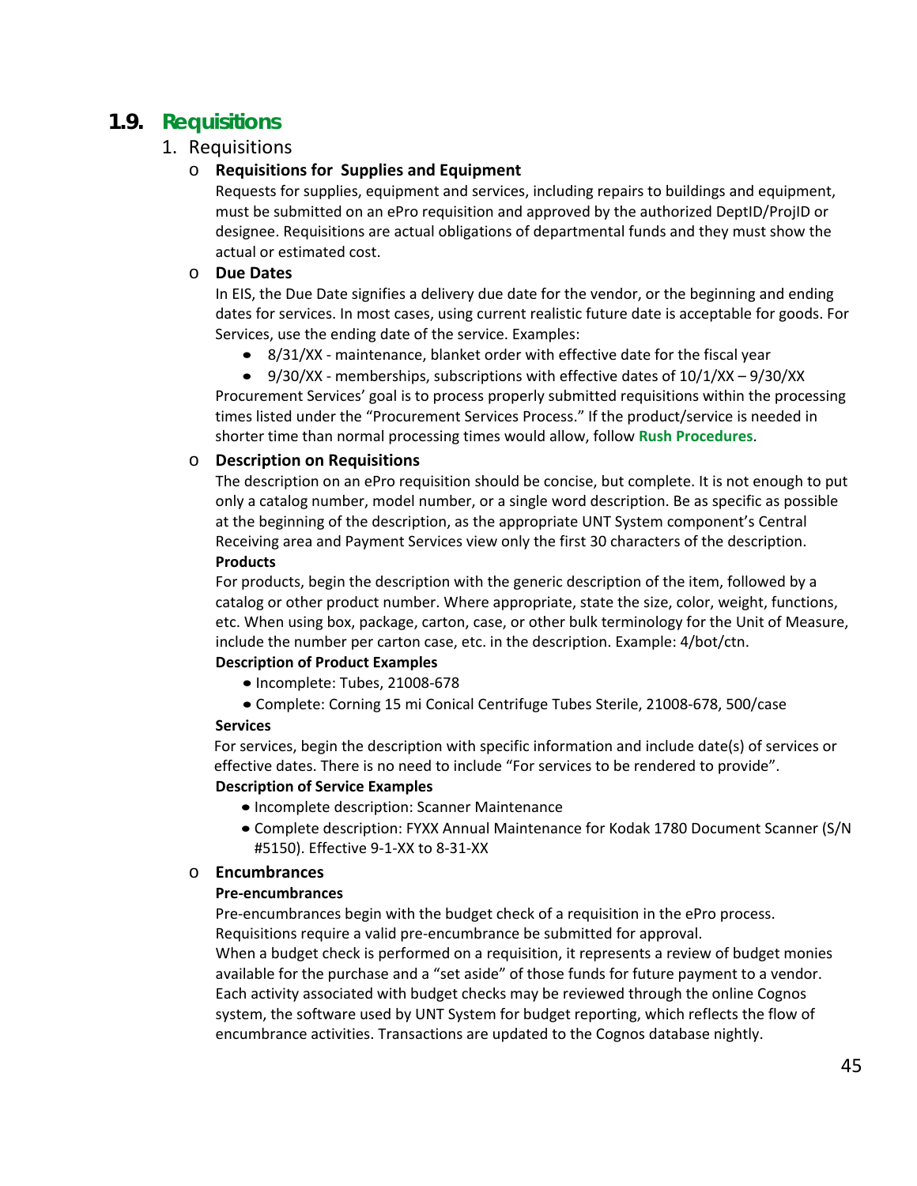## 1.9. Requisitions

1. Requisitions

   - **Requisitions for Supplies and Equipment**

     Requests for supplies, equipment and services, including repairs to buildings and equipment, must be submitted on an ePro requisition and approved by the authorized DeptID/ProjID or designee. Requisitions are actual obligations of departmental funds and they must show the actual or estimated cost.

   - **Due Dates**

     In EIS, the Due Date signifies a delivery due date for the vendor, or the beginning and ending dates for services. In most cases, using current realistic future date is acceptable for goods. For Services, use the ending date of the service. Examples:

     - 8/31/XX - maintenance, blanket order with effective date for the fiscal year
     - 9/30/XX - memberships, subscriptions with effective dates of 10/1/XX – 9/30/XX

     Procurement Services' goal is to process properly submitted requisitions within the processing times listed under the "Procurement Services Process." If the product/service is needed in shorter time than normal processing times would allow, follow **Rush Procedures**.

   - **Description on Requisitions**

     The description on an ePro requisition should be concise, but complete. It is not enough to put only a catalog number, model number, or a single word description. Be as specific as possible at the beginning of the description, as the appropriate UNT System component's Central Receiving area and Payment Services view only the first 30 characters of the description.

     **Products**

     For products, begin the description with the generic description of the item, followed by a catalog or other product number. Where appropriate, state the size, color, weight, functions, etc. When using box, package, carton, case, or other bulk terminology for the Unit of Measure, include the number per carton case, etc. in the description. Example: 4/bot/ctn.

     **Description of Product Examples**

     - Incomplete: Tubes, 21008-678
     - Complete: Corning 15 mi Conical Centrifuge Tubes Sterile, 21008-678, 500/case

     **Services**

     For services, begin the description with specific information and include date(s) of services or effective dates. There is no need to include "For services to be rendered to provide".

     **Description of Service Examples**

     - Incomplete description: Scanner Maintenance
     - Complete description: FYXX Annual Maintenance for Kodak 1780 Document Scanner (S/N #5150). Effective 9-1-XX to 8-31-XX

   - **Encumbrances**

     **Pre-encumbrances**

     Pre-encumbrances begin with the budget check of a requisition in the ePro process. Requisitions require a valid pre-encumbrance be submitted for approval.

     When a budget check is performed on a requisition, it represents a review of budget monies available for the purchase and a "set aside" of those funds for future payment to a vendor. Each activity associated with budget checks may be reviewed through the online Cognos system, the software used by UNT System for budget reporting, which reflects the flow of encumbrance activities. Transactions are updated to the Cognos database nightly.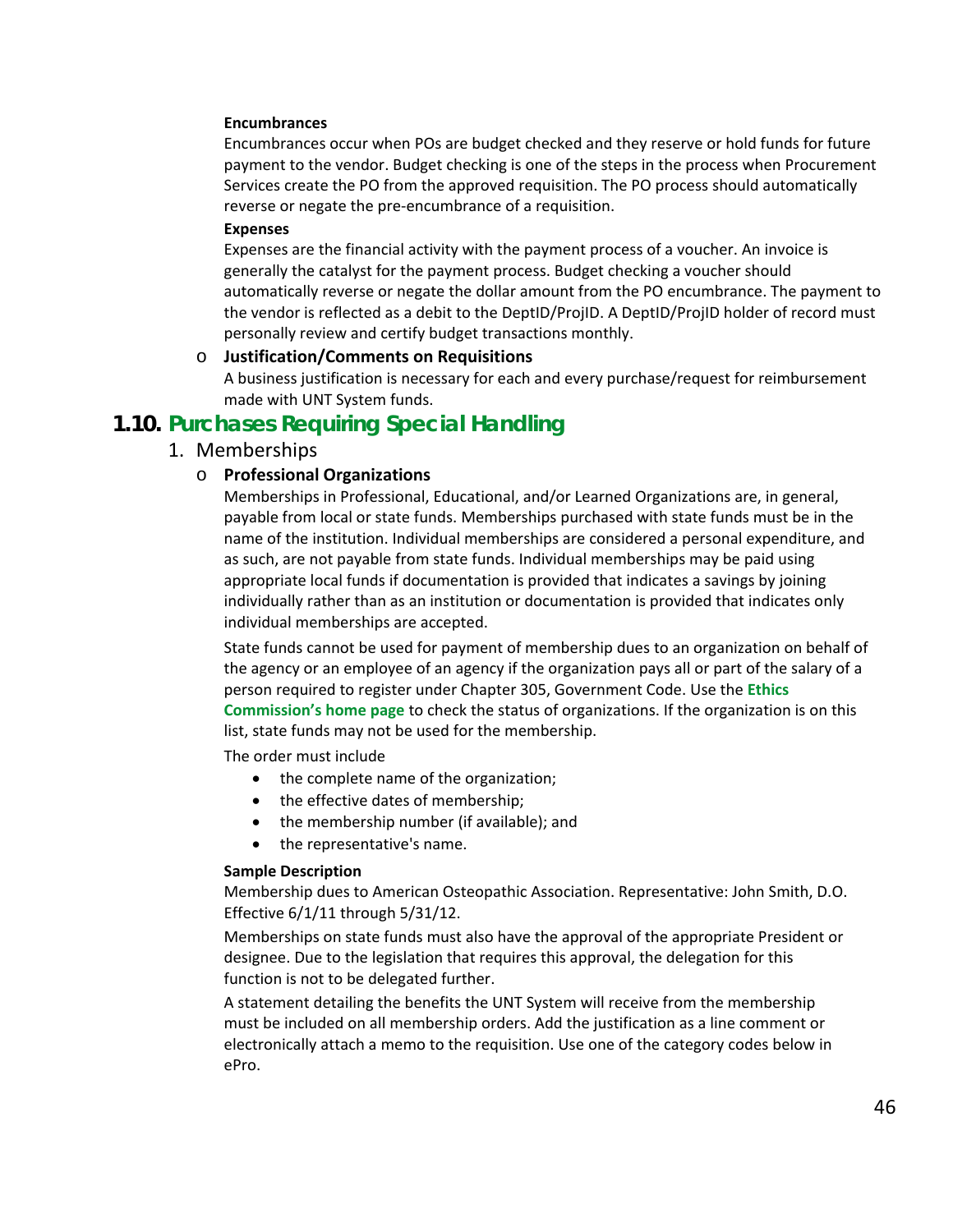**Encumbrances**

Encumbrances occur when POs are budget checked and they reserve or hold funds for future payment to the vendor. Budget checking is one of the steps in the process when Procurement Services create the PO from the approved requisition. The PO process should automatically reverse or negate the pre-encumbrance of a requisition.

**Expenses**

Expenses are the financial activity with the payment process of a voucher. An invoice is generally the catalyst for the payment process. Budget checking a voucher should automatically reverse or negate the dollar amount from the PO encumbrance. The payment to the vendor is reflected as a debit to the DeptID/ProjID. A DeptID/ProjID holder of record must personally review and certify budget transactions monthly.

- **Justification/Comments on Requisitions**

  A business justification is necessary for each and every purchase/request for reimbursement made with UNT System funds.

## 1.10. Purchases Requiring Special Handling

1. Memberships

- **Professional Organizations**

  Memberships in Professional, Educational, and/or Learned Organizations are, in general, payable from local or state funds. Memberships purchased with state funds must be in the name of the institution. Individual memberships are considered a personal expenditure, and as such, are not payable from state funds. Individual memberships may be paid using appropriate local funds if documentation is provided that indicates a savings by joining individually rather than as an institution or documentation is provided that indicates only individual memberships are accepted.

  State funds cannot be used for payment of membership dues to an organization on behalf of the agency or an employee of an agency if the organization pays all or part of the salary of a person required to register under Chapter 305, Government Code. Use the **Ethics Commission's home page** to check the status of organizations. If the organization is on this list, state funds may not be used for the membership.

  The order must include

  - the complete name of the organization;
  - the effective dates of membership;
  - the membership number (if available); and
  - the representative's name.

  **Sample Description**

  Membership dues to American Osteopathic Association. Representative: John Smith, D.O. Effective 6/1/11 through 5/31/12.

  Memberships on state funds must also have the approval of the appropriate President or designee. Due to the legislation that requires this approval, the delegation for this function is not to be delegated further.

  A statement detailing the benefits the UNT System will receive from the membership must be included on all membership orders. Add the justification as a line comment or electronically attach a memo to the requisition. Use one of the category codes below in ePro.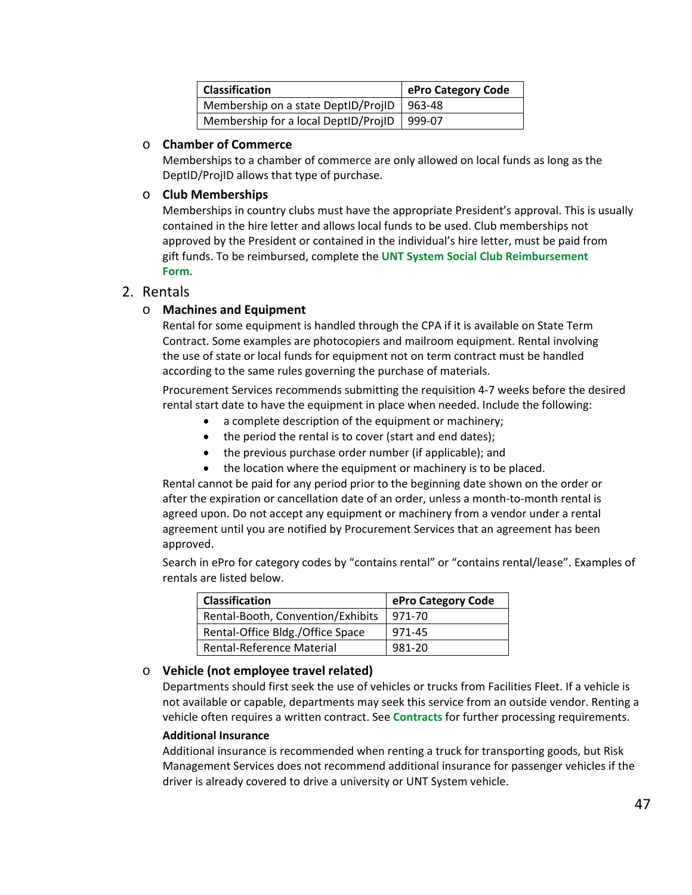| Classification | ePro Category Code |
|---|---|
| Membership on a state DeptID/ProjID | 963-48 |
| Membership for a local DeptID/ProjID | 999-07 |

- **Chamber of Commerce**
  Memberships to a chamber of commerce are only allowed on local funds as long as the DeptID/ProjID allows that type of purchase.

- **Club Memberships**
  Memberships in country clubs must have the appropriate President's approval. This is usually contained in the hire letter and allows local funds to be used. Club memberships not approved by the President or contained in the individual's hire letter, must be paid from gift funds. To be reimbursed, complete the **UNT System Social Club Reimbursement Form**.

2. Rentals

- **Machines and Equipment**
  Rental for some equipment is handled through the CPA if it is available on State Term Contract. Some examples are photocopiers and mailroom equipment. Rental involving the use of state or local funds for equipment not on term contract must be handled according to the same rules governing the purchase of materials.

  Procurement Services recommends submitting the requisition 4-7 weeks before the desired rental start date to have the equipment in place when needed. Include the following:
  - a complete description of the equipment or machinery;
  - the period the rental is to cover (start and end dates);
  - the previous purchase order number (if applicable); and
  - the location where the equipment or machinery is to be placed.

  Rental cannot be paid for any period prior to the beginning date shown on the order or after the expiration or cancellation date of an order, unless a month-to-month rental is agreed upon. Do not accept any equipment or machinery from a vendor under a rental agreement until you are notified by Procurement Services that an agreement has been approved.

  Search in ePro for category codes by "contains rental" or "contains rental/lease". Examples of rentals are listed below.

| Classification | ePro Category Code |
|---|---|
| Rental-Booth, Convention/Exhibits | 971-70 |
| Rental-Office Bldg./Office Space | 971-45 |
| Rental-Reference Material | 981-20 |

- **Vehicle (not employee travel related)**
  Departments should first seek the use of vehicles or trucks from Facilities Fleet. If a vehicle is not available or capable, departments may seek this service from an outside vendor. Renting a vehicle often requires a written contract. See **Contracts** for further processing requirements.

  **Additional Insurance**
  Additional insurance is recommended when renting a truck for transporting goods, but Risk Management Services does not recommend additional insurance for passenger vehicles if the driver is already covered to drive a university or UNT System vehicle.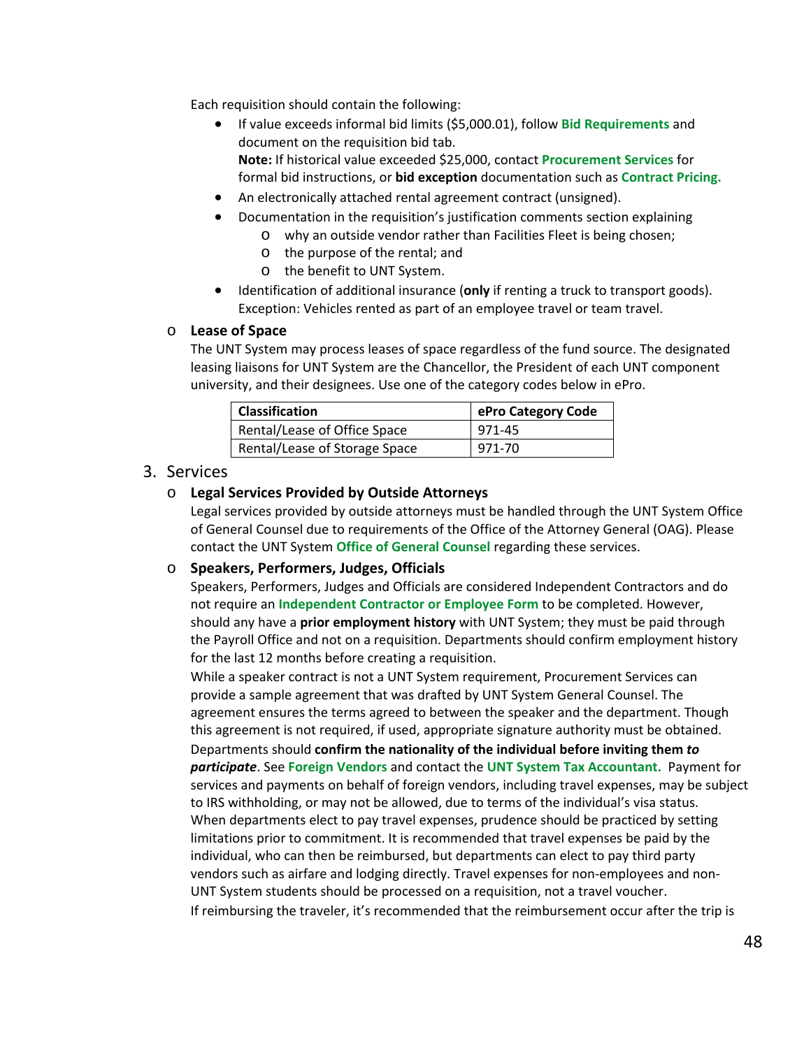Each requisition should contain the following:

- If value exceeds informal bid limits ($5,000.01), follow **Bid Requirements** and document on the requisition bid tab.
  **Note:** If historical value exceeded $25,000, contact **Procurement Services** for formal bid instructions, or **bid exception** documentation such as **Contract Pricing.**
- An electronically attached rental agreement contract (unsigned).
- Documentation in the requisition's justification comments section explaining
  - why an outside vendor rather than Facilities Fleet is being chosen;
  - the purpose of the rental; and
  - the benefit to UNT System.
- Identification of additional insurance (**only** if renting a truck to transport goods). Exception: Vehicles rented as part of an employee travel or team travel.

- **Lease of Space**
  The UNT System may process leases of space regardless of the fund source. The designated leasing liaisons for UNT System are the Chancellor, the President of each UNT component university, and their designees. Use one of the category codes below in ePro.

| Classification | ePro Category Code |
|---|---|
| Rental/Lease of Office Space | 971-45 |
| Rental/Lease of Storage Space | 971-70 |

3. Services

- **Legal Services Provided by Outside Attorneys**
  Legal services provided by outside attorneys must be handled through the UNT System Office of General Counsel due to requirements of the Office of the Attorney General (OAG). Please contact the UNT System **Office of General Counsel** regarding these services.

- **Speakers, Performers, Judges, Officials**
  Speakers, Performers, Judges and Officials are considered Independent Contractors and do not require an **Independent Contractor or Employee Form** to be completed. However, should any have a **prior employment history** with UNT System; they must be paid through the Payroll Office and not on a requisition. Departments should confirm employment history for the last 12 months before creating a requisition.
  While a speaker contract is not a UNT System requirement, Procurement Services can provide a sample agreement that was drafted by UNT System General Counsel. The agreement ensures the terms agreed to between the speaker and the department. Though this agreement is not required, if used, appropriate signature authority must be obtained.
  Departments should **confirm the nationality of the individual before inviting them *to participate***. See **Foreign Vendors** and contact the **UNT System Tax Accountant.** Payment for services and payments on behalf of foreign vendors, including travel expenses, may be subject to IRS withholding, or may not be allowed, due to terms of the individual's visa status.
  When departments elect to pay travel expenses, prudence should be practiced by setting limitations prior to commitment. It is recommended that travel expenses be paid by the individual, who can then be reimbursed, but departments can elect to pay third party vendors such as airfare and lodging directly. Travel expenses for non-employees and non-UNT System students should be processed on a requisition, not a travel voucher.
  If reimbursing the traveler, it's recommended that the reimbursement occur after the trip is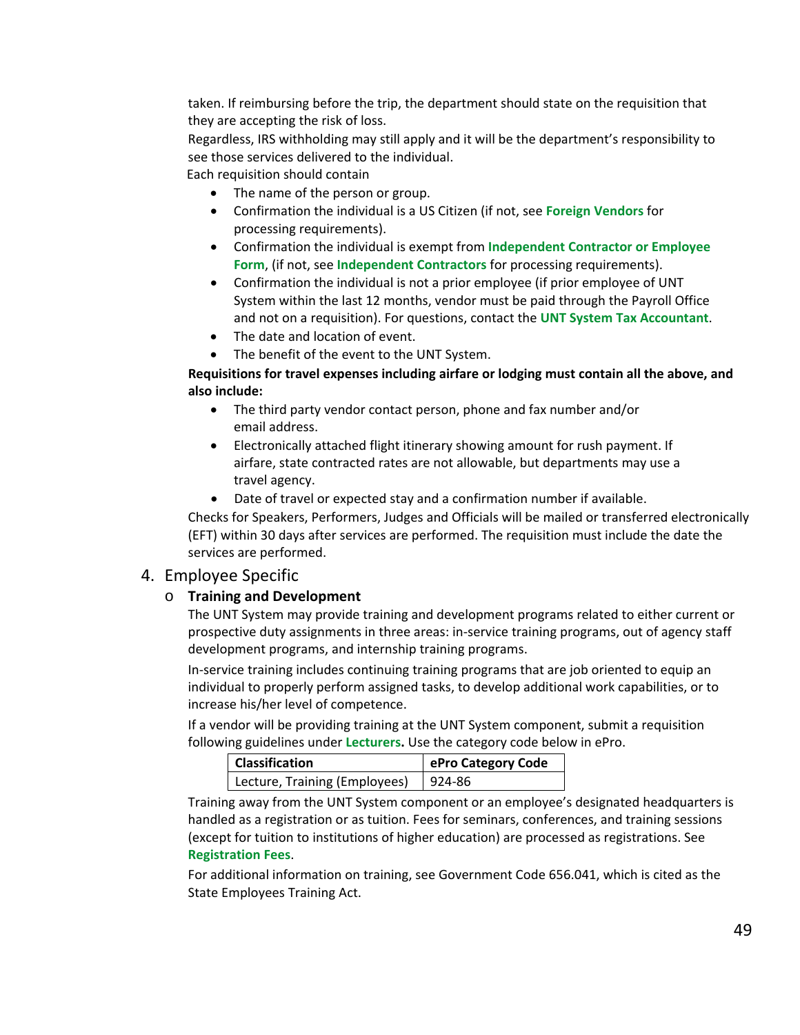taken. If reimbursing before the trip, the department should state on the requisition that they are accepting the risk of loss.

Regardless, IRS withholding may still apply and it will be the department's responsibility to see those services delivered to the individual.

Each requisition should contain

- The name of the person or group.
- Confirmation the individual is a US Citizen (if not, see **Foreign Vendors** for processing requirements).
- Confirmation the individual is exempt from **Independent Contractor or Employee Form**, (if not, see **Independent Contractors** for processing requirements).
- Confirmation the individual is not a prior employee (if prior employee of UNT System within the last 12 months, vendor must be paid through the Payroll Office and not on a requisition). For questions, contact the **UNT System Tax Accountant**.
- The date and location of event.
- The benefit of the event to the UNT System.

**Requisitions for travel expenses including airfare or lodging must contain all the above, and also include:**

- The third party vendor contact person, phone and fax number and/or email address.
- Electronically attached flight itinerary showing amount for rush payment. If airfare, state contracted rates are not allowable, but departments may use a travel agency.
- Date of travel or expected stay and a confirmation number if available.

Checks for Speakers, Performers, Judges and Officials will be mailed or transferred electronically (EFT) within 30 days after services are performed. The requisition must include the date the services are performed.

## 4. Employee Specific

- **Training and Development**

The UNT System may provide training and development programs related to either current or prospective duty assignments in three areas: in-service training programs, out of agency staff development programs, and internship training programs.

In-service training includes continuing training programs that are job oriented to equip an individual to properly perform assigned tasks, to develop additional work capabilities, or to increase his/her level of competence.

If a vendor will be providing training at the UNT System component, submit a requisition following guidelines under **Lecturers.** Use the category code below in ePro.

| Classification | ePro Category Code |
|---|---|
| Lecture, Training (Employees) | 924-86 |

Training away from the UNT System component or an employee's designated headquarters is handled as a registration or as tuition. Fees for seminars, conferences, and training sessions (except for tuition to institutions of higher education) are processed as registrations. See **Registration Fees**.

For additional information on training, see Government Code 656.041, which is cited as the State Employees Training Act.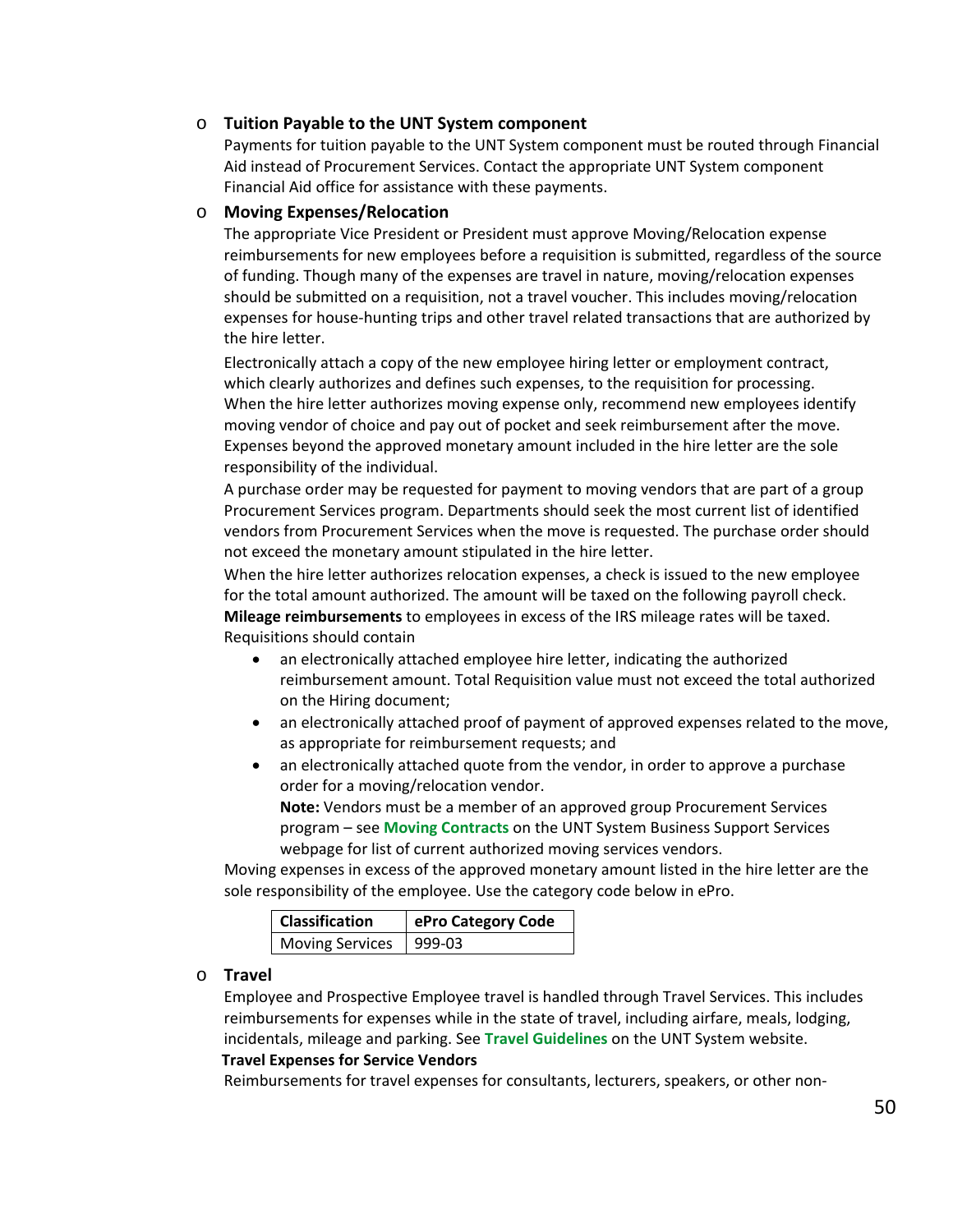- **Tuition Payable to the UNT System component**

  Payments for tuition payable to the UNT System component must be routed through Financial Aid instead of Procurement Services. Contact the appropriate UNT System component Financial Aid office for assistance with these payments.

- **Moving Expenses/Relocation**

  The appropriate Vice President or President must approve Moving/Relocation expense reimbursements for new employees before a requisition is submitted, regardless of the source of funding. Though many of the expenses are travel in nature, moving/relocation expenses should be submitted on a requisition, not a travel voucher. This includes moving/relocation expenses for house-hunting trips and other travel related transactions that are authorized by the hire letter.

  Electronically attach a copy of the new employee hiring letter or employment contract, which clearly authorizes and defines such expenses, to the requisition for processing. When the hire letter authorizes moving expense only, recommend new employees identify moving vendor of choice and pay out of pocket and seek reimbursement after the move. Expenses beyond the approved monetary amount included in the hire letter are the sole responsibility of the individual.

  A purchase order may be requested for payment to moving vendors that are part of a group Procurement Services program. Departments should seek the most current list of identified vendors from Procurement Services when the move is requested. The purchase order should not exceed the monetary amount stipulated in the hire letter.

  When the hire letter authorizes relocation expenses, a check is issued to the new employee for the total amount authorized. The amount will be taxed on the following payroll check. **Mileage reimbursements** to employees in excess of the IRS mileage rates will be taxed. Requisitions should contain

  - an electronically attached employee hire letter, indicating the authorized reimbursement amount. Total Requisition value must not exceed the total authorized on the Hiring document;
  - an electronically attached proof of payment of approved expenses related to the move, as appropriate for reimbursement requests; and
  - an electronically attached quote from the vendor, in order to approve a purchase order for a moving/relocation vendor.

    **Note:** Vendors must be a member of an approved group Procurement Services program – see **Moving Contracts** on the UNT System Business Support Services webpage for list of current authorized moving services vendors.

  Moving expenses in excess of the approved monetary amount listed in the hire letter are the sole responsibility of the employee. Use the category code below in ePro.

  | Classification | ePro Category Code |
  |---|---|
  | Moving Services | 999-03 |

- **Travel**

  Employee and Prospective Employee travel is handled through Travel Services. This includes reimbursements for expenses while in the state of travel, including airfare, meals, lodging, incidentals, mileage and parking. See **Travel Guidelines** on the UNT System website.

  **Travel Expenses for Service Vendors**

  Reimbursements for travel expenses for consultants, lecturers, speakers, or other non-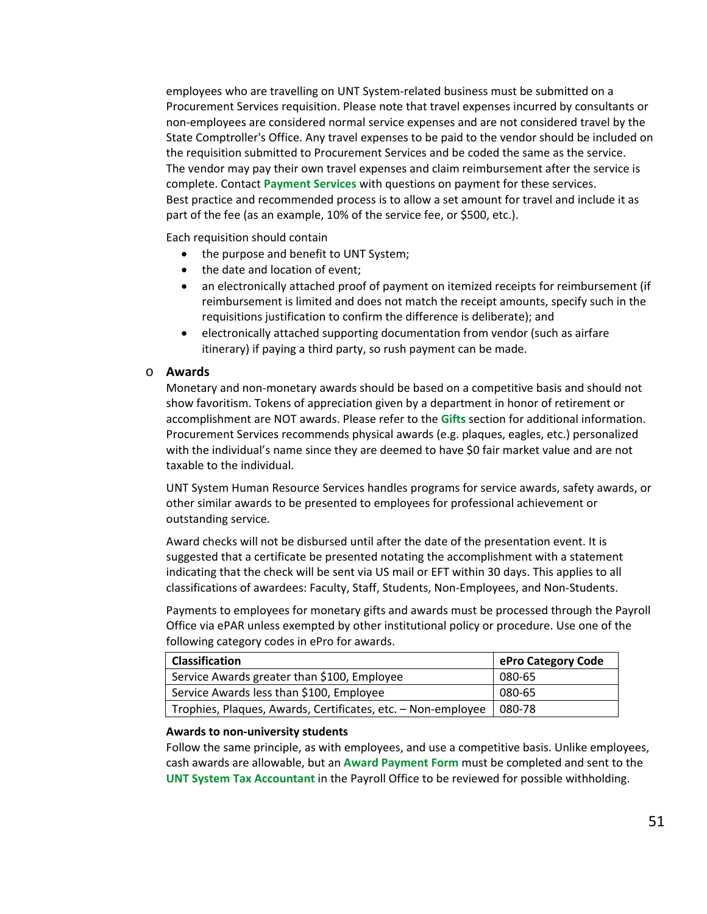employees who are travelling on UNT System-related business must be submitted on a Procurement Services requisition. Please note that travel expenses incurred by consultants or non-employees are considered normal service expenses and are not considered travel by the State Comptroller's Office. Any travel expenses to be paid to the vendor should be included on the requisition submitted to Procurement Services and be coded the same as the service. The vendor may pay their own travel expenses and claim reimbursement after the service is complete. Contact **Payment Services** with questions on payment for these services. Best practice and recommended process is to allow a set amount for travel and include it as part of the fee (as an example, 10% of the service fee, or $500, etc.).

Each requisition should contain

- the purpose and benefit to UNT System;
- the date and location of event;
- an electronically attached proof of payment on itemized receipts for reimbursement (if reimbursement is limited and does not match the receipt amounts, specify such in the requisitions justification to confirm the difference is deliberate); and
- electronically attached supporting documentation from vendor (such as airfare itinerary) if paying a third party, so rush payment can be made.

- **Awards**

  Monetary and non-monetary awards should be based on a competitive basis and should not show favoritism. Tokens of appreciation given by a department in honor of retirement or accomplishment are NOT awards. Please refer to the **Gifts** section for additional information. Procurement Services recommends physical awards (e.g. plaques, eagles, etc.) personalized with the individual's name since they are deemed to have $0 fair market value and are not taxable to the individual.

  UNT System Human Resource Services handles programs for service awards, safety awards, or other similar awards to be presented to employees for professional achievement or outstanding service.

  Award checks will not be disbursed until after the date of the presentation event. It is suggested that a certificate be presented notating the accomplishment with a statement indicating that the check will be sent via US mail or EFT within 30 days. This applies to all classifications of awardees: Faculty, Staff, Students, Non-Employees, and Non-Students.

  Payments to employees for monetary gifts and awards must be processed through the Payroll Office via ePAR unless exempted by other institutional policy or procedure. Use one of the following category codes in ePro for awards.

| Classification | ePro Category Code |
|---|---|
| Service Awards greater than $100, Employee | 080-65 |
| Service Awards less than $100, Employee | 080-65 |
| Trophies, Plaques, Awards, Certificates, etc. – Non-employee | 080-78 |

**Awards to non-university students**

Follow the same principle, as with employees, and use a competitive basis. Unlike employees, cash awards are allowable, but an **Award Payment Form** must be completed and sent to the **UNT System Tax Accountant** in the Payroll Office to be reviewed for possible withholding.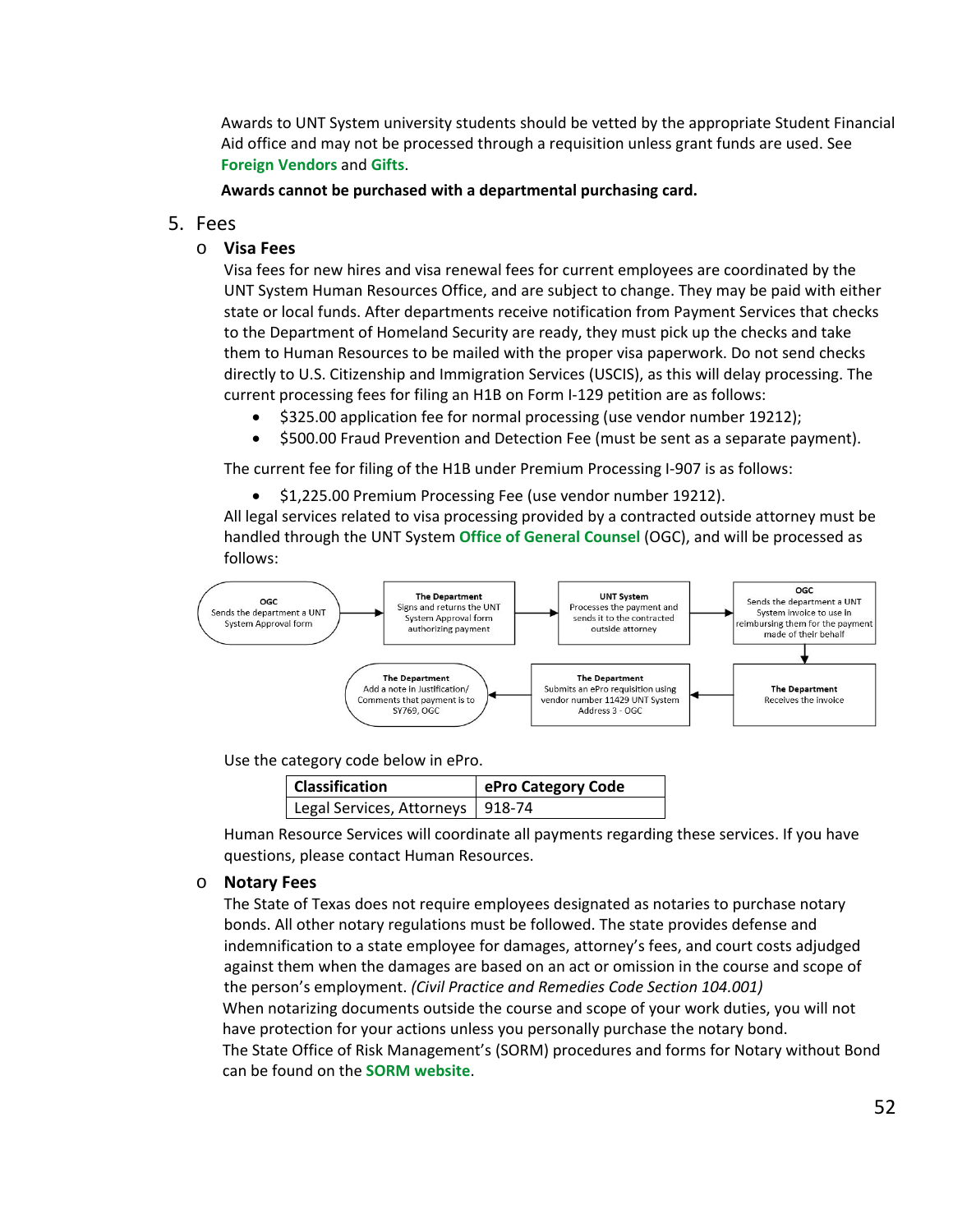Awards to UNT System university students should be vetted by the appropriate Student Financial Aid office and may not be processed through a requisition unless grant funds are used. See **Foreign Vendors** and **Gifts**.

**Awards cannot be purchased with a departmental purchasing card.**

## 5. Fees

### Visa Fees

Visa fees for new hires and visa renewal fees for current employees are coordinated by the UNT System Human Resources Office, and are subject to change. They may be paid with either state or local funds. After departments receive notification from Payment Services that checks to the Department of Homeland Security are ready, they must pick up the checks and take them to Human Resources to be mailed with the proper visa paperwork. Do not send checks directly to U.S. Citizenship and Immigration Services (USCIS), as this will delay processing. The current processing fees for filing an H1B on Form I-129 petition are as follows:

- $325.00 application fee for normal processing (use vendor number 19212);
- $500.00 Fraud Prevention and Detection Fee (must be sent as a separate payment).

The current fee for filing of the H1B under Premium Processing I-907 is as follows:

- $1,225.00 Premium Processing Fee (use vendor number 19212).

All legal services related to visa processing provided by a contracted outside attorney must be handled through the UNT System **Office of General Counsel** (OGC), and will be processed as follows:

1. **OGC** – Sends the department a UNT System Approval form
2. **The Department** – Signs and returns the UNT System Approval form authorizing payment
3. **UNT System** – Processes the payment and sends it to the contracted outside attorney
4. **OGC** – Sends the department a UNT System invoice to use in reimbursing them for the payment made of their behalf
5. **The Department** – Receives the invoice
6. **The Department** – Submits an ePro requisition using vendor number 11429 UNT System Address 3 - OGC
7. **The Department** – Add a note in Justification/ Comments that payment is to SY769, OGC

Use the category code below in ePro.

| Classification | ePro Category Code |
|---|---|
| Legal Services, Attorneys | 918-74 |

Human Resource Services will coordinate all payments regarding these services. If you have questions, please contact Human Resources.

### Notary Fees

The State of Texas does not require employees designated as notaries to purchase notary bonds. All other notary regulations must be followed. The state provides defense and indemnification to a state employee for damages, attorney's fees, and court costs adjudged against them when the damages are based on an act or omission in the course and scope of the person's employment. *(Civil Practice and Remedies Code Section 104.001)*

When notarizing documents outside the course and scope of your work duties, you will not have protection for your actions unless you personally purchase the notary bond.

The State Office of Risk Management's (SORM) procedures and forms for Notary without Bond can be found on the **SORM website**.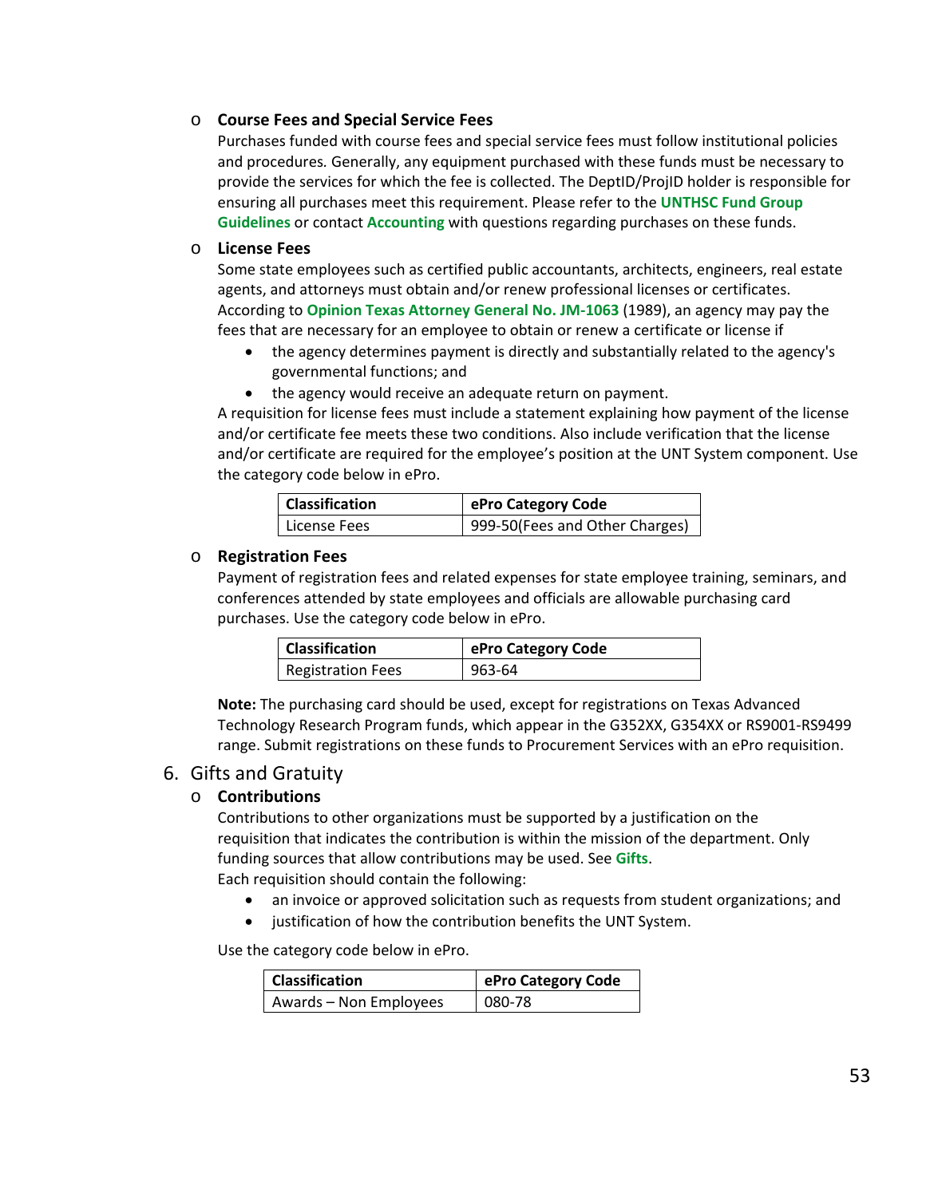- **Course Fees and Special Service Fees**

  Purchases funded with course fees and special service fees must follow institutional policies and procedures. Generally, any equipment purchased with these funds must be necessary to provide the services for which the fee is collected. The DeptID/ProjID holder is responsible for ensuring all purchases meet this requirement. Please refer to the **UNTHSC Fund Group Guidelines** or contact **Accounting** with questions regarding purchases on these funds.

- **License Fees**

  Some state employees such as certified public accountants, architects, engineers, real estate agents, and attorneys must obtain and/or renew professional licenses or certificates. According to **Opinion Texas Attorney General No. JM-1063** (1989), an agency may pay the fees that are necessary for an employee to obtain or renew a certificate or license if

  - the agency determines payment is directly and substantially related to the agency's governmental functions; and
  - the agency would receive an adequate return on payment.

  A requisition for license fees must include a statement explaining how payment of the license and/or certificate fee meets these two conditions. Also include verification that the license and/or certificate are required for the employee's position at the UNT System component. Use the category code below in ePro.

  | Classification | ePro Category Code |
  | --- | --- |
  | License Fees | 999-50(Fees and Other Charges) |

- **Registration Fees**

  Payment of registration fees and related expenses for state employee training, seminars, and conferences attended by state employees and officials are allowable purchasing card purchases. Use the category code below in ePro.

  | Classification | ePro Category Code |
  | --- | --- |
  | Registration Fees | 963-64 |

  **Note:** The purchasing card should be used, except for registrations on Texas Advanced Technology Research Program funds, which appear in the G352XX, G354XX or RS9001-RS9499 range. Submit registrations on these funds to Procurement Services with an ePro requisition.

## 6. Gifts and Gratuity

- **Contributions**

  Contributions to other organizations must be supported by a justification on the requisition that indicates the contribution is within the mission of the department. Only funding sources that allow contributions may be used. See **Gifts**.

  Each requisition should contain the following:

  - an invoice or approved solicitation such as requests from student organizations; and
  - justification of how the contribution benefits the UNT System.

  Use the category code below in ePro.

  | Classification | ePro Category Code |
  | --- | --- |
  | Awards – Non Employees | 080-78 |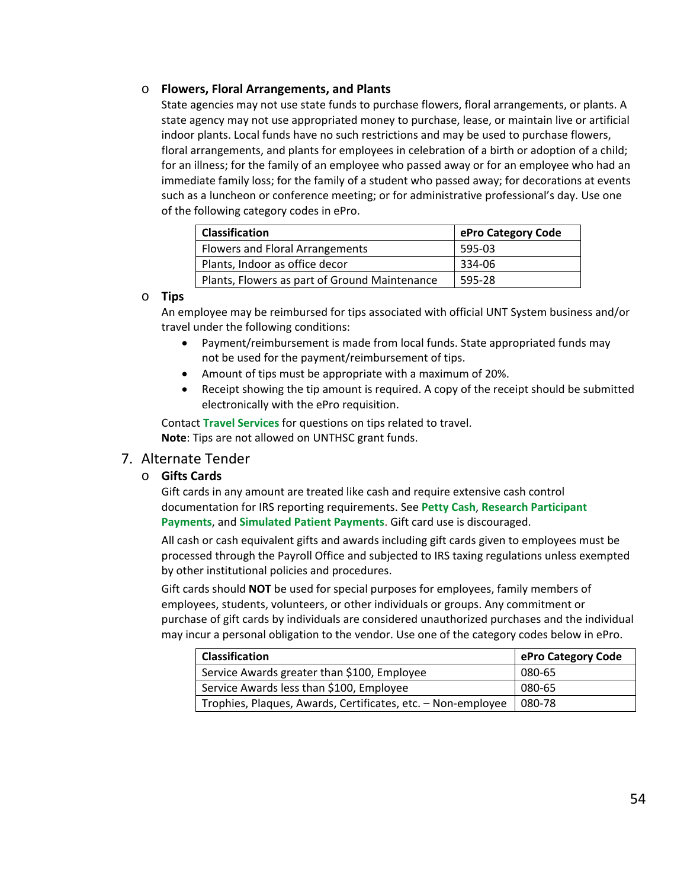- **Flowers, Floral Arrangements, and Plants**

  State agencies may not use state funds to purchase flowers, floral arrangements, or plants. A state agency may not use appropriated money to purchase, lease, or maintain live or artificial indoor plants. Local funds have no such restrictions and may be used to purchase flowers, floral arrangements, and plants for employees in celebration of a birth or adoption of a child; for an illness; for the family of an employee who passed away or for an employee who had an immediate family loss; for the family of a student who passed away; for decorations at events such as a luncheon or conference meeting; or for administrative professional's day. Use one of the following category codes in ePro.

| Classification | ePro Category Code |
|---|---|
| Flowers and Floral Arrangements | 595-03 |
| Plants, Indoor as office decor | 334-06 |
| Plants, Flowers as part of Ground Maintenance | 595-28 |

- **Tips**

  An employee may be reimbursed for tips associated with official UNT System business and/or travel under the following conditions:

  - Payment/reimbursement is made from local funds. State appropriated funds may not be used for the payment/reimbursement of tips.
  - Amount of tips must be appropriate with a maximum of 20%.
  - Receipt showing the tip amount is required. A copy of the receipt should be submitted electronically with the ePro requisition.

  Contact **Travel Services** for questions on tips related to travel.

  **Note**: Tips are not allowed on UNTHSC grant funds.

## 7. Alternate Tender

- **Gifts Cards**

  Gift cards in any amount are treated like cash and require extensive cash control documentation for IRS reporting requirements. See **Petty Cash**, **Research Participant Payments**, and **Simulated Patient Payments**. Gift card use is discouraged.

  All cash or cash equivalent gifts and awards including gift cards given to employees must be processed through the Payroll Office and subjected to IRS taxing regulations unless exempted by other institutional policies and procedures.

  Gift cards should **NOT** be used for special purposes for employees, family members of employees, students, volunteers, or other individuals or groups. Any commitment or purchase of gift cards by individuals are considered unauthorized purchases and the individual may incur a personal obligation to the vendor. Use one of the category codes below in ePro.

| Classification | ePro Category Code |
|---|---|
| Service Awards greater than $100, Employee | 080-65 |
| Service Awards less than $100, Employee | 080-65 |
| Trophies, Plaques, Awards, Certificates, etc. – Non-employee | 080-78 |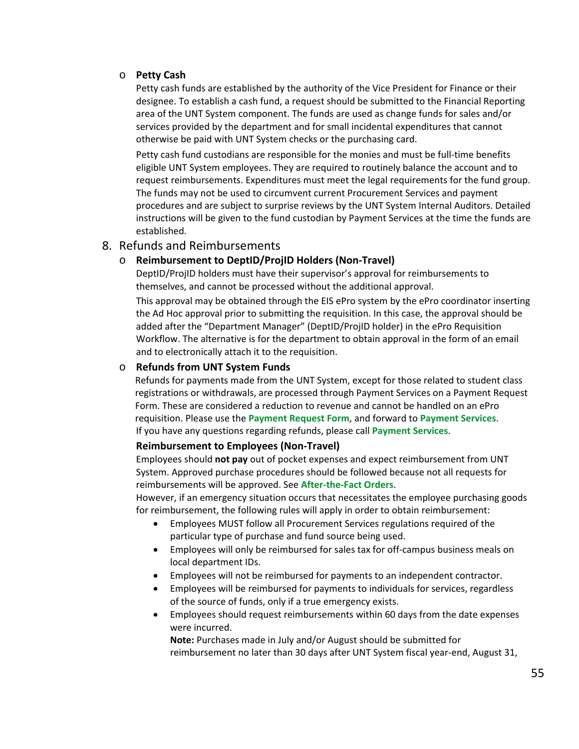- **Petty Cash**

  Petty cash funds are established by the authority of the Vice President for Finance or their designee. To establish a cash fund, a request should be submitted to the Financial Reporting area of the UNT System component. The funds are used as change funds for sales and/or services provided by the department and for small incidental expenditures that cannot otherwise be paid with UNT System checks or the purchasing card.

  Petty cash fund custodians are responsible for the monies and must be full-time benefits eligible UNT System employees. They are required to routinely balance the account and to request reimbursements. Expenditures must meet the legal requirements for the fund group. The funds may not be used to circumvent current Procurement Services and payment procedures and are subject to surprise reviews by the UNT System Internal Auditors. Detailed instructions will be given to the fund custodian by Payment Services at the time the funds are established.

8. Refunds and Reimbursements

- **Reimbursement to DeptID/ProjID Holders (Non-Travel)**

  DeptID/ProjID holders must have their supervisor's approval for reimbursements to themselves, and cannot be processed without the additional approval.

  This approval may be obtained through the EIS ePro system by the ePro coordinator inserting the Ad Hoc approval prior to submitting the requisition. In this case, the approval should be added after the "Department Manager" (DeptID/ProjID holder) in the ePro Requisition Workflow. The alternative is for the department to obtain approval in the form of an email and to electronically attach it to the requisition.

- **Refunds from UNT System Funds**

  Refunds for payments made from the UNT System, except for those related to student class registrations or withdrawals, are processed through Payment Services on a Payment Request Form. These are considered a reduction to revenue and cannot be handled on an ePro requisition. Please use the **Payment Request Form**, and forward to **Payment Services**. If you have any questions regarding refunds, please call **Payment Services**.

  **Reimbursement to Employees (Non-Travel)**

  Employees should **not pay** out of pocket expenses and expect reimbursement from UNT System. Approved purchase procedures should be followed because not all requests for reimbursements will be approved. See **After-the-Fact Orders**.

  However, if an emergency situation occurs that necessitates the employee purchasing goods for reimbursement, the following rules will apply in order to obtain reimbursement:

  - Employees MUST follow all Procurement Services regulations required of the particular type of purchase and fund source being used.
  - Employees will only be reimbursed for sales tax for off-campus business meals on local department IDs.
  - Employees will not be reimbursed for payments to an independent contractor.
  - Employees will be reimbursed for payments to individuals for services, regardless of the source of funds, only if a true emergency exists.
  - Employees should request reimbursements within 60 days from the date expenses were incurred.

    **Note:** Purchases made in July and/or August should be submitted for reimbursement no later than 30 days after UNT System fiscal year-end, August 31,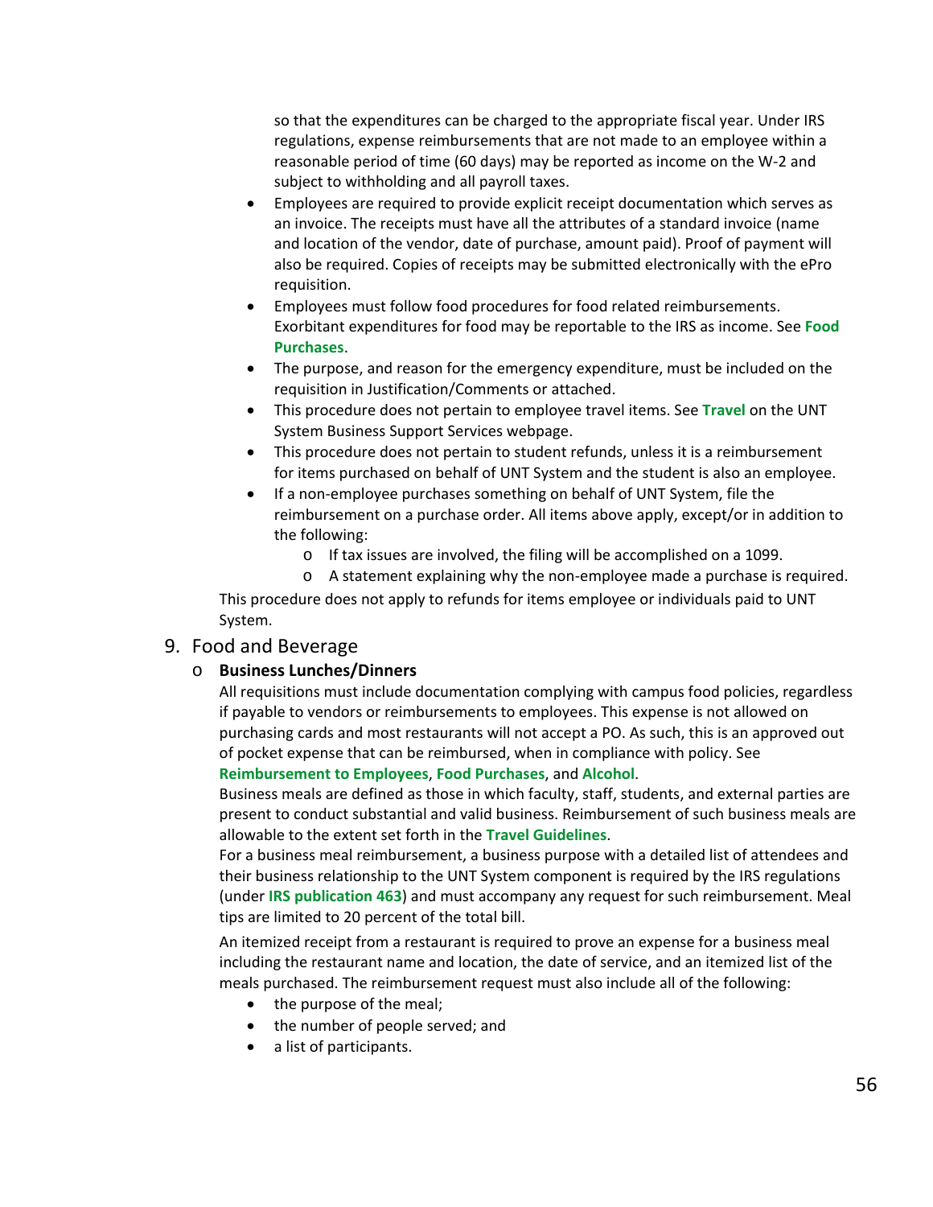so that the expenditures can be charged to the appropriate fiscal year. Under IRS regulations, expense reimbursements that are not made to an employee within a reasonable period of time (60 days) may be reported as income on the W-2 and subject to withholding and all payroll taxes.

- Employees are required to provide explicit receipt documentation which serves as an invoice. The receipts must have all the attributes of a standard invoice (name and location of the vendor, date of purchase, amount paid). Proof of payment will also be required. Copies of receipts may be submitted electronically with the ePro requisition.
- Employees must follow food procedures for food related reimbursements. Exorbitant expenditures for food may be reportable to the IRS as income. See **Food Purchases**.
- The purpose, and reason for the emergency expenditure, must be included on the requisition in Justification/Comments or attached.
- This procedure does not pertain to employee travel items. See **Travel** on the UNT System Business Support Services webpage.
- This procedure does not pertain to student refunds, unless it is a reimbursement for items purchased on behalf of UNT System and the student is also an employee.
- If a non-employee purchases something on behalf of UNT System, file the reimbursement on a purchase order. All items above apply, except/or in addition to the following:
  - If tax issues are involved, the filing will be accomplished on a 1099.
  - A statement explaining why the non-employee made a purchase is required.

This procedure does not apply to refunds for items employee or individuals paid to UNT System.

## 9. Food and Beverage

- **Business Lunches/Dinners**

All requisitions must include documentation complying with campus food policies, regardless if payable to vendors or reimbursements to employees. This expense is not allowed on purchasing cards and most restaurants will not accept a PO. As such, this is an approved out of pocket expense that can be reimbursed, when in compliance with policy. See **Reimbursement to Employees**, **Food Purchases**, and **Alcohol**.

Business meals are defined as those in which faculty, staff, students, and external parties are present to conduct substantial and valid business. Reimbursement of such business meals are allowable to the extent set forth in the **Travel Guidelines**.

For a business meal reimbursement, a business purpose with a detailed list of attendees and their business relationship to the UNT System component is required by the IRS regulations (under **IRS publication 463**) and must accompany any request for such reimbursement. Meal tips are limited to 20 percent of the total bill.

An itemized receipt from a restaurant is required to prove an expense for a business meal including the restaurant name and location, the date of service, and an itemized list of the meals purchased. The reimbursement request must also include all of the following:

- the purpose of the meal;
- the number of people served; and
- a list of participants.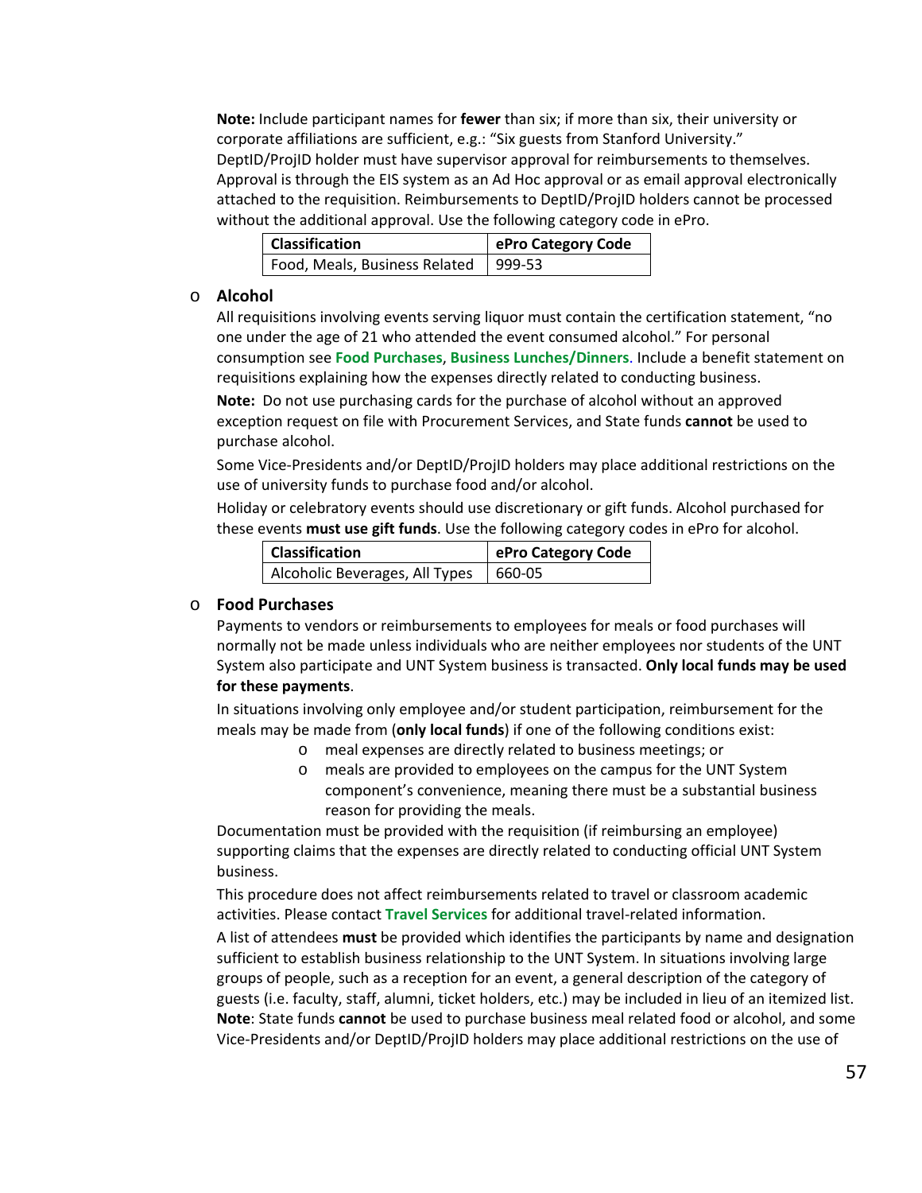**Note:** Include participant names for **fewer** than six; if more than six, their university or corporate affiliations are sufficient, e.g.: "Six guests from Stanford University."
DeptID/ProjID holder must have supervisor approval for reimbursements to themselves. Approval is through the EIS system as an Ad Hoc approval or as email approval electronically attached to the requisition. Reimbursements to DeptID/ProjID holders cannot be processed without the additional approval. Use the following category code in ePro.

| Classification | ePro Category Code |
|---|---|
| Food, Meals, Business Related | 999-53 |

- **Alcohol**

  All requisitions involving events serving liquor must contain the certification statement, "no one under the age of 21 who attended the event consumed alcohol." For personal consumption see **Food Purchases**, **Business Lunches/Dinners**. Include a benefit statement on requisitions explaining how the expenses directly related to conducting business.

  **Note:** Do not use purchasing cards for the purchase of alcohol without an approved exception request on file with Procurement Services, and State funds **cannot** be used to purchase alcohol.

  Some Vice-Presidents and/or DeptID/ProjID holders may place additional restrictions on the use of university funds to purchase food and/or alcohol.

  Holiday or celebratory events should use discretionary or gift funds. Alcohol purchased for these events **must use gift funds**. Use the following category codes in ePro for alcohol.

| Classification | ePro Category Code |
|---|---|
| Alcoholic Beverages, All Types | 660-05 |

- **Food Purchases**

  Payments to vendors or reimbursements to employees for meals or food purchases will normally not be made unless individuals who are neither employees nor students of the UNT System also participate and UNT System business is transacted. **Only local funds may be used for these payments**.

  In situations involving only employee and/or student participation, reimbursement for the meals may be made from (**only local funds**) if one of the following conditions exist:

  - meal expenses are directly related to business meetings; or
  - meals are provided to employees on the campus for the UNT System component's convenience, meaning there must be a substantial business reason for providing the meals.

  Documentation must be provided with the requisition (if reimbursing an employee) supporting claims that the expenses are directly related to conducting official UNT System business.

  This procedure does not affect reimbursements related to travel or classroom academic activities. Please contact **Travel Services** for additional travel-related information.

  A list of attendees **must** be provided which identifies the participants by name and designation sufficient to establish business relationship to the UNT System. In situations involving large groups of people, such as a reception for an event, a general description of the category of guests (i.e. faculty, staff, alumni, ticket holders, etc.) may be included in lieu of an itemized list.
  **Note**: State funds **cannot** be used to purchase business meal related food or alcohol, and some Vice-Presidents and/or DeptID/ProjID holders may place additional restrictions on the use of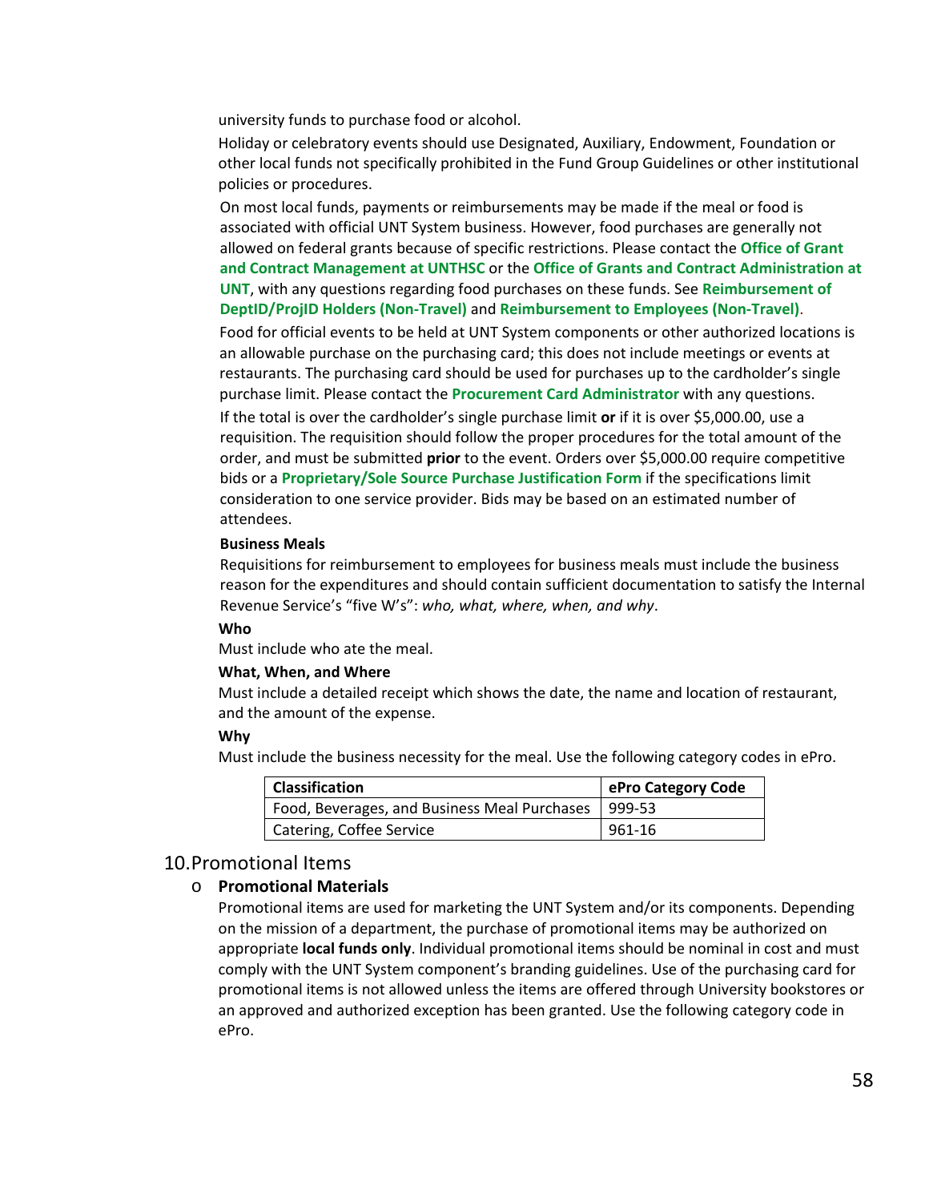university funds to purchase food or alcohol.

Holiday or celebratory events should use Designated, Auxiliary, Endowment, Foundation or other local funds not specifically prohibited in the Fund Group Guidelines or other institutional policies or procedures.

On most local funds, payments or reimbursements may be made if the meal or food is associated with official UNT System business. However, food purchases are generally not allowed on federal grants because of specific restrictions. Please contact the **Office of Grant and Contract Management at UNTHSC** or the **Office of Grants and Contract Administration at UNT**, with any questions regarding food purchases on these funds. See **Reimbursement of DeptID/ProjID Holders (Non-Travel)** and **Reimbursement to Employees (Non-Travel)**.

Food for official events to be held at UNT System components or other authorized locations is an allowable purchase on the purchasing card; this does not include meetings or events at restaurants. The purchasing card should be used for purchases up to the cardholder's single purchase limit. Please contact the **Procurement Card Administrator** with any questions.

If the total is over the cardholder's single purchase limit **or** if it is over $5,000.00, use a requisition. The requisition should follow the proper procedures for the total amount of the order, and must be submitted **prior** to the event. Orders over $5,000.00 require competitive bids or a **Proprietary/Sole Source Purchase Justification Form** if the specifications limit consideration to one service provider. Bids may be based on an estimated number of attendees.

**Business Meals**

Requisitions for reimbursement to employees for business meals must include the business reason for the expenditures and should contain sufficient documentation to satisfy the Internal Revenue Service's "five W's": *who, what, where, when, and why*.

**Who**

Must include who ate the meal.

**What, When, and Where**

Must include a detailed receipt which shows the date, the name and location of restaurant, and the amount of the expense.

**Why**

Must include the business necessity for the meal. Use the following category codes in ePro.

| Classification | ePro Category Code |
|---|---|
| Food, Beverages, and Business Meal Purchases | 999-53 |
| Catering, Coffee Service | 961-16 |

## 10. Promotional Items

- **Promotional Materials**

  Promotional items are used for marketing the UNT System and/or its components. Depending on the mission of a department, the purchase of promotional items may be authorized on appropriate **local funds only**. Individual promotional items should be nominal in cost and must comply with the UNT System component's branding guidelines. Use of the purchasing card for promotional items is not allowed unless the items are offered through University bookstores or an approved and authorized exception has been granted. Use the following category code in ePro.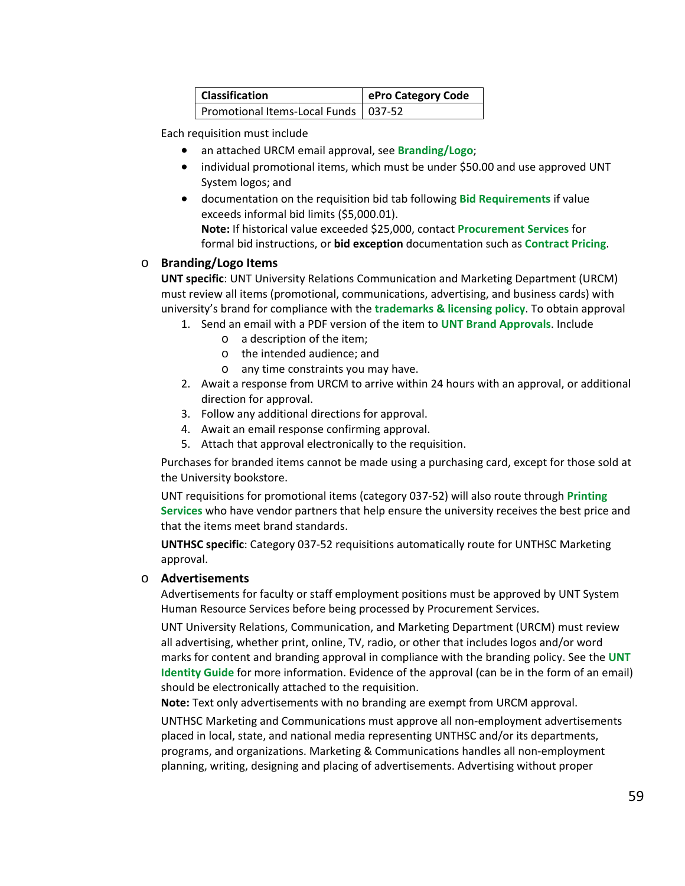| Classification | ePro Category Code |
|---|---|
| Promotional Items-Local Funds | 037-52 |

Each requisition must include

- an attached URCM email approval, see **Branding/Logo**;
- individual promotional items, which must be under $50.00 and use approved UNT System logos; and
- documentation on the requisition bid tab following **Bid Requirements** if value exceeds informal bid limits ($5,000.01).
  **Note:** If historical value exceeded $25,000, contact **Procurement Services** for formal bid instructions, or **bid exception** documentation such as **Contract Pricing**.

- **Branding/Logo Items**

  **UNT specific**: UNT University Relations Communication and Marketing Department (URCM) must review all items (promotional, communications, advertising, and business cards) with university's brand for compliance with the **trademarks & licensing policy**. To obtain approval

  1. Send an email with a PDF version of the item to **UNT Brand Approvals**. Include
     - a description of the item;
     - the intended audience; and
     - any time constraints you may have.
  2. Await a response from URCM to arrive within 24 hours with an approval, or additional direction for approval.
  3. Follow any additional directions for approval.
  4. Await an email response confirming approval.
  5. Attach that approval electronically to the requisition.

  Purchases for branded items cannot be made using a purchasing card, except for those sold at the University bookstore.

  UNT requisitions for promotional items (category 037-52) will also route through **Printing Services** who have vendor partners that help ensure the university receives the best price and that the items meet brand standards.

  **UNTHSC specific**: Category 037-52 requisitions automatically route for UNTHSC Marketing approval.

- **Advertisements**

  Advertisements for faculty or staff employment positions must be approved by UNT System Human Resource Services before being processed by Procurement Services.

  UNT University Relations, Communication, and Marketing Department (URCM) must review all advertising, whether print, online, TV, radio, or other that includes logos and/or word marks for content and branding approval in compliance with the branding policy. See the **UNT Identity Guide** for more information. Evidence of the approval (can be in the form of an email) should be electronically attached to the requisition.
  **Note:** Text only advertisements with no branding are exempt from URCM approval.

  UNTHSC Marketing and Communications must approve all non-employment advertisements placed in local, state, and national media representing UNTHSC and/or its departments, programs, and organizations. Marketing & Communications handles all non-employment planning, writing, designing and placing of advertisements. Advertising without proper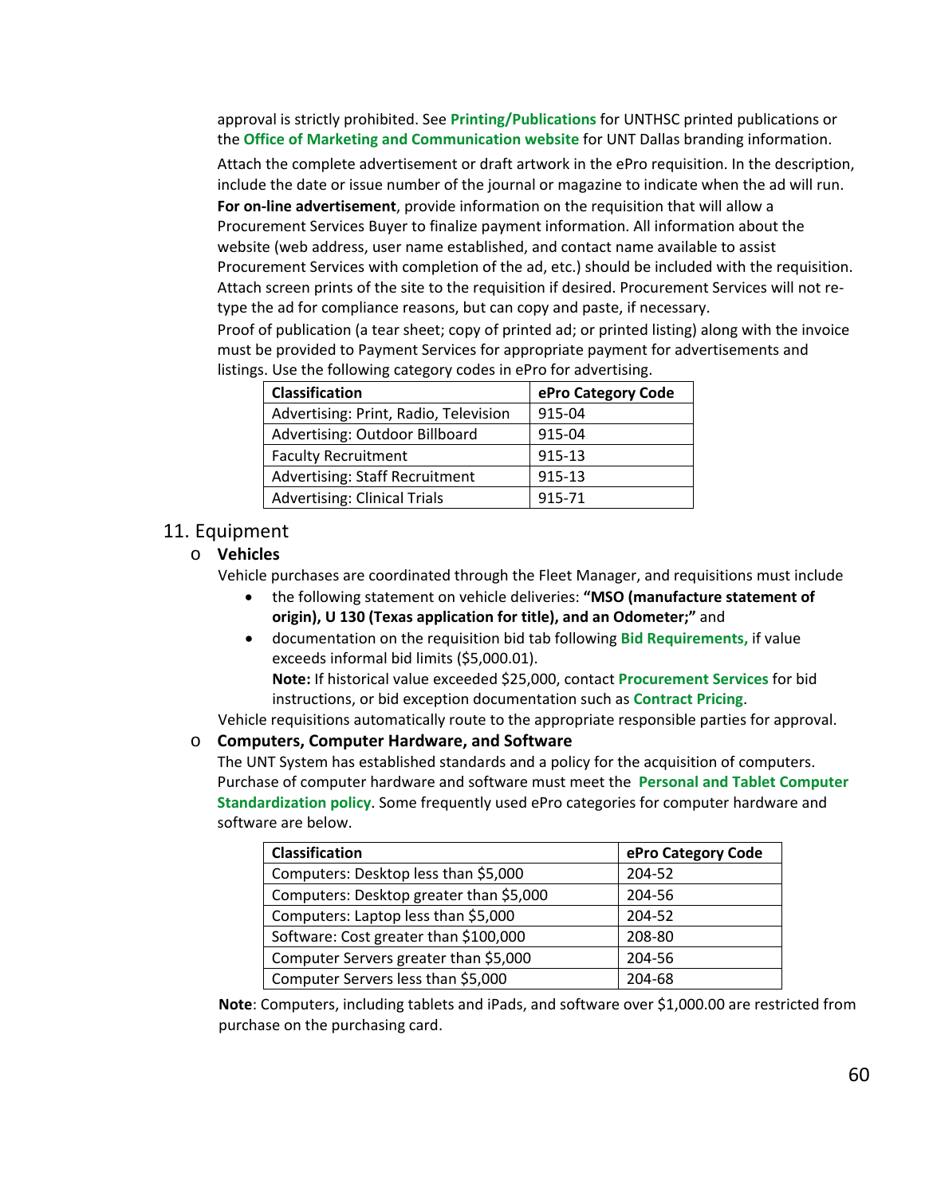approval is strictly prohibited. See **Printing/Publications** for UNTHSC printed publications or the **Office of Marketing and Communication website** for UNT Dallas branding information.

Attach the complete advertisement or draft artwork in the ePro requisition. In the description, include the date or issue number of the journal or magazine to indicate when the ad will run.

**For on-line advertisement**, provide information on the requisition that will allow a Procurement Services Buyer to finalize payment information. All information about the website (web address, user name established, and contact name available to assist Procurement Services with completion of the ad, etc.) should be included with the requisition. Attach screen prints of the site to the requisition if desired. Procurement Services will not re-type the ad for compliance reasons, but can copy and paste, if necessary.

Proof of publication (a tear sheet; copy of printed ad; or printed listing) along with the invoice must be provided to Payment Services for appropriate payment for advertisements and listings. Use the following category codes in ePro for advertising.

| Classification | ePro Category Code |
| --- | --- |
| Advertising: Print, Radio, Television | 915-04 |
| Advertising: Outdoor Billboard | 915-04 |
| Faculty Recruitment | 915-13 |
| Advertising: Staff Recruitment | 915-13 |
| Advertising: Clinical Trials | 915-71 |

## 11. Equipment

- **Vehicles**

  Vehicle purchases are coordinated through the Fleet Manager, and requisitions must include

  - the following statement on vehicle deliveries: **"MSO (manufacture statement of origin), U 130 (Texas application for title), and an Odometer;"** and
  - documentation on the requisition bid tab following **Bid Requirements,** if value exceeds informal bid limits ($5,000.01).

    **Note:** If historical value exceeded $25,000, contact **Procurement Services** for bid instructions, or bid exception documentation such as **Contract Pricing**.

  Vehicle requisitions automatically route to the appropriate responsible parties for approval.

- **Computers, Computer Hardware, and Software**

  The UNT System has established standards and a policy for the acquisition of computers. Purchase of computer hardware and software must meet the **Personal and Tablet Computer Standardization policy**. Some frequently used ePro categories for computer hardware and software are below.

| Classification | ePro Category Code |
| --- | --- |
| Computers: Desktop less than $5,000 | 204-52 |
| Computers: Desktop greater than $5,000 | 204-56 |
| Computers: Laptop less than $5,000 | 204-52 |
| Software: Cost greater than $100,000 | 208-80 |
| Computer Servers greater than $5,000 | 204-56 |
| Computer Servers less than $5,000 | 204-68 |

**Note**: Computers, including tablets and iPads, and software over $1,000.00 are restricted from purchase on the purchasing card.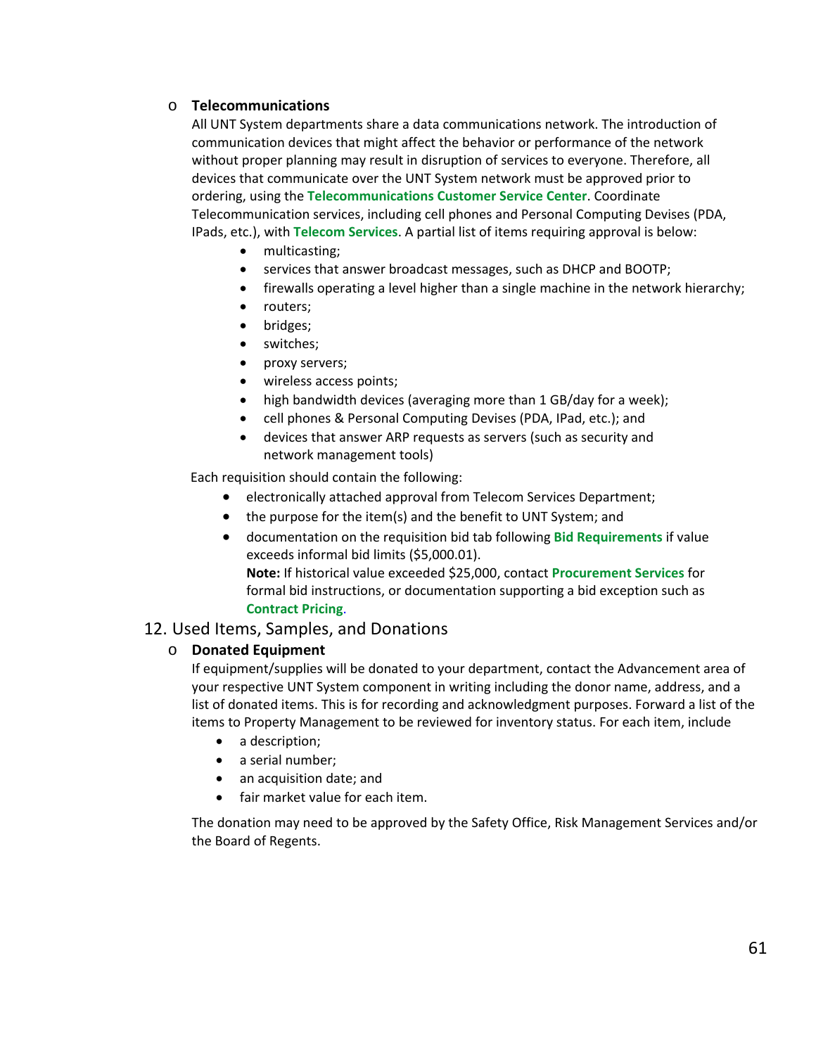- **Telecommunications**

  All UNT System departments share a data communications network. The introduction of communication devices that might affect the behavior or performance of the network without proper planning may result in disruption of services to everyone. Therefore, all devices that communicate over the UNT System network must be approved prior to ordering, using the **Telecommunications Customer Service Center**. Coordinate Telecommunication services, including cell phones and Personal Computing Devises (PDA, IPads, etc.), with **Telecom Services**. A partial list of items requiring approval is below:

  - multicasting;
  - services that answer broadcast messages, such as DHCP and BOOTP;
  - firewalls operating a level higher than a single machine in the network hierarchy;
  - routers;
  - bridges;
  - switches;
  - proxy servers;
  - wireless access points;
  - high bandwidth devices (averaging more than 1 GB/day for a week);
  - cell phones & Personal Computing Devises (PDA, IPad, etc.); and
  - devices that answer ARP requests as servers (such as security and network management tools)

  Each requisition should contain the following:

  - electronically attached approval from Telecom Services Department;
  - the purpose for the item(s) and the benefit to UNT System; and
  - documentation on the requisition bid tab following **Bid Requirements** if value exceeds informal bid limits ($5,000.01).

    **Note:** If historical value exceeded $25,000, contact **Procurement Services** for formal bid instructions, or documentation supporting a bid exception such as **Contract Pricing**.

## 12. Used Items, Samples, and Donations

- **Donated Equipment**

  If equipment/supplies will be donated to your department, contact the Advancement area of your respective UNT System component in writing including the donor name, address, and a list of donated items. This is for recording and acknowledgment purposes. Forward a list of the items to Property Management to be reviewed for inventory status. For each item, include

  - a description;
  - a serial number;
  - an acquisition date; and
  - fair market value for each item.

  The donation may need to be approved by the Safety Office, Risk Management Services and/or the Board of Regents.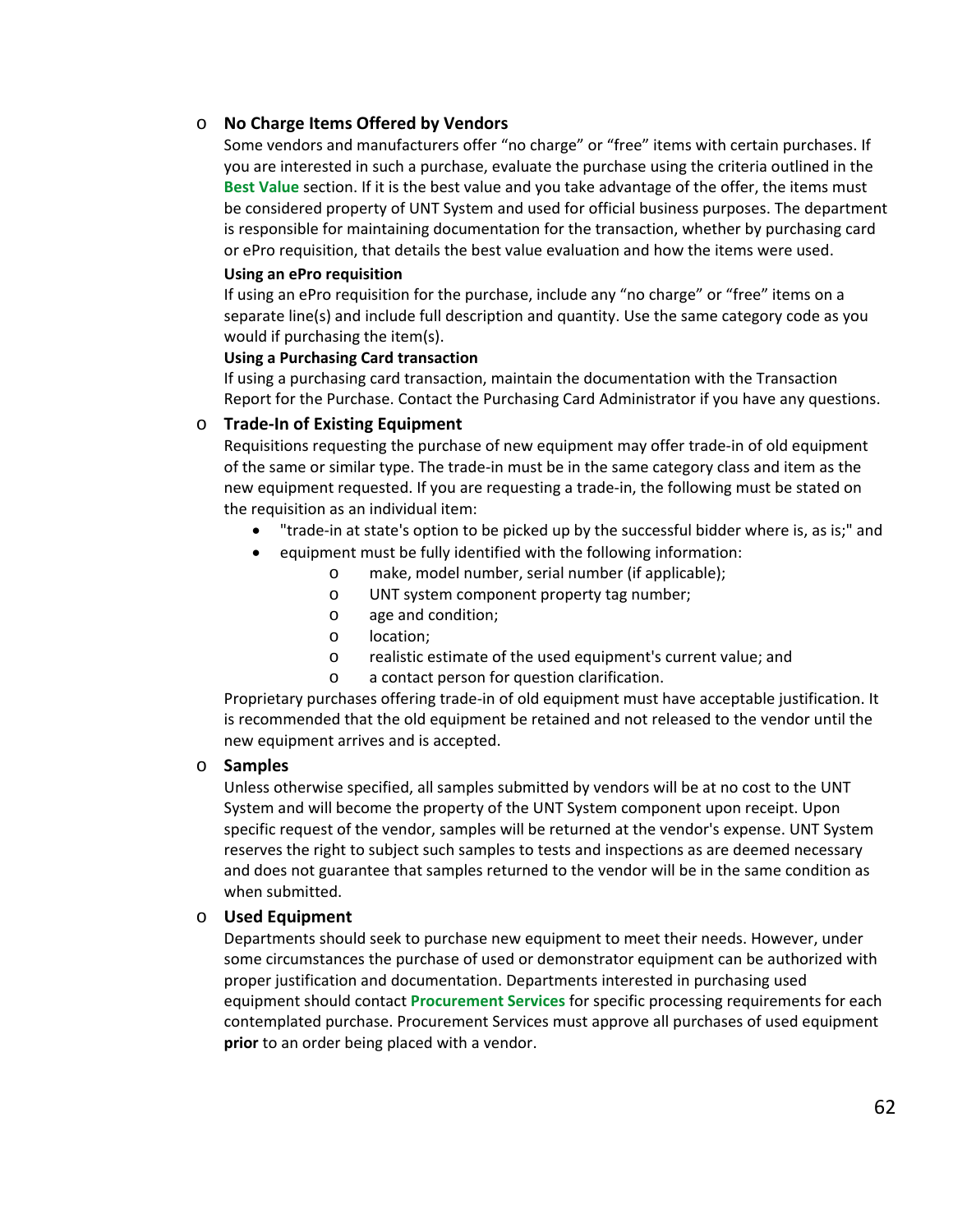- **No Charge Items Offered by Vendors**

  Some vendors and manufacturers offer "no charge" or "free" items with certain purchases. If you are interested in such a purchase, evaluate the purchase using the criteria outlined in the **Best Value** section. If it is the best value and you take advantage of the offer, the items must be considered property of UNT System and used for official business purposes. The department is responsible for maintaining documentation for the transaction, whether by purchasing card or ePro requisition, that details the best value evaluation and how the items were used.

  **Using an ePro requisition**

  If using an ePro requisition for the purchase, include any "no charge" or "free" items on a separate line(s) and include full description and quantity. Use the same category code as you would if purchasing the item(s).

  **Using a Purchasing Card transaction**

  If using a purchasing card transaction, maintain the documentation with the Transaction Report for the Purchase. Contact the Purchasing Card Administrator if you have any questions.

- **Trade-In of Existing Equipment**

  Requisitions requesting the purchase of new equipment may offer trade-in of old equipment of the same or similar type. The trade-in must be in the same category class and item as the new equipment requested. If you are requesting a trade-in, the following must be stated on the requisition as an individual item:

  - "trade-in at state's option to be picked up by the successful bidder where is, as is;" and
  - equipment must be fully identified with the following information:
    - make, model number, serial number (if applicable);
    - UNT system component property tag number;
    - age and condition;
    - location;
    - realistic estimate of the used equipment's current value; and
    - a contact person for question clarification.

  Proprietary purchases offering trade-in of old equipment must have acceptable justification. It is recommended that the old equipment be retained and not released to the vendor until the new equipment arrives and is accepted.

- **Samples**

  Unless otherwise specified, all samples submitted by vendors will be at no cost to the UNT System and will become the property of the UNT System component upon receipt. Upon specific request of the vendor, samples will be returned at the vendor's expense. UNT System reserves the right to subject such samples to tests and inspections as are deemed necessary and does not guarantee that samples returned to the vendor will be in the same condition as when submitted.

- **Used Equipment**

  Departments should seek to purchase new equipment to meet their needs. However, under some circumstances the purchase of used or demonstrator equipment can be authorized with proper justification and documentation. Departments interested in purchasing used equipment should contact **Procurement Services** for specific processing requirements for each contemplated purchase. Procurement Services must approve all purchases of used equipment **prior** to an order being placed with a vendor.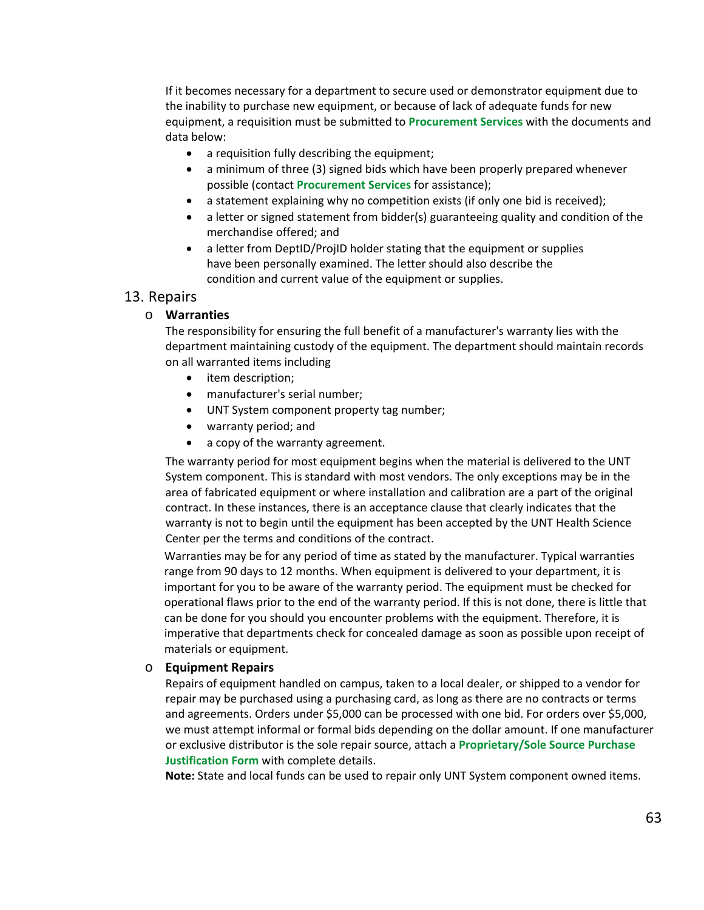If it becomes necessary for a department to secure used or demonstrator equipment due to the inability to purchase new equipment, or because of lack of adequate funds for new equipment, a requisition must be submitted to **Procurement Services** with the documents and data below:

- a requisition fully describing the equipment;
- a minimum of three (3) signed bids which have been properly prepared whenever possible (contact **Procurement Services** for assistance);
- a statement explaining why no competition exists (if only one bid is received);
- a letter or signed statement from bidder(s) guaranteeing quality and condition of the merchandise offered; and
- a letter from DeptID/ProjID holder stating that the equipment or supplies have been personally examined. The letter should also describe the condition and current value of the equipment or supplies.

## 13. Repairs

- **Warranties**

  The responsibility for ensuring the full benefit of a manufacturer's warranty lies with the department maintaining custody of the equipment. The department should maintain records on all warranted items including

  - item description;
  - manufacturer's serial number;
  - UNT System component property tag number;
  - warranty period; and
  - a copy of the warranty agreement.

  The warranty period for most equipment begins when the material is delivered to the UNT System component. This is standard with most vendors. The only exceptions may be in the area of fabricated equipment or where installation and calibration are a part of the original contract. In these instances, there is an acceptance clause that clearly indicates that the warranty is not to begin until the equipment has been accepted by the UNT Health Science Center per the terms and conditions of the contract.

  Warranties may be for any period of time as stated by the manufacturer. Typical warranties range from 90 days to 12 months. When equipment is delivered to your department, it is important for you to be aware of the warranty period. The equipment must be checked for operational flaws prior to the end of the warranty period. If this is not done, there is little that can be done for you should you encounter problems with the equipment. Therefore, it is imperative that departments check for concealed damage as soon as possible upon receipt of materials or equipment.

- **Equipment Repairs**

  Repairs of equipment handled on campus, taken to a local dealer, or shipped to a vendor for repair may be purchased using a purchasing card, as long as there are no contracts or terms and agreements. Orders under $5,000 can be processed with one bid. For orders over $5,000, we must attempt informal or formal bids depending on the dollar amount. If one manufacturer or exclusive distributor is the sole repair source, attach a **Proprietary/Sole Source Purchase Justification Form** with complete details.

  **Note:** State and local funds can be used to repair only UNT System component owned items.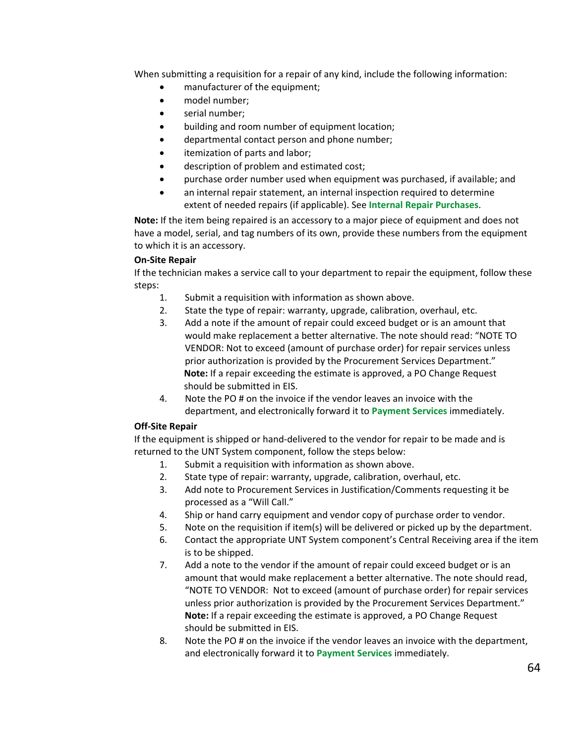When submitting a requisition for a repair of any kind, include the following information:

- manufacturer of the equipment;
- model number;
- serial number;
- building and room number of equipment location;
- departmental contact person and phone number;
- itemization of parts and labor;
- description of problem and estimated cost;
- purchase order number used when equipment was purchased, if available; and
- an internal repair statement, an internal inspection required to determine extent of needed repairs (if applicable). See **Internal Repair Purchases**.

**Note:** If the item being repaired is an accessory to a major piece of equipment and does not have a model, serial, and tag numbers of its own, provide these numbers from the equipment to which it is an accessory.

**On-Site Repair**

If the technician makes a service call to your department to repair the equipment, follow these steps:

1. Submit a requisition with information as shown above.
2. State the type of repair: warranty, upgrade, calibration, overhaul, etc.
3. Add a note if the amount of repair could exceed budget or is an amount that would make replacement a better alternative. The note should read: "NOTE TO VENDOR: Not to exceed (amount of purchase order) for repair services unless prior authorization is provided by the Procurement Services Department."
   **Note:** If a repair exceeding the estimate is approved, a PO Change Request should be submitted in EIS.
4. Note the PO # on the invoice if the vendor leaves an invoice with the department, and electronically forward it to **Payment Services** immediately.

**Off-Site Repair**

If the equipment is shipped or hand-delivered to the vendor for repair to be made and is returned to the UNT System component, follow the steps below:

1. Submit a requisition with information as shown above.
2. State type of repair: warranty, upgrade, calibration, overhaul, etc.
3. Add note to Procurement Services in Justification/Comments requesting it be processed as a "Will Call."
4. Ship or hand carry equipment and vendor copy of purchase order to vendor.
5. Note on the requisition if item(s) will be delivered or picked up by the department.
6. Contact the appropriate UNT System component's Central Receiving area if the item is to be shipped.
7. Add a note to the vendor if the amount of repair could exceed budget or is an amount that would make replacement a better alternative. The note should read, "NOTE TO VENDOR: Not to exceed (amount of purchase order) for repair services unless prior authorization is provided by the Procurement Services Department."
   **Note:** If a repair exceeding the estimate is approved, a PO Change Request should be submitted in EIS.
8. Note the PO # on the invoice if the vendor leaves an invoice with the department, and electronically forward it to **Payment Services** immediately.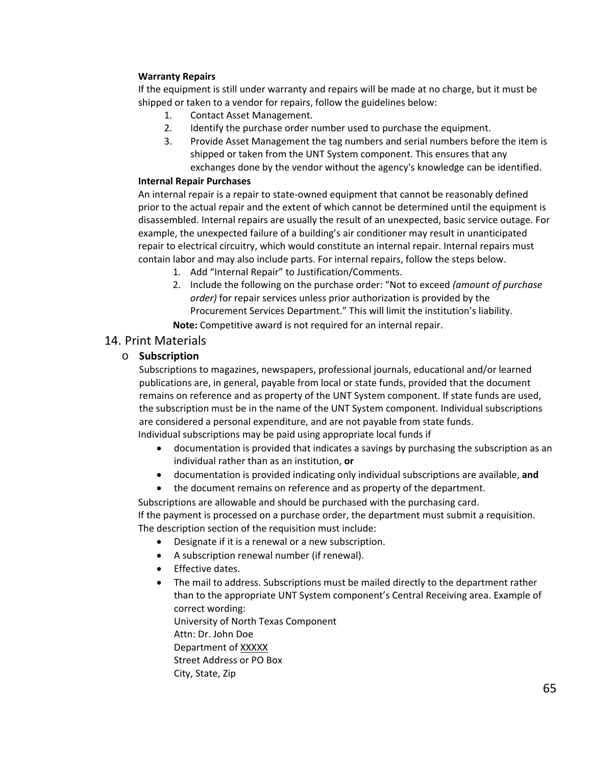**Warranty Repairs**

If the equipment is still under warranty and repairs will be made at no charge, but it must be shipped or taken to a vendor for repairs, follow the guidelines below:

1. Contact Asset Management.
2. Identify the purchase order number used to purchase the equipment.
3. Provide Asset Management the tag numbers and serial numbers before the item is shipped or taken from the UNT System component. This ensures that any exchanges done by the vendor without the agency's knowledge can be identified.

**Internal Repair Purchases**

An internal repair is a repair to state-owned equipment that cannot be reasonably defined prior to the actual repair and the extent of which cannot be determined until the equipment is disassembled. Internal repairs are usually the result of an unexpected, basic service outage. For example, the unexpected failure of a building's air conditioner may result in unanticipated repair to electrical circuitry, which would constitute an internal repair. Internal repairs must contain labor and may also include parts. For internal repairs, follow the steps below.

1. Add "Internal Repair" to Justification/Comments.
2. Include the following on the purchase order: "Not to exceed *(amount of purchase order)* for repair services unless prior authorization is provided by the Procurement Services Department." This will limit the institution's liability.

**Note:** Competitive award is not required for an internal repair.

## 14. Print Materials

- **Subscription**

  Subscriptions to magazines, newspapers, professional journals, educational and/or learned publications are, in general, payable from local or state funds, provided that the document remains on reference and as property of the UNT System component. If state funds are used, the subscription must be in the name of the UNT System component. Individual subscriptions are considered a personal expenditure, and are not payable from state funds.

  Individual subscriptions may be paid using appropriate local funds if

  - documentation is provided that indicates a savings by purchasing the subscription as an individual rather than as an institution, **or**
  - documentation is provided indicating only individual subscriptions are available, **and**
  - the document remains on reference and as property of the department.

  Subscriptions are allowable and should be purchased with the purchasing card.

  If the payment is processed on a purchase order, the department must submit a requisition. The description section of the requisition must include:

  - Designate if it is a renewal or a new subscription.
  - A subscription renewal number (if renewal).
  - Effective dates.
  - The mail to address. Subscriptions must be mailed directly to the department rather than to the appropriate UNT System component's Central Receiving area. Example of correct wording:

    University of North Texas Component
    Attn: Dr. John Doe
    Department of XXXXX
    Street Address or PO Box
    City, State, Zip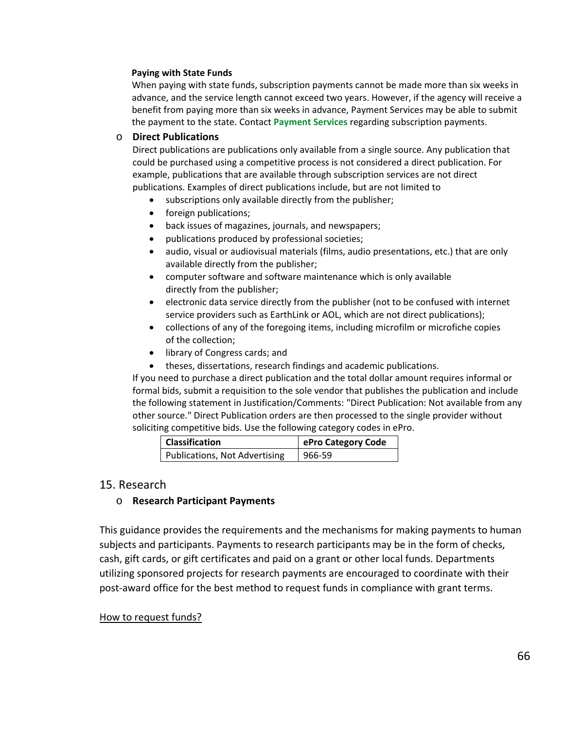**Paying with State Funds**

When paying with state funds, subscription payments cannot be made more than six weeks in advance, and the service length cannot exceed two years. However, if the agency will receive a benefit from paying more than six weeks in advance, Payment Services may be able to submit the payment to the state. Contact **Payment Services** regarding subscription payments.

- **Direct Publications**

  Direct publications are publications only available from a single source. Any publication that could be purchased using a competitive process is not considered a direct publication. For example, publications that are available through subscription services are not direct publications. Examples of direct publications include, but are not limited to

  - subscriptions only available directly from the publisher;
  - foreign publications;
  - back issues of magazines, journals, and newspapers;
  - publications produced by professional societies;
  - audio, visual or audiovisual materials (films, audio presentations, etc.) that are only available directly from the publisher;
  - computer software and software maintenance which is only available directly from the publisher;
  - electronic data service directly from the publisher (not to be confused with internet service providers such as EarthLink or AOL, which are not direct publications);
  - collections of any of the foregoing items, including microfilm or microfiche copies of the collection;
  - library of Congress cards; and
  - theses, dissertations, research findings and academic publications.

  If you need to purchase a direct publication and the total dollar amount requires informal or formal bids, submit a requisition to the sole vendor that publishes the publication and include the following statement in Justification/Comments: "Direct Publication: Not available from any other source." Direct Publication orders are then processed to the single provider without soliciting competitive bids. Use the following category codes in ePro.

| Classification | ePro Category Code |
|---|---|
| Publications, Not Advertising | 966-59 |

## 15. Research

- **Research Participant Payments**

This guidance provides the requirements and the mechanisms for making payments to human subjects and participants. Payments to research participants may be in the form of checks, cash, gift cards, or gift certificates and paid on a grant or other local funds. Departments utilizing sponsored projects for research payments are encouraged to coordinate with their post-award office for the best method to request funds in compliance with grant terms.

How to request funds?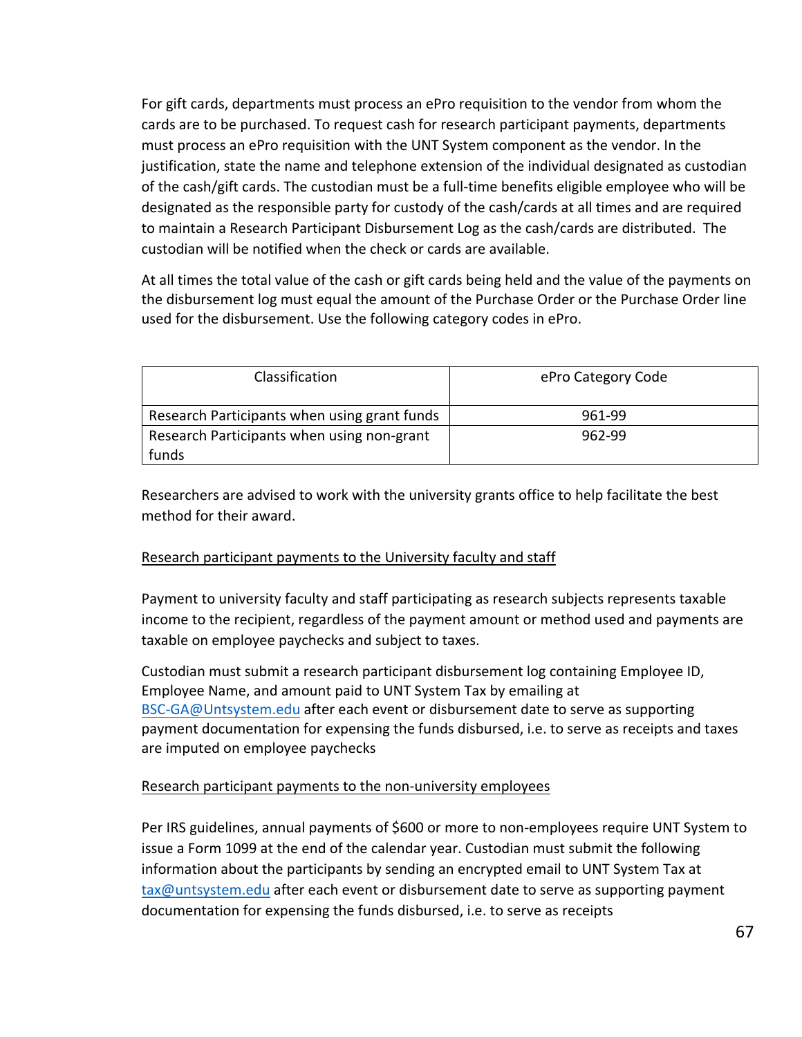For gift cards, departments must process an ePro requisition to the vendor from whom the cards are to be purchased. To request cash for research participant payments, departments must process an ePro requisition with the UNT System component as the vendor. In the justification, state the name and telephone extension of the individual designated as custodian of the cash/gift cards. The custodian must be a full-time benefits eligible employee who will be designated as the responsible party for custody of the cash/cards at all times and are required to maintain a Research Participant Disbursement Log as the cash/cards are distributed. The custodian will be notified when the check or cards are available.

At all times the total value of the cash or gift cards being held and the value of the payments on the disbursement log must equal the amount of the Purchase Order or the Purchase Order line used for the disbursement. Use the following category codes in ePro.

| Classification | ePro Category Code |
|---|---|
| Research Participants when using grant funds | 961-99 |
| Research Participants when using non-grant funds | 962-99 |

Researchers are advised to work with the university grants office to help facilitate the best method for their award.

<u>Research participant payments to the University faculty and staff</u>

Payment to university faculty and staff participating as research subjects represents taxable income to the recipient, regardless of the payment amount or method used and payments are taxable on employee paychecks and subject to taxes.

Custodian must submit a research participant disbursement log containing Employee ID, Employee Name, and amount paid to UNT System Tax by emailing at BSC-GA@Untsystem.edu after each event or disbursement date to serve as supporting payment documentation for expensing the funds disbursed, i.e. to serve as receipts and taxes are imputed on employee paychecks

<u>Research participant payments to the non-university employees</u>

Per IRS guidelines, annual payments of $600 or more to non-employees require UNT System to issue a Form 1099 at the end of the calendar year. Custodian must submit the following information about the participants by sending an encrypted email to UNT System Tax at tax@untsystem.edu after each event or disbursement date to serve as supporting payment documentation for expensing the funds disbursed, i.e. to serve as receipts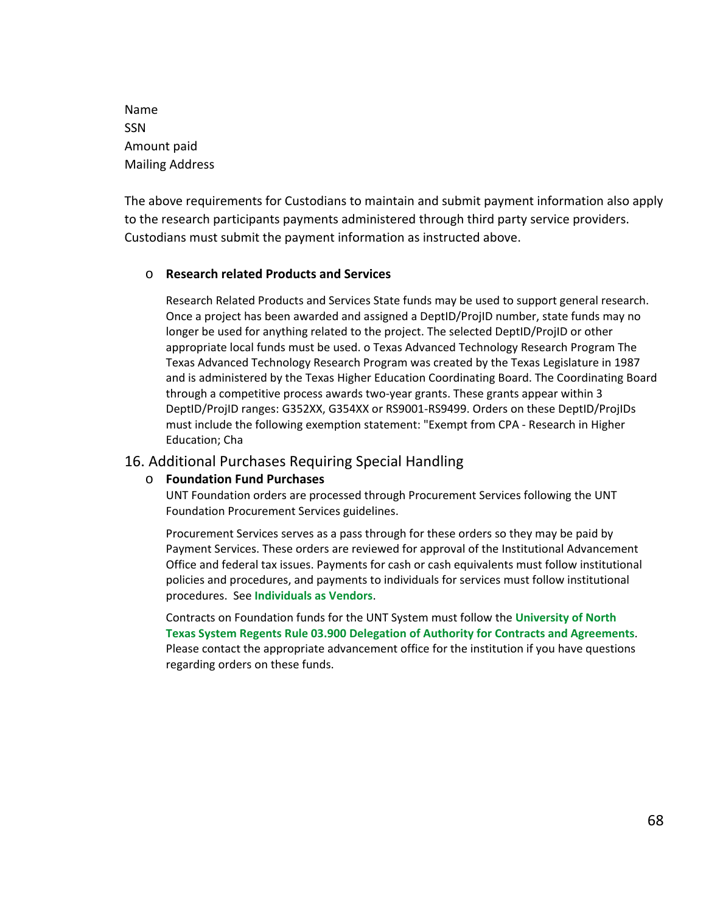Name
SSN
Amount paid
Mailing Address

The above requirements for Custodians to maintain and submit payment information also apply to the research participants payments administered through third party service providers. Custodians must submit the payment information as instructed above.

- **Research related Products and Services**

  Research Related Products and Services State funds may be used to support general research. Once a project has been awarded and assigned a DeptID/ProjID number, state funds may no longer be used for anything related to the project. The selected DeptID/ProjID or other appropriate local funds must be used. o Texas Advanced Technology Research Program The Texas Advanced Technology Research Program was created by the Texas Legislature in 1987 and is administered by the Texas Higher Education Coordinating Board. The Coordinating Board through a competitive process awards two-year grants. These grants appear within 3 DeptID/ProjID ranges: G352XX, G354XX or RS9001-RS9499. Orders on these DeptID/ProjIDs must include the following exemption statement: "Exempt from CPA - Research in Higher Education; Cha

## 16. Additional Purchases Requiring Special Handling

- **Foundation Fund Purchases**

  UNT Foundation orders are processed through Procurement Services following the UNT Foundation Procurement Services guidelines.

  Procurement Services serves as a pass through for these orders so they may be paid by Payment Services. These orders are reviewed for approval of the Institutional Advancement Office and federal tax issues. Payments for cash or cash equivalents must follow institutional policies and procedures, and payments to individuals for services must follow institutional procedures. See **Individuals as Vendors**.

  Contracts on Foundation funds for the UNT System must follow the **University of North Texas System Regents Rule 03.900 Delegation of Authority for Contracts and Agreements**. Please contact the appropriate advancement office for the institution if you have questions regarding orders on these funds.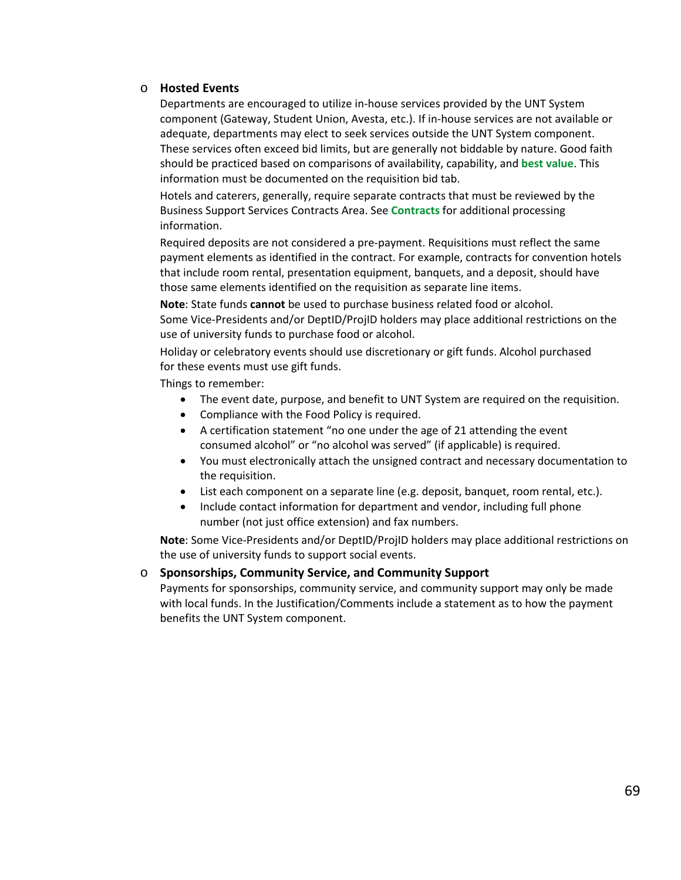- **Hosted Events**

  Departments are encouraged to utilize in-house services provided by the UNT System component (Gateway, Student Union, Avesta, etc.). If in-house services are not available or adequate, departments may elect to seek services outside the UNT System component. These services often exceed bid limits, but are generally not biddable by nature. Good faith should be practiced based on comparisons of availability, capability, and **best value**. This information must be documented on the requisition bid tab.

  Hotels and caterers, generally, require separate contracts that must be reviewed by the Business Support Services Contracts Area. See **Contracts** for additional processing information.

  Required deposits are not considered a pre-payment. Requisitions must reflect the same payment elements as identified in the contract. For example, contracts for convention hotels that include room rental, presentation equipment, banquets, and a deposit, should have those same elements identified on the requisition as separate line items.

  **Note**: State funds **cannot** be used to purchase business related food or alcohol. Some Vice-Presidents and/or DeptID/ProjID holders may place additional restrictions on the use of university funds to purchase food or alcohol.

  Holiday or celebratory events should use discretionary or gift funds. Alcohol purchased for these events must use gift funds.

  Things to remember:

  - The event date, purpose, and benefit to UNT System are required on the requisition.
  - Compliance with the Food Policy is required.
  - A certification statement "no one under the age of 21 attending the event consumed alcohol" or "no alcohol was served" (if applicable) is required.
  - You must electronically attach the unsigned contract and necessary documentation to the requisition.
  - List each component on a separate line (e.g. deposit, banquet, room rental, etc.).
  - Include contact information for department and vendor, including full phone number (not just office extension) and fax numbers.

  **Note**: Some Vice-Presidents and/or DeptID/ProjID holders may place additional restrictions on the use of university funds to support social events.

- **Sponsorships, Community Service, and Community Support**

  Payments for sponsorships, community service, and community support may only be made with local funds. In the Justification/Comments include a statement as to how the payment benefits the UNT System component.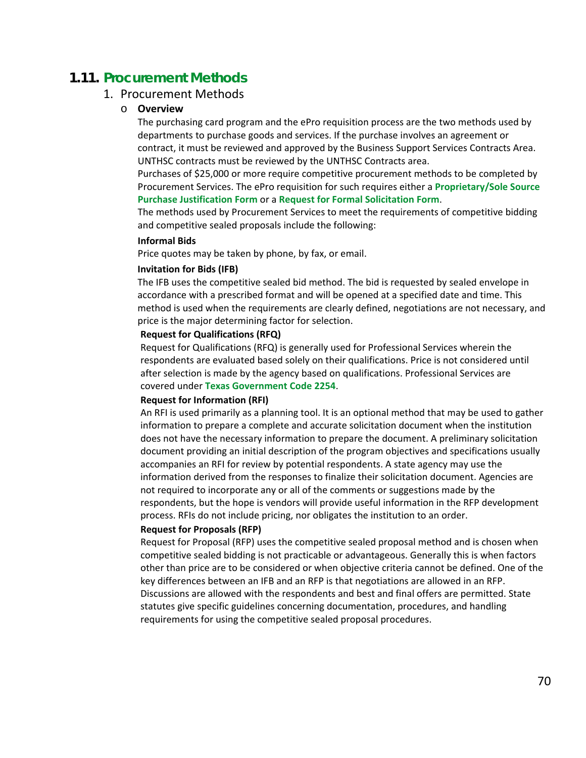## 1.11. Procurement Methods

1. Procurement Methods

   - **Overview**

     The purchasing card program and the ePro requisition process are the two methods used by departments to purchase goods and services. If the purchase involves an agreement or contract, it must be reviewed and approved by the Business Support Services Contracts Area. UNTHSC contracts must be reviewed by the UNTHSC Contracts area.

     Purchases of $25,000 or more require competitive procurement methods to be completed by Procurement Services. The ePro requisition for such requires either a **Proprietary/Sole Source Purchase Justification Form** or a **Request for Formal Solicitation Form**.

     The methods used by Procurement Services to meet the requirements of competitive bidding and competitive sealed proposals include the following:

     **Informal Bids**

     Price quotes may be taken by phone, by fax, or email.

     **Invitation for Bids (IFB)**

     The IFB uses the competitive sealed bid method. The bid is requested by sealed envelope in accordance with a prescribed format and will be opened at a specified date and time. This method is used when the requirements are clearly defined, negotiations are not necessary, and price is the major determining factor for selection.

     **Request for Qualifications (RFQ)**

     Request for Qualifications (RFQ) is generally used for Professional Services wherein the respondents are evaluated based solely on their qualifications. Price is not considered until after selection is made by the agency based on qualifications. Professional Services are covered under **Texas Government Code 2254**.

     **Request for Information (RFI)**

     An RFI is used primarily as a planning tool. It is an optional method that may be used to gather information to prepare a complete and accurate solicitation document when the institution does not have the necessary information to prepare the document. A preliminary solicitation document providing an initial description of the program objectives and specifications usually accompanies an RFI for review by potential respondents. A state agency may use the information derived from the responses to finalize their solicitation document. Agencies are not required to incorporate any or all of the comments or suggestions made by the respondents, but the hope is vendors will provide useful information in the RFP development process. RFIs do not include pricing, nor obligates the institution to an order.

     **Request for Proposals (RFP)**

     Request for Proposal (RFP) uses the competitive sealed proposal method and is chosen when competitive sealed bidding is not practicable or advantageous. Generally this is when factors other than price are to be considered or when objective criteria cannot be defined. One of the key differences between an IFB and an RFP is that negotiations are allowed in an RFP. Discussions are allowed with the respondents and best and final offers are permitted. State statutes give specific guidelines concerning documentation, procedures, and handling requirements for using the competitive sealed proposal procedures.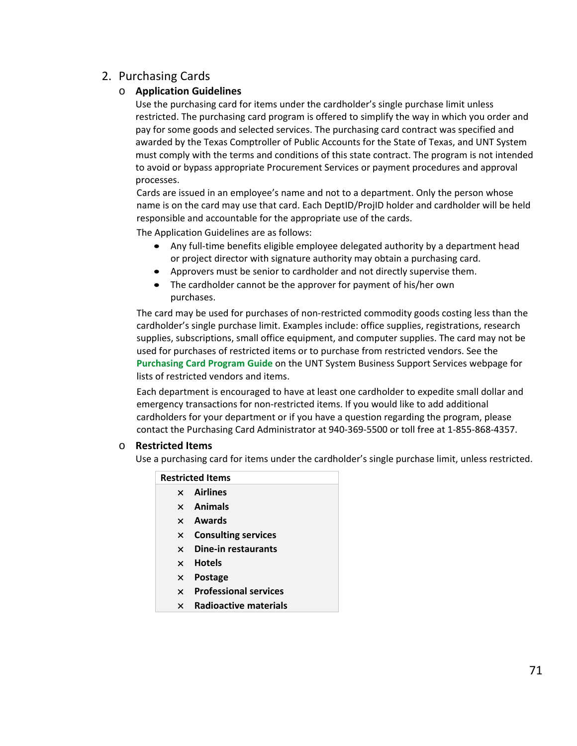## 2. Purchasing Cards

### Application Guidelines

Use the purchasing card for items under the cardholder's single purchase limit unless restricted. The purchasing card program is offered to simplify the way in which you order and pay for some goods and selected services. The purchasing card contract was specified and awarded by the Texas Comptroller of Public Accounts for the State of Texas, and UNT System must comply with the terms and conditions of this state contract. The program is not intended to avoid or bypass appropriate Procurement Services or payment procedures and approval processes.

Cards are issued in an employee's name and not to a department. Only the person whose name is on the card may use that card. Each DeptID/ProjID holder and cardholder will be held responsible and accountable for the appropriate use of the cards.

The Application Guidelines are as follows:

- Any full-time benefits eligible employee delegated authority by a department head or project director with signature authority may obtain a purchasing card.
- Approvers must be senior to cardholder and not directly supervise them.
- The cardholder cannot be the approver for payment of his/her own purchases.

The card may be used for purchases of non-restricted commodity goods costing less than the cardholder's single purchase limit. Examples include: office supplies, registrations, research supplies, subscriptions, small office equipment, and computer supplies. The card may not be used for purchases of restricted items or to purchase from restricted vendors. See the **Purchasing Card Program Guide** on the UNT System Business Support Services webpage for lists of restricted vendors and items.

Each department is encouraged to have at least one cardholder to expedite small dollar and emergency transactions for non-restricted items. If you would like to add additional cardholders for your department or if you have a question regarding the program, please contact the Purchasing Card Administrator at 940-369-5500 or toll free at 1-855-868-4357.

### Restricted Items

Use a purchasing card for items under the cardholder's single purchase limit, unless restricted.

| Restricted Items |
|---|
| × **Airlines** |
| × **Animals** |
| × **Awards** |
| × **Consulting services** |
| × **Dine-in restaurants** |
| × **Hotels** |
| × **Postage** |
| × **Professional services** |
| × **Radioactive materials** |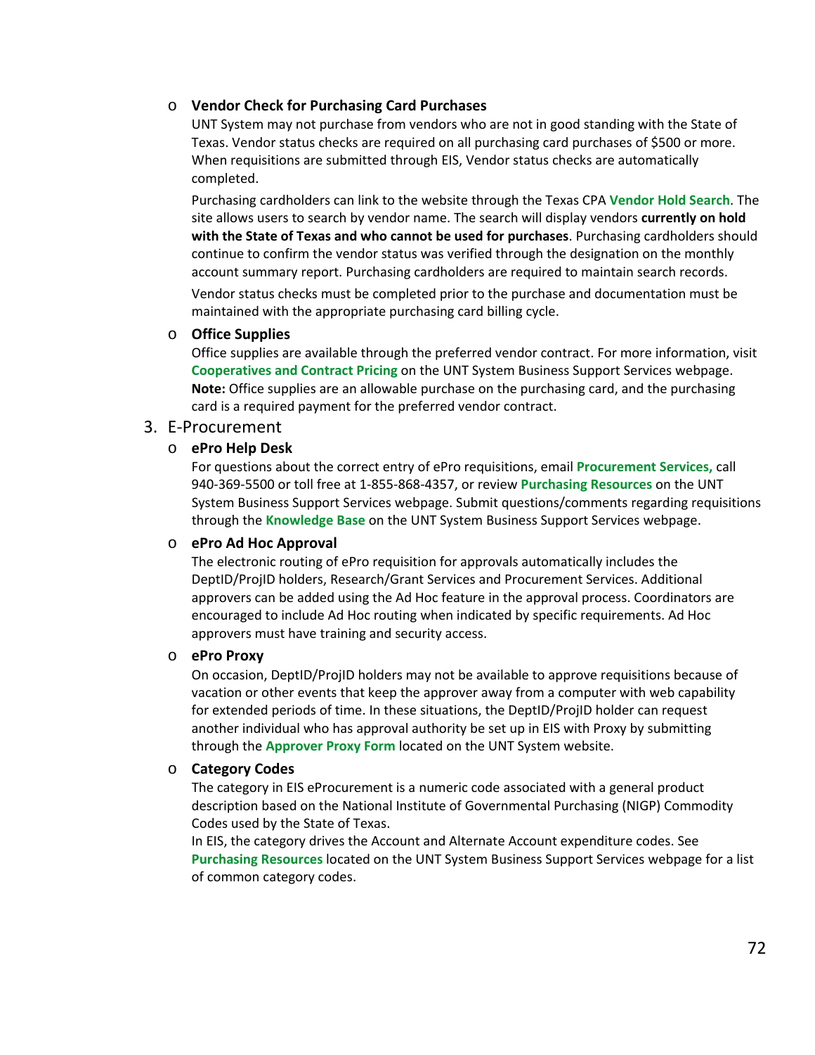- **Vendor Check for Purchasing Card Purchases**

  UNT System may not purchase from vendors who are not in good standing with the State of Texas. Vendor status checks are required on all purchasing card purchases of $500 or more. When requisitions are submitted through EIS, Vendor status checks are automatically completed.

  Purchasing cardholders can link to the website through the Texas CPA **Vendor Hold Search**. The site allows users to search by vendor name. The search will display vendors **currently on hold with the State of Texas and who cannot be used for purchases**. Purchasing cardholders should continue to confirm the vendor status was verified through the designation on the monthly account summary report. Purchasing cardholders are required to maintain search records.

  Vendor status checks must be completed prior to the purchase and documentation must be maintained with the appropriate purchasing card billing cycle.

- **Office Supplies**

  Office supplies are available through the preferred vendor contract. For more information, visit **Cooperatives and Contract Pricing** on the UNT System Business Support Services webpage. **Note:** Office supplies are an allowable purchase on the purchasing card, and the purchasing card is a required payment for the preferred vendor contract.

3. E-Procurement

- **ePro Help Desk**

  For questions about the correct entry of ePro requisitions, email **Procurement Services,** call 940-369-5500 or toll free at 1-855-868-4357, or review **Purchasing Resources** on the UNT System Business Support Services webpage. Submit questions/comments regarding requisitions through the **Knowledge Base** on the UNT System Business Support Services webpage.

- **ePro Ad Hoc Approval**

  The electronic routing of ePro requisition for approvals automatically includes the DeptID/ProjID holders, Research/Grant Services and Procurement Services. Additional approvers can be added using the Ad Hoc feature in the approval process. Coordinators are encouraged to include Ad Hoc routing when indicated by specific requirements. Ad Hoc approvers must have training and security access.

- **ePro Proxy**

  On occasion, DeptID/ProjID holders may not be available to approve requisitions because of vacation or other events that keep the approver away from a computer with web capability for extended periods of time. In these situations, the DeptID/ProjID holder can request another individual who has approval authority be set up in EIS with Proxy by submitting through the **Approver Proxy Form** located on the UNT System website.

- **Category Codes**

  The category in EIS eProcurement is a numeric code associated with a general product description based on the National Institute of Governmental Purchasing (NIGP) Commodity Codes used by the State of Texas.
  In EIS, the category drives the Account and Alternate Account expenditure codes. See **Purchasing Resources** located on the UNT System Business Support Services webpage for a list of common category codes.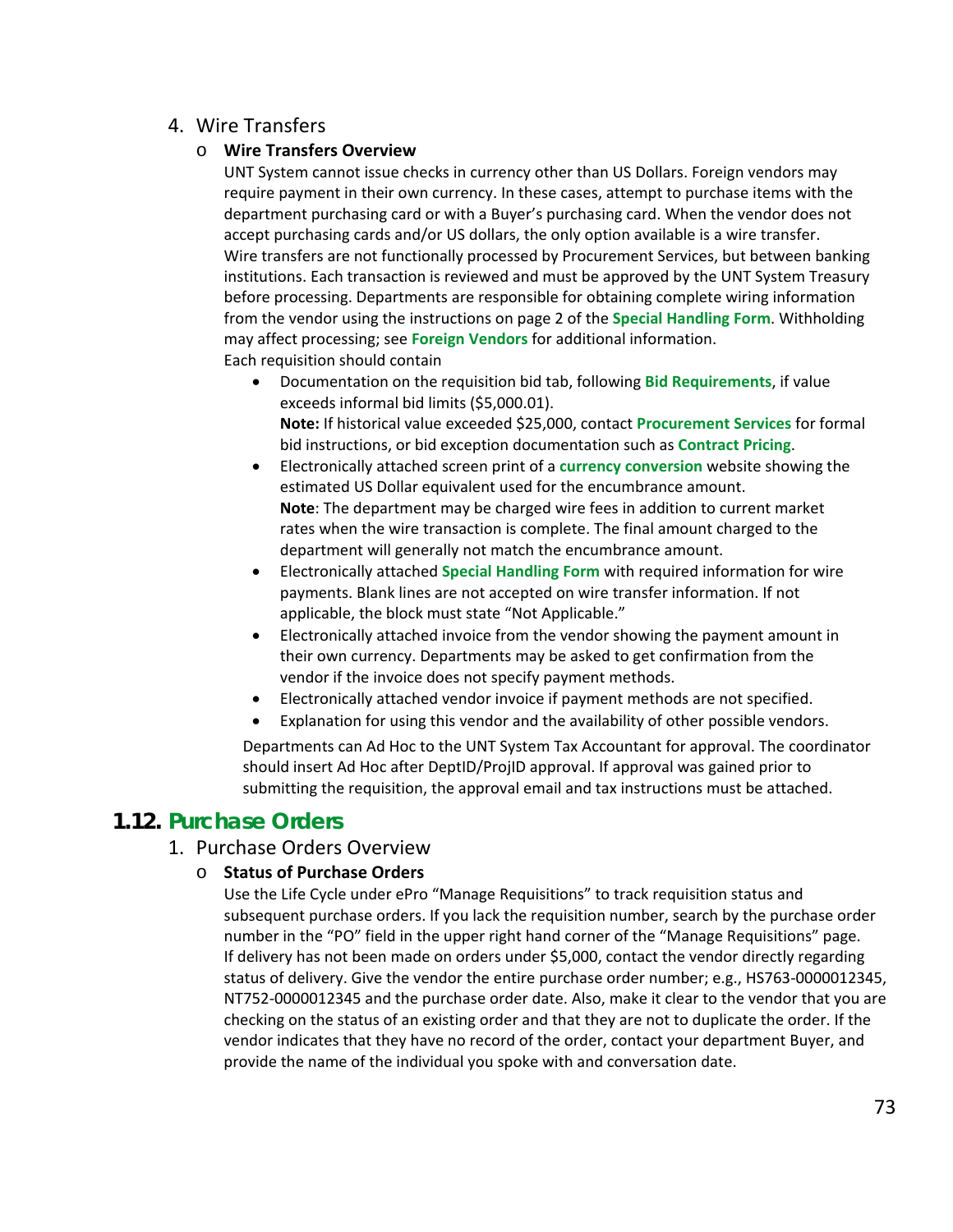4. Wire Transfers

- **Wire Transfers Overview**

  UNT System cannot issue checks in currency other than US Dollars. Foreign vendors may require payment in their own currency. In these cases, attempt to purchase items with the department purchasing card or with a Buyer's purchasing card. When the vendor does not accept purchasing cards and/or US dollars, the only option available is a wire transfer. Wire transfers are not functionally processed by Procurement Services, but between banking institutions. Each transaction is reviewed and must be approved by the UNT System Treasury before processing. Departments are responsible for obtaining complete wiring information from the vendor using the instructions on page 2 of the **Special Handling Form**. Withholding may affect processing; see **Foreign Vendors** for additional information.

  Each requisition should contain

  - Documentation on the requisition bid tab, following **Bid Requirements**, if value exceeds informal bid limits ($5,000.01).
    **Note:** If historical value exceeded $25,000, contact **Procurement Services** for formal bid instructions, or bid exception documentation such as **Contract Pricing**.
  - Electronically attached screen print of a **currency conversion** website showing the estimated US Dollar equivalent used for the encumbrance amount.
    **Note**: The department may be charged wire fees in addition to current market rates when the wire transaction is complete. The final amount charged to the department will generally not match the encumbrance amount.
  - Electronically attached **Special Handling Form** with required information for wire payments. Blank lines are not accepted on wire transfer information. If not applicable, the block must state "Not Applicable."
  - Electronically attached invoice from the vendor showing the payment amount in their own currency. Departments may be asked to get confirmation from the vendor if the invoice does not specify payment methods.
  - Electronically attached vendor invoice if payment methods are not specified.
  - Explanation for using this vendor and the availability of other possible vendors.

  Departments can Ad Hoc to the UNT System Tax Accountant for approval. The coordinator should insert Ad Hoc after DeptID/ProjID approval. If approval was gained prior to submitting the requisition, the approval email and tax instructions must be attached.

## 1.12. Purchase Orders

1. Purchase Orders Overview

- **Status of Purchase Orders**

  Use the Life Cycle under ePro "Manage Requisitions" to track requisition status and subsequent purchase orders. If you lack the requisition number, search by the purchase order number in the "PO" field in the upper right hand corner of the "Manage Requisitions" page. If delivery has not been made on orders under $5,000, contact the vendor directly regarding status of delivery. Give the vendor the entire purchase order number; e.g., HS763-0000012345, NT752-0000012345 and the purchase order date. Also, make it clear to the vendor that you are checking on the status of an existing order and that they are not to duplicate the order. If the vendor indicates that they have no record of the order, contact your department Buyer, and provide the name of the individual you spoke with and conversation date.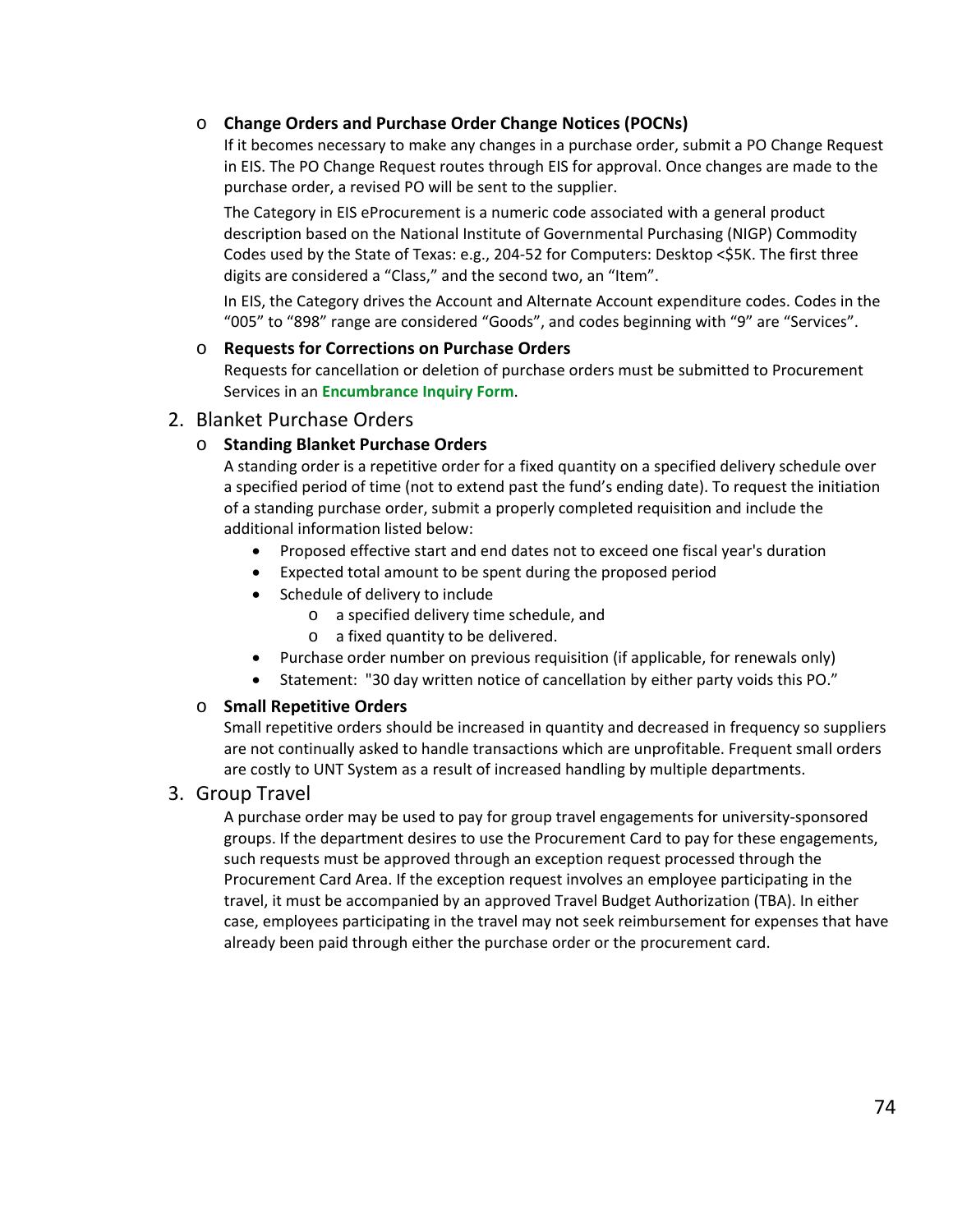- **Change Orders and Purchase Order Change Notices (POCNs)**

  If it becomes necessary to make any changes in a purchase order, submit a PO Change Request in EIS. The PO Change Request routes through EIS for approval. Once changes are made to the purchase order, a revised PO will be sent to the supplier.

  The Category in EIS eProcurement is a numeric code associated with a general product description based on the National Institute of Governmental Purchasing (NIGP) Commodity Codes used by the State of Texas: e.g., 204-52 for Computers: Desktop <$5K. The first three digits are considered a "Class," and the second two, an "Item".

  In EIS, the Category drives the Account and Alternate Account expenditure codes. Codes in the "005" to "898" range are considered "Goods", and codes beginning with "9" are "Services".

- **Requests for Corrections on Purchase Orders**

  Requests for cancellation or deletion of purchase orders must be submitted to Procurement Services in an **Encumbrance Inquiry Form**.

2. Blanket Purchase Orders

- **Standing Blanket Purchase Orders**

  A standing order is a repetitive order for a fixed quantity on a specified delivery schedule over a specified period of time (not to extend past the fund's ending date). To request the initiation of a standing purchase order, submit a properly completed requisition and include the additional information listed below:

  - Proposed effective start and end dates not to exceed one fiscal year's duration
  - Expected total amount to be spent during the proposed period
  - Schedule of delivery to include
    - a specified delivery time schedule, and
    - a fixed quantity to be delivered.
  - Purchase order number on previous requisition (if applicable, for renewals only)
  - Statement: "30 day written notice of cancellation by either party voids this PO."

- **Small Repetitive Orders**

  Small repetitive orders should be increased in quantity and decreased in frequency so suppliers are not continually asked to handle transactions which are unprofitable. Frequent small orders are costly to UNT System as a result of increased handling by multiple departments.

3. Group Travel

   A purchase order may be used to pay for group travel engagements for university-sponsored groups. If the department desires to use the Procurement Card to pay for these engagements, such requests must be approved through an exception request processed through the Procurement Card Area. If the exception request involves an employee participating in the travel, it must be accompanied by an approved Travel Budget Authorization (TBA). In either case, employees participating in the travel may not seek reimbursement for expenses that have already been paid through either the purchase order or the procurement card.